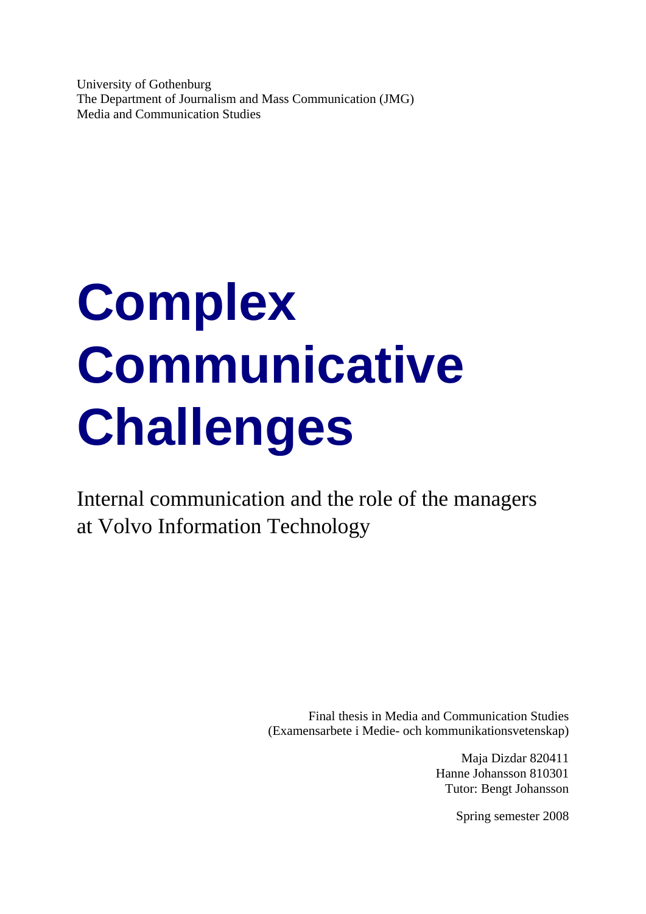University of Gothenburg
The Department of Journalism and Mass Communication (JMG)
Media and Communication Studies

# Complex Communicative Challenges

Internal communication and the role of the managers at Volvo Information Technology

Final thesis in Media and Communication Studies
(Examensarbete i Medie- och kommunikationsvetenskap)

Maja Dizdar 820411
Hanne Johansson 810301
Tutor: Bengt Johansson

Spring semester 2008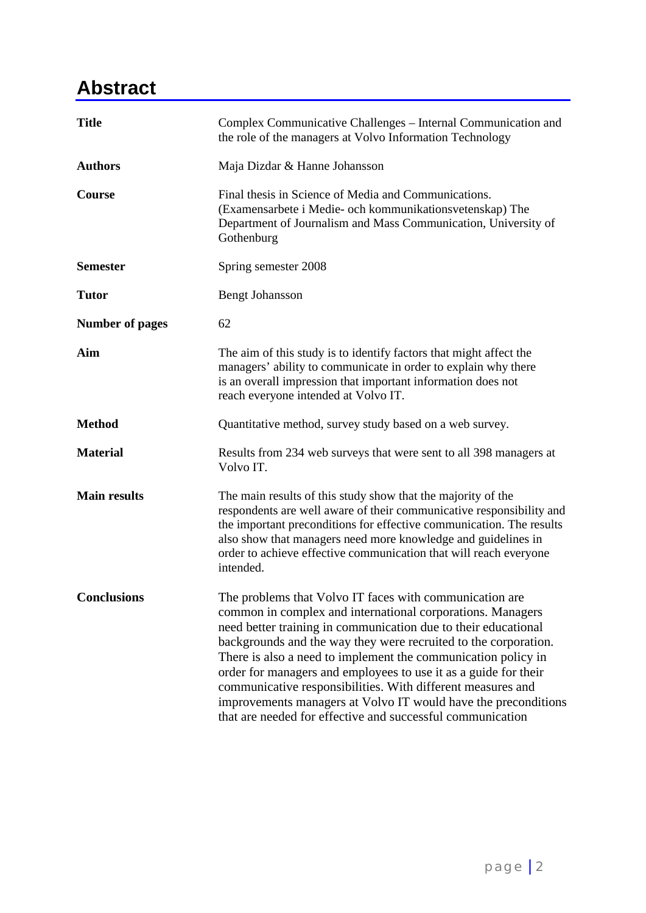# Abstract

| | |
|---|---|
| **Title** | Complex Communicative Challenges – Internal Communication and the role of the managers at Volvo Information Technology |
| **Authors** | Maja Dizdar & Hanne Johansson |
| **Course** | Final thesis in Science of Media and Communications. (Examensarbete i Medie- och kommunikationsvetenskap) The Department of Journalism and Mass Communication, University of Gothenburg |
| **Semester** | Spring semester 2008 |
| **Tutor** | Bengt Johansson |
| **Number of pages** | 62 |
| **Aim** | The aim of this study is to identify factors that might affect the managers' ability to communicate in order to explain why there is an overall impression that important information does not reach everyone intended at Volvo IT. |
| **Method** | Quantitative method, survey study based on a web survey. |
| **Material** | Results from 234 web surveys that were sent to all 398 managers at Volvo IT. |
| **Main results** | The main results of this study show that the majority of the respondents are well aware of their communicative responsibility and the important preconditions for effective communication. The results also show that managers need more knowledge and guidelines in order to achieve effective communication that will reach everyone intended. |
| **Conclusions** | The problems that Volvo IT faces with communication are common in complex and international corporations. Managers need better training in communication due to their educational backgrounds and the way they were recruited to the corporation. There is also a need to implement the communication policy in order for managers and employees to use it as a guide for their communicative responsibilities. With different measures and improvements managers at Volvo IT would have the preconditions that are needed for effective and successful communication |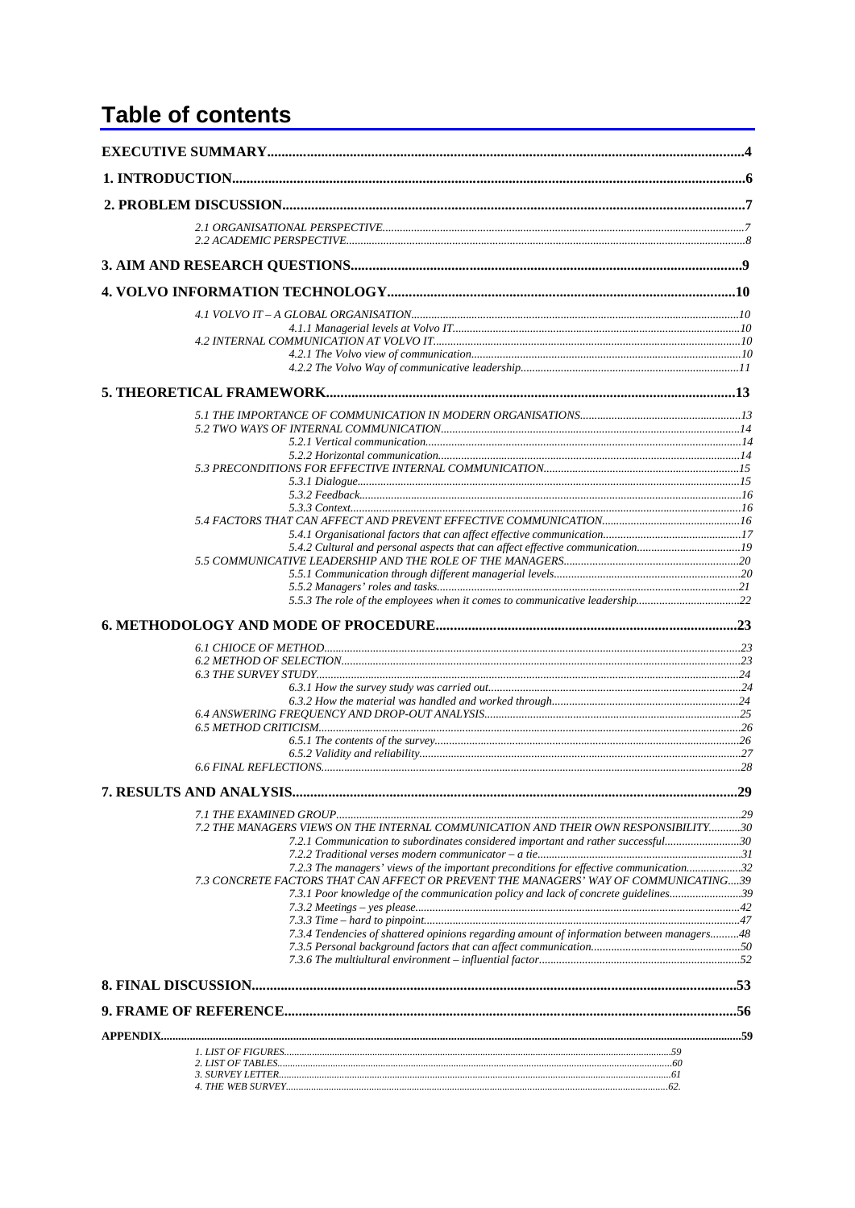# Table of contents

**EXECUTIVE SUMMARY** .... 4

**1. INTRODUCTION** .... 6

**2. PROBLEM DISCUSSION** .... 7

*2.1 ORGANISATIONAL PERSPECTIVE* .... 7
*2.2 ACADEMIC PERSPECTIVE* .... 8

**3. AIM AND RESEARCH QUESTIONS** .... 9

**4. VOLVO INFORMATION TECHNOLOGY** .... 10

*4.1 VOLVO IT – A GLOBAL ORGANISATION* .... 10
*4.1.1 Managerial levels at Volvo IT* .... 10
*4.2 INTERNAL COMMUNICATION AT VOLVO IT* .... 10
*4.2.1 The Volvo view of communication* .... 10
*4.2.2 The Volvo Way of communicative leadership* .... 11

**5. THEORETICAL FRAMEWORK** .... 13

*5.1 THE IMPORTANCE OF COMMUNICATION IN MODERN ORGANISATIONS* .... 13
*5.2 TWO WAYS OF INTERNAL COMMUNICATION* .... 14
*5.2.1 Vertical communication* .... 14
*5.2.2 Horizontal communication* .... 14
*5.3 PRECONDITIONS FOR EFFECTIVE INTERNAL COMMUNICATION* .... 15
*5.3.1 Dialogue* .... 15
*5.3.2 Feedback* .... 16
*5.3.3 Context* .... 16
*5.4 FACTORS THAT CAN AFFECT AND PREVENT EFFECTIVE COMMUNICATION* .... 16
*5.4.1 Organisational factors that can affect effective communication* .... 17
*5.4.2 Cultural and personal aspects that can affect effective communication* .... 19
*5.5 COMMUNICATIVE LEADERSHIP AND THE ROLE OF THE MANAGERS* .... 20
*5.5.1 Communication through different managerial levels* .... 20
*5.5.2 Managers' roles and tasks* .... 21
*5.5.3 The role of the employees when it comes to communicative leadership* .... 22

**6. METHODOLOGY AND MODE OF PROCEDURE** .... 23

*6.1 CHIOCE OF METHOD* .... 23
*6.2 METHOD OF SELECTION* .... 23
*6.3 THE SURVEY STUDY* .... 24
*6.3.1 How the survey study was carried out* .... 24
*6.3.2 How the material was handled and worked through* .... 24
*6.4 ANSWERING FREQUENCY AND DROP-OUT ANALYSIS* .... 25
*6.5 METHOD CRITICISM* .... 26
*6.5.1 The contents of the survey* .... 26
*6.5.2 Validity and reliability* .... 27
*6.6 FINAL REFLECTIONS* .... 28

**7. RESULTS AND ANALYSIS** .... 29

*7.1 THE EXAMINED GROUP* .... 29
*7.2 THE MANAGERS VIEWS ON THE INTERNAL COMMUNICATION AND THEIR OWN RESPONSIBILITY* .... 30
*7.2.1 Communication to subordinates considered important and rather successful* .... 30
*7.2.2 Traditional verses modern communicator – a tie* .... 31
*7.2.3 The managers' views of the important preconditions for effective communication* .... 32
*7.3 CONCRETE FACTORS THAT CAN AFFECT OR PREVENT THE MANAGERS' WAY OF COMMUNICATING* .... 39
*7.3.1 Poor knowledge of the communication policy and lack of concrete guidelines* .... 39
*7.3.2 Meetings – yes please* .... 42
*7.3.3 Time – hard to pinpoint* .... 47
*7.3.4 Tendencies of shattered opinions regarding amount of information between managers* .... 48
*7.3.5 Personal background factors that can affect communication* .... 50
*7.3.6 The multiultural environment – influential factor* .... 52

**8. FINAL DISCUSSION** .... 53

**9. FRAME OF REFERENCE** .... 56

**APPENDIX** .... 59

*1. LIST OF FIGURES* .... 59
*2. LIST OF TABLES* .... 60
*3. SURVEY LETTER* .... 61
*4. THE WEB SURVEY* .... 62.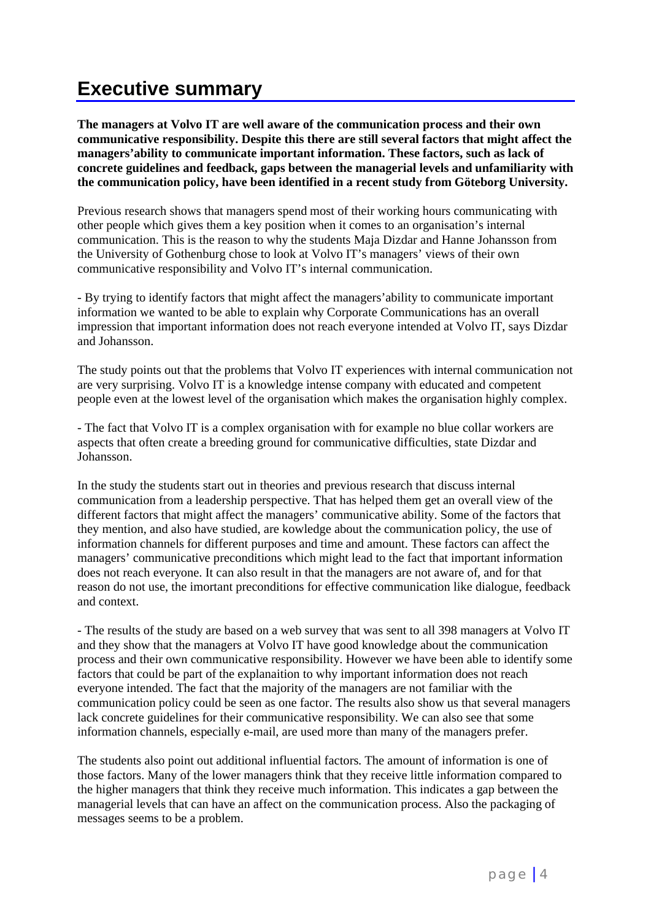# Executive summary

**The managers at Volvo IT are well aware of the communication process and their own communicative responsibility. Despite this there are still several factors that might affect the managers'ability to communicate important information. These factors, such as lack of concrete guidelines and feedback, gaps between the managerial levels and unfamiliarity with the communication policy, have been identified in a recent study from Göteborg University.**

Previous research shows that managers spend most of their working hours communicating with other people which gives them a key position when it comes to an organisation's internal communication. This is the reason to why the students Maja Dizdar and Hanne Johansson from the University of Gothenburg chose to look at Volvo IT's managers' views of their own communicative responsibility and Volvo IT's internal communication.

- By trying to identify factors that might affect the managers'ability to communicate important information we wanted to be able to explain why Corporate Communications has an overall impression that important information does not reach everyone intended at Volvo IT, says Dizdar and Johansson.

The study points out that the problems that Volvo IT experiences with internal communication not are very surprising. Volvo IT is a knowledge intense company with educated and competent people even at the lowest level of the organisation which makes the organisation highly complex.

- The fact that Volvo IT is a complex organisation with for example no blue collar workers are aspects that often create a breeding ground for communicative difficulties, state Dizdar and Johansson.

In the study the students start out in theories and previous research that discuss internal communication from a leadership perspective. That has helped them get an overall view of the different factors that might affect the managers' communicative ability. Some of the factors that they mention, and also have studied, are kowledge about the communication policy, the use of information channels for different purposes and time and amount. These factors can affect the managers' communicative preconditions which might lead to the fact that important information does not reach everyone. It can also result in that the managers are not aware of, and for that reason do not use, the imortant preconditions for effective communication like dialogue, feedback and context.

- The results of the study are based on a web survey that was sent to all 398 managers at Volvo IT and they show that the managers at Volvo IT have good knowledge about the communication process and their own communicative responsibility. However we have been able to identify some factors that could be part of the explanaition to why important information does not reach everyone intended. The fact that the majority of the managers are not familiar with the communication policy could be seen as one factor. The results also show us that several managers lack concrete guidelines for their communicative responsibility. We can also see that some information channels, especially e-mail, are used more than many of the managers prefer.

The students also point out additional influential factors. The amount of information is one of those factors. Many of the lower managers think that they receive little information compared to the higher managers that think they receive much information. This indicates a gap between the managerial levels that can have an affect on the communication process. Also the packaging of messages seems to be a problem.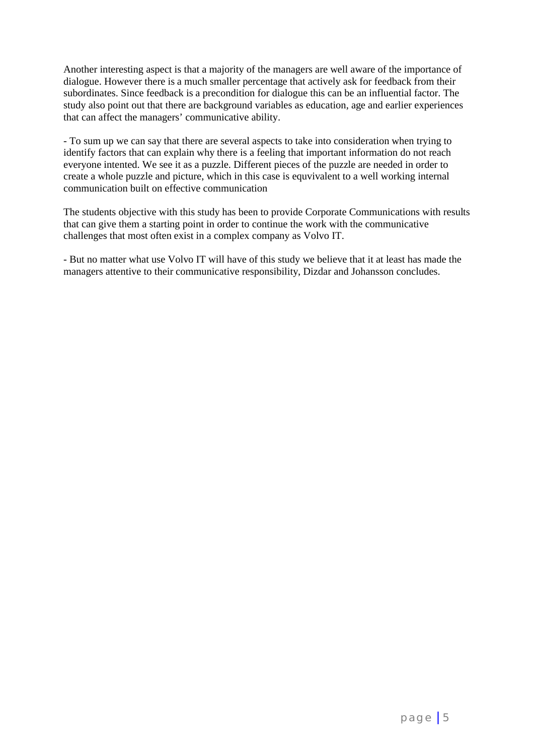Another interesting aspect is that a majority of the managers are well aware of the importance of dialogue. However there is a much smaller percentage that actively ask for feedback from their subordinates. Since feedback is a precondition for dialogue this can be an influential factor. The study also point out that there are background variables as education, age and earlier experiences that can affect the managers' communicative ability.

- To sum up we can say that there are several aspects to take into consideration when trying to identify factors that can explain why there is a feeling that important information do not reach everyone intented. We see it as a puzzle. Different pieces of the puzzle are needed in order to create a whole puzzle and picture, which in this case is equvivalent to a well working internal communication built on effective communication

The students objective with this study has been to provide Corporate Communications with results that can give them a starting point in order to continue the work with the communicative challenges that most often exist in a complex company as Volvo IT.

- But no matter what use Volvo IT will have of this study we believe that it at least has made the managers attentive to their communicative responsibility, Dizdar and Johansson concludes.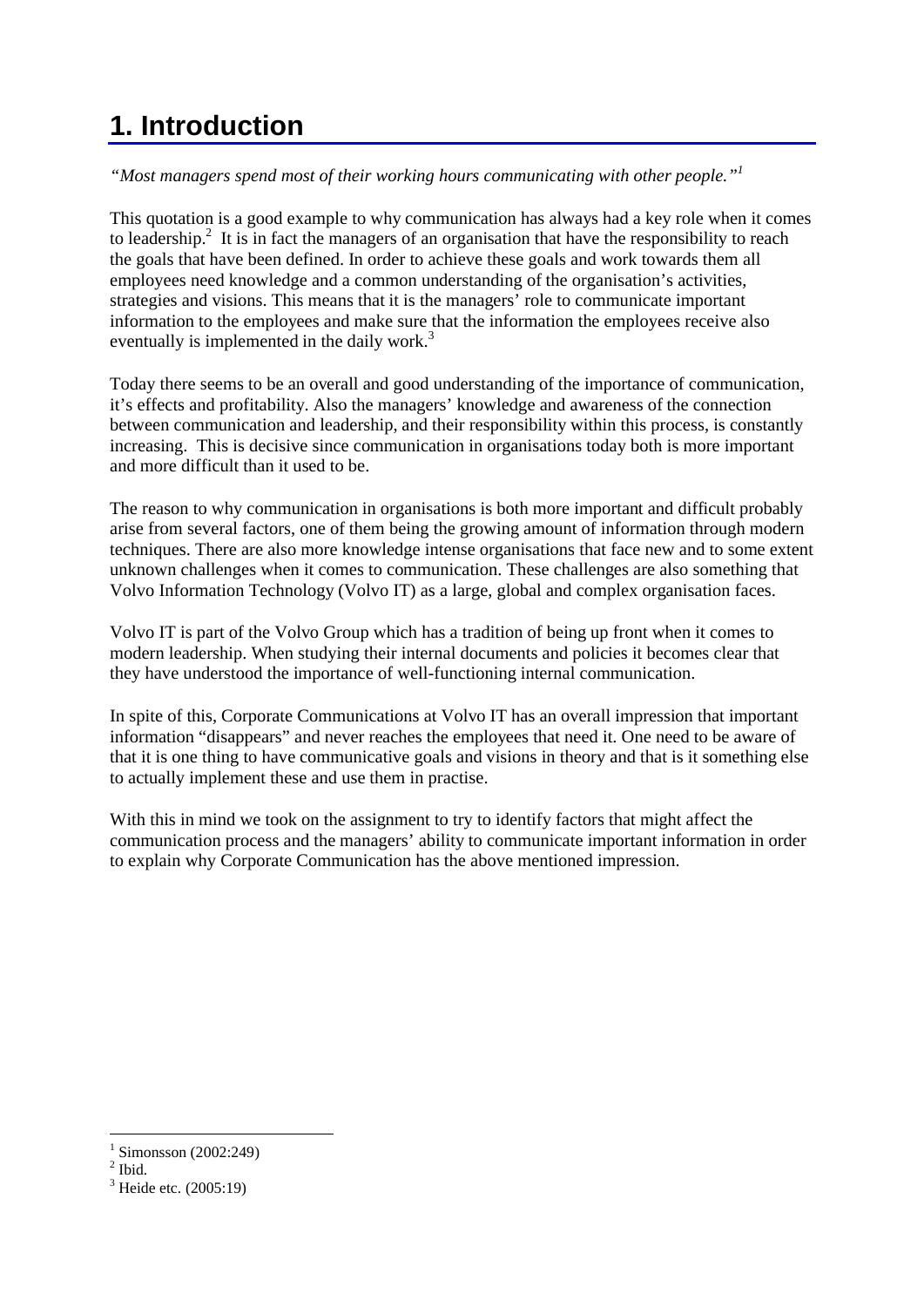# 1. Introduction

*"Most managers spend most of their working hours communicating with other people."*[1]

This quotation is a good example to why communication has always had a key role when it comes to leadership.[2] It is in fact the managers of an organisation that have the responsibility to reach the goals that have been defined. In order to achieve these goals and work towards them all employees need knowledge and a common understanding of the organisation's activities, strategies and visions. This means that it is the managers' role to communicate important information to the employees and make sure that the information the employees receive also eventually is implemented in the daily work.[3]

Today there seems to be an overall and good understanding of the importance of communication, it's effects and profitability. Also the managers' knowledge and awareness of the connection between communication and leadership, and their responsibility within this process, is constantly increasing. This is decisive since communication in organisations today both is more important and more difficult than it used to be.

The reason to why communication in organisations is both more important and difficult probably arise from several factors, one of them being the growing amount of information through modern techniques. There are also more knowledge intense organisations that face new and to some extent unknown challenges when it comes to communication. These challenges are also something that Volvo Information Technology (Volvo IT) as a large, global and complex organisation faces.

Volvo IT is part of the Volvo Group which has a tradition of being up front when it comes to modern leadership. When studying their internal documents and policies it becomes clear that they have understood the importance of well-functioning internal communication.

In spite of this, Corporate Communications at Volvo IT has an overall impression that important information "disappears" and never reaches the employees that need it. One need to be aware of that it is one thing to have communicative goals and visions in theory and that is it something else to actually implement these and use them in practise.

With this in mind we took on the assignment to try to identify factors that might affect the communication process and the managers' ability to communicate important information in order to explain why Corporate Communication has the above mentioned impression.

---

[1] Simonsson (2002:249)
[2] Ibid.
[3] Heide etc. (2005:19)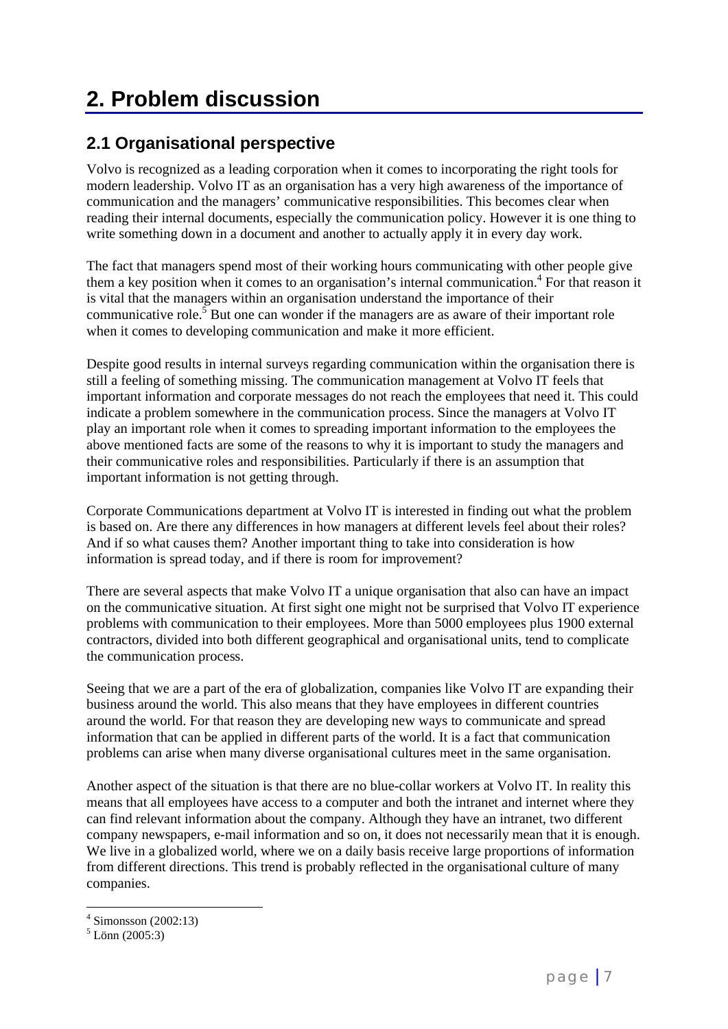# 2. Problem discussion

## 2.1 Organisational perspective

Volvo is recognized as a leading corporation when it comes to incorporating the right tools for modern leadership. Volvo IT as an organisation has a very high awareness of the importance of communication and the managers' communicative responsibilities. This becomes clear when reading their internal documents, especially the communication policy. However it is one thing to write something down in a document and another to actually apply it in every day work.

The fact that managers spend most of their working hours communicating with other people give them a key position when it comes to an organisation's internal communication.[4] For that reason it is vital that the managers within an organisation understand the importance of their communicative role.[5] But one can wonder if the managers are as aware of their important role when it comes to developing communication and make it more efficient.

Despite good results in internal surveys regarding communication within the organisation there is still a feeling of something missing. The communication management at Volvo IT feels that important information and corporate messages do not reach the employees that need it. This could indicate a problem somewhere in the communication process. Since the managers at Volvo IT play an important role when it comes to spreading important information to the employees the above mentioned facts are some of the reasons to why it is important to study the managers and their communicative roles and responsibilities. Particularly if there is an assumption that important information is not getting through.

Corporate Communications department at Volvo IT is interested in finding out what the problem is based on. Are there any differences in how managers at different levels feel about their roles? And if so what causes them? Another important thing to take into consideration is how information is spread today, and if there is room for improvement?

There are several aspects that make Volvo IT a unique organisation that also can have an impact on the communicative situation. At first sight one might not be surprised that Volvo IT experience problems with communication to their employees. More than 5000 employees plus 1900 external contractors, divided into both different geographical and organisational units, tend to complicate the communication process.

Seeing that we are a part of the era of globalization, companies like Volvo IT are expanding their business around the world. This also means that they have employees in different countries around the world. For that reason they are developing new ways to communicate and spread information that can be applied in different parts of the world. It is a fact that communication problems can arise when many diverse organisational cultures meet in the same organisation.

Another aspect of the situation is that there are no blue-collar workers at Volvo IT. In reality this means that all employees have access to a computer and both the intranet and internet where they can find relevant information about the company. Although they have an intranet, two different company newspapers, e-mail information and so on, it does not necessarily mean that it is enough. We live in a globalized world, where we on a daily basis receive large proportions of information from different directions. This trend is probably reflected in the organisational culture of many companies.

---

[4] Simonsson (2002:13)

[5] Lönn (2005:3)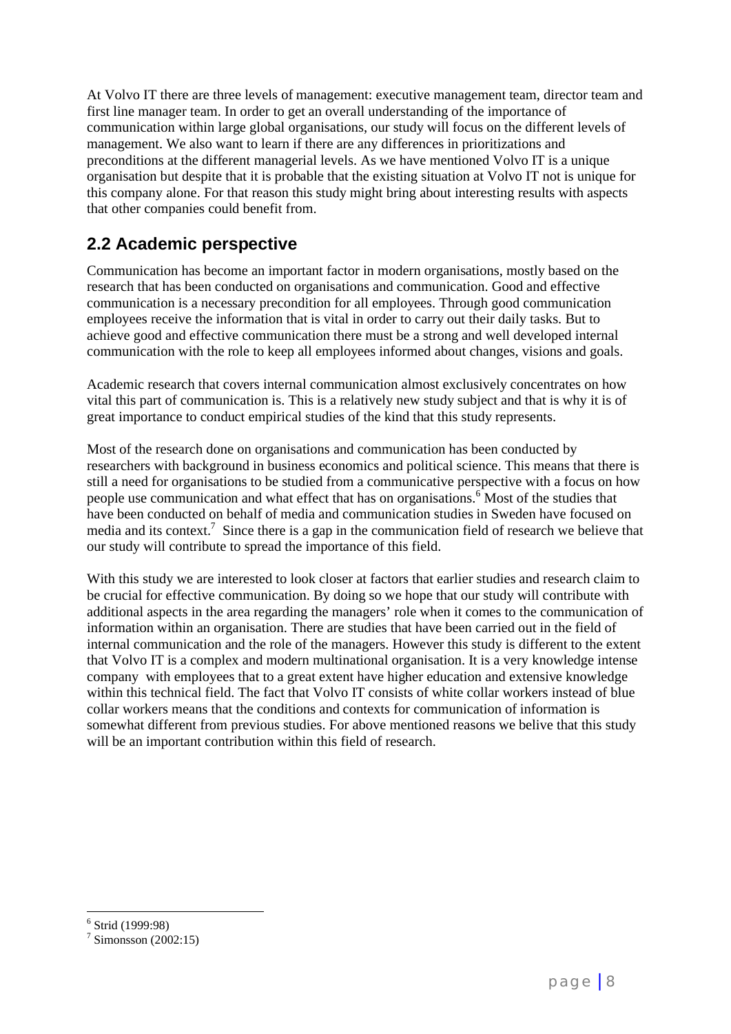At Volvo IT there are three levels of management: executive management team, director team and first line manager team. In order to get an overall understanding of the importance of communication within large global organisations, our study will focus on the different levels of management. We also want to learn if there are any differences in prioritizations and preconditions at the different managerial levels. As we have mentioned Volvo IT is a unique organisation but despite that it is probable that the existing situation at Volvo IT not is unique for this company alone. For that reason this study might bring about interesting results with aspects that other companies could benefit from.

## 2.2 Academic perspective

Communication has become an important factor in modern organisations, mostly based on the research that has been conducted on organisations and communication. Good and effective communication is a necessary precondition for all employees. Through good communication employees receive the information that is vital in order to carry out their daily tasks. But to achieve good and effective communication there must be a strong and well developed internal communication with the role to keep all employees informed about changes, visions and goals.

Academic research that covers internal communication almost exclusively concentrates on how vital this part of communication is. This is a relatively new study subject and that is why it is of great importance to conduct empirical studies of the kind that this study represents.

Most of the research done on organisations and communication has been conducted by researchers with background in business economics and political science. This means that there is still a need for organisations to be studied from a communicative perspective with a focus on how people use communication and what effect that has on organisations.[6] Most of the studies that have been conducted on behalf of media and communication studies in Sweden have focused on media and its context.[7] Since there is a gap in the communication field of research we believe that our study will contribute to spread the importance of this field.

With this study we are interested to look closer at factors that earlier studies and research claim to be crucial for effective communication. By doing so we hope that our study will contribute with additional aspects in the area regarding the managers' role when it comes to the communication of information within an organisation. There are studies that have been carried out in the field of internal communication and the role of the managers. However this study is different to the extent that Volvo IT is a complex and modern multinational organisation. It is a very knowledge intense company with employees that to a great extent have higher education and extensive knowledge within this technical field. The fact that Volvo IT consists of white collar workers instead of blue collar workers means that the conditions and contexts for communication of information is somewhat different from previous studies. For above mentioned reasons we belive that this study will be an important contribution within this field of research.

---

[6] Strid (1999:98)

[7] Simonsson (2002:15)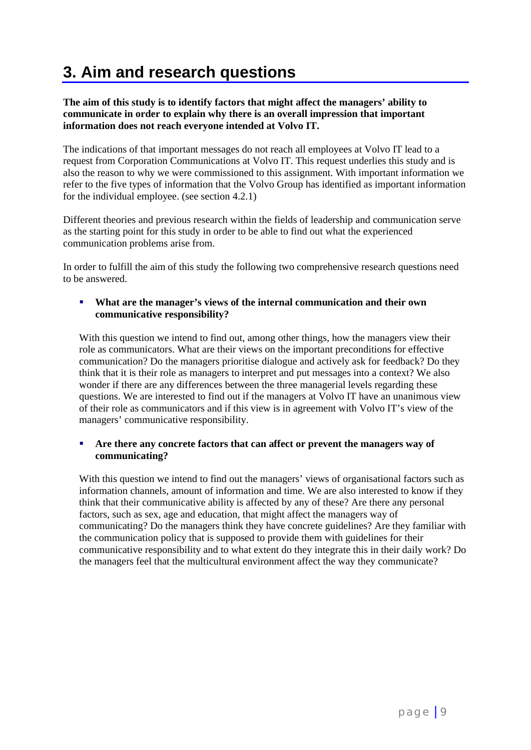# 3. Aim and research questions

**The aim of this study is to identify factors that might affect the managers' ability to communicate in order to explain why there is an overall impression that important information does not reach everyone intended at Volvo IT.**

The indications of that important messages do not reach all employees at Volvo IT lead to a request from Corporation Communications at Volvo IT. This request underlies this study and is also the reason to why we were commissioned to this assignment. With important information we refer to the five types of information that the Volvo Group has identified as important information for the individual employee. (see section 4.2.1)

Different theories and previous research within the fields of leadership and communication serve as the starting point for this study in order to be able to find out what the experienced communication problems arise from.

In order to fulfill the aim of this study the following two comprehensive research questions need to be answered.

- **What are the manager's views of the internal communication and their own communicative responsibility?**

  With this question we intend to find out, among other things, how the managers view their role as communicators. What are their views on the important preconditions for effective communication? Do the managers prioritise dialogue and actively ask for feedback? Do they think that it is their role as managers to interpret and put messages into a context? We also wonder if there are any differences between the three managerial levels regarding these questions. We are interested to find out if the managers at Volvo IT have an unanimous view of their role as communicators and if this view is in agreement with Volvo IT's view of the managers' communicative responsibility.

- **Are there any concrete factors that can affect or prevent the managers way of communicating?**

  With this question we intend to find out the managers' views of organisational factors such as information channels, amount of information and time. We are also interested to know if they think that their communicative ability is affected by any of these? Are there any personal factors, such as sex, age and education, that might affect the managers way of communicating? Do the managers think they have concrete guidelines? Are they familiar with the communication policy that is supposed to provide them with guidelines for their communicative responsibility and to what extent do they integrate this in their daily work? Do the managers feel that the multicultural environment affect the way they communicate?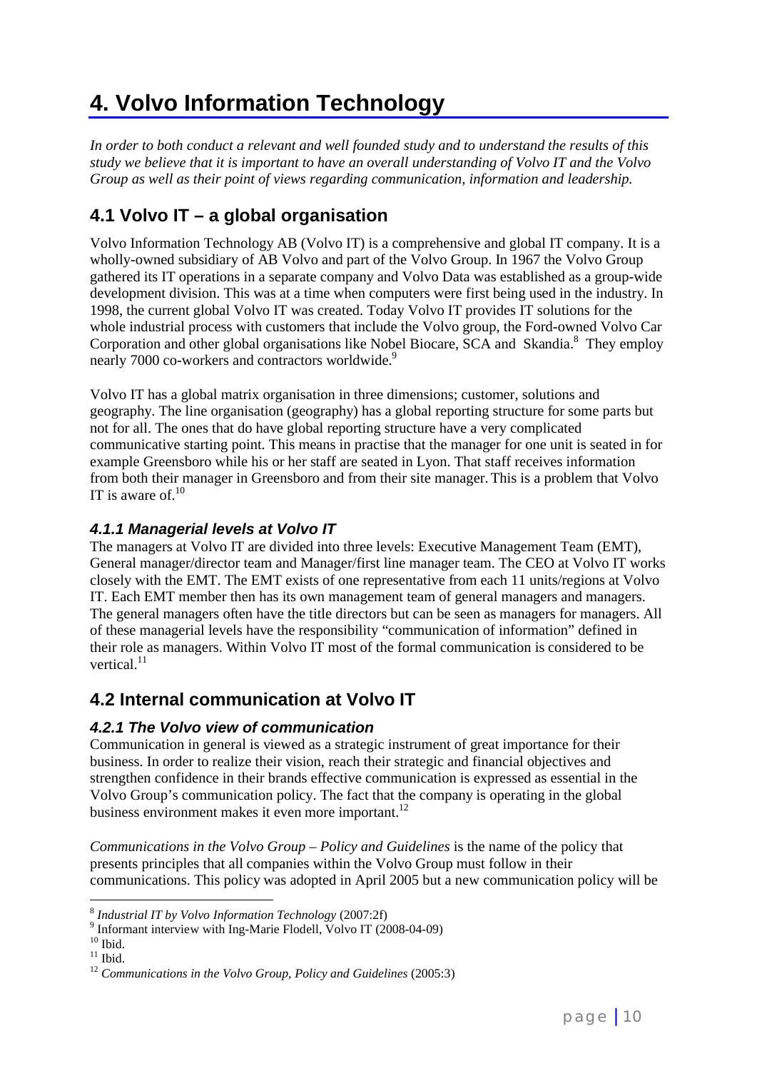# 4. Volvo Information Technology

*In order to both conduct a relevant and well founded study and to understand the results of this study we believe that it is important to have an overall understanding of Volvo IT and the Volvo Group as well as their point of views regarding communication, information and leadership.*

## 4.1 Volvo IT – a global organisation

Volvo Information Technology AB (Volvo IT) is a comprehensive and global IT company. It is a wholly-owned subsidiary of AB Volvo and part of the Volvo Group. In 1967 the Volvo Group gathered its IT operations in a separate company and Volvo Data was established as a group-wide development division. This was at a time when computers were first being used in the industry. In 1998, the current global Volvo IT was created. Today Volvo IT provides IT solutions for the whole industrial process with customers that include the Volvo group, the Ford-owned Volvo Car Corporation and other global organisations like Nobel Biocare, SCA and Skandia.[8] They employ nearly 7000 co-workers and contractors worldwide.[9]

Volvo IT has a global matrix organisation in three dimensions; customer, solutions and geography. The line organisation (geography) has a global reporting structure for some parts but not for all. The ones that do have global reporting structure have a very complicated communicative starting point. This means in practise that the manager for one unit is seated in for example Greensboro while his or her staff are seated in Lyon. That staff receives information from both their manager in Greensboro and from their site manager. This is a problem that Volvo IT is aware of.[10]

### *4.1.1 Managerial levels at Volvo IT*

The managers at Volvo IT are divided into three levels: Executive Management Team (EMT), General manager/director team and Manager/first line manager team. The CEO at Volvo IT works closely with the EMT. The EMT exists of one representative from each 11 units/regions at Volvo IT. Each EMT member then has its own management team of general managers and managers. The general managers often have the title directors but can be seen as managers for managers. All of these managerial levels have the responsibility "communication of information" defined in their role as managers. Within Volvo IT most of the formal communication is considered to be vertical.[11]

## 4.2 Internal communication at Volvo IT

### *4.2.1 The Volvo view of communication*

Communication in general is viewed as a strategic instrument of great importance for their business. In order to realize their vision, reach their strategic and financial objectives and strengthen confidence in their brands effective communication is expressed as essential in the Volvo Group's communication policy. The fact that the company is operating in the global business environment makes it even more important.[12]

*Communications in the Volvo Group – Policy and Guidelines* is the name of the policy that presents principles that all companies within the Volvo Group must follow in their communications. This policy was adopted in April 2005 but a new communication policy will be

---

[8] *Industrial IT by Volvo Information Technology* (2007:2f)

[9] Informant interview with Ing-Marie Flodell, Volvo IT (2008-04-09)

[10] Ibid.

[11] Ibid.

[12] *Communications in the Volvo Group, Policy and Guidelines* (2005:3)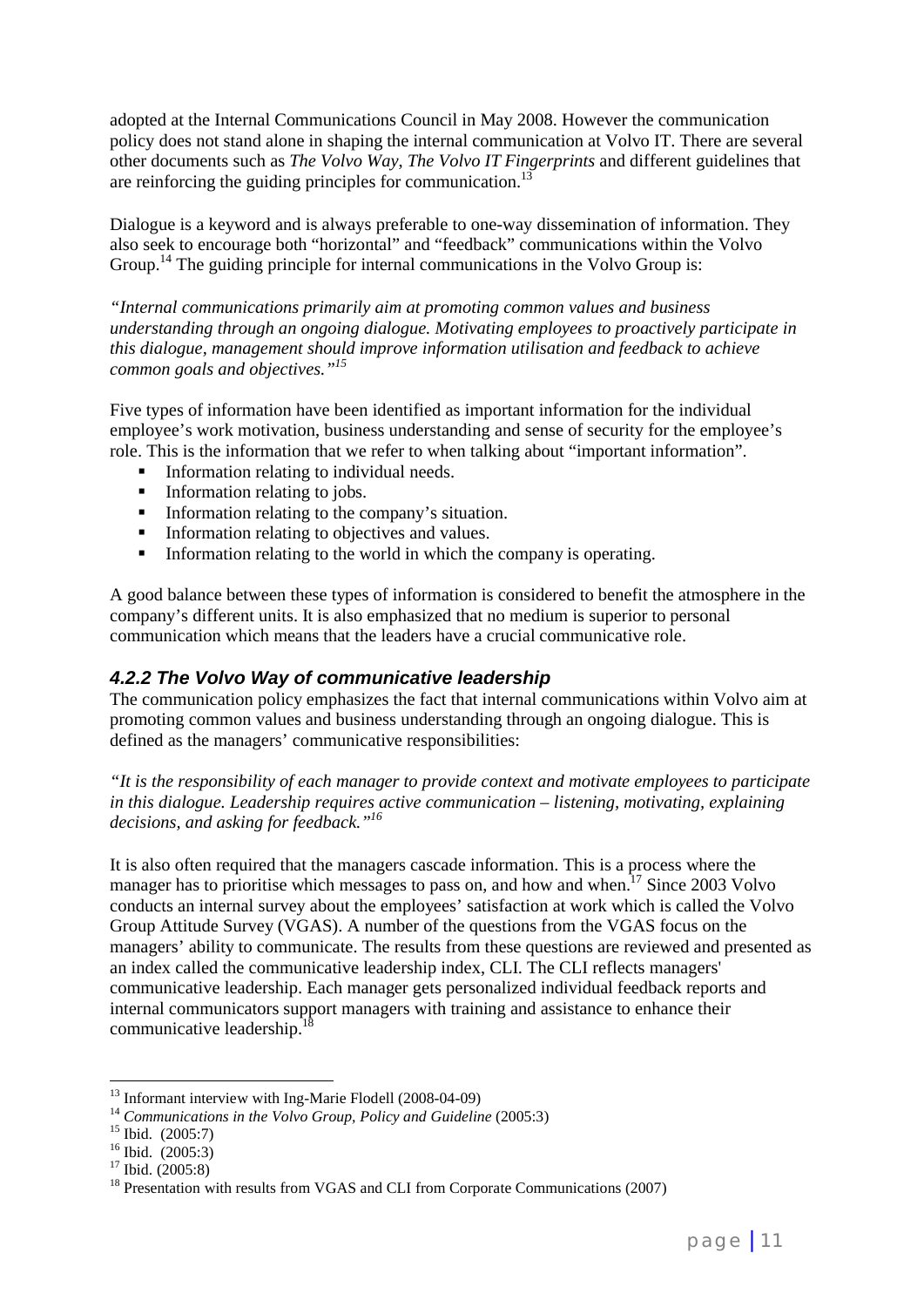adopted at the Internal Communications Council in May 2008. However the communication policy does not stand alone in shaping the internal communication at Volvo IT. There are several other documents such as *The Volvo Way*, *The Volvo IT Fingerprints* and different guidelines that are reinforcing the guiding principles for communication.[13]

Dialogue is a keyword and is always preferable to one-way dissemination of information. They also seek to encourage both "horizontal" and "feedback" communications within the Volvo Group.[14] The guiding principle for internal communications in the Volvo Group is:

*"Internal communications primarily aim at promoting common values and business understanding through an ongoing dialogue. Motivating employees to proactively participate in this dialogue, management should improve information utilisation and feedback to achieve common goals and objectives."*[15]

Five types of information have been identified as important information for the individual employee's work motivation, business understanding and sense of security for the employee's role. This is the information that we refer to when talking about "important information".

- Information relating to individual needs.
- Information relating to jobs.
- Information relating to the company's situation.
- Information relating to objectives and values.
- Information relating to the world in which the company is operating.

A good balance between these types of information is considered to benefit the atmosphere in the company's different units. It is also emphasized that no medium is superior to personal communication which means that the leaders have a crucial communicative role.

### 4.2.2 The Volvo Way of communicative leadership

The communication policy emphasizes the fact that internal communications within Volvo aim at promoting common values and business understanding through an ongoing dialogue. This is defined as the managers' communicative responsibilities:

*"It is the responsibility of each manager to provide context and motivate employees to participate in this dialogue. Leadership requires active communication – listening, motivating, explaining decisions, and asking for feedback."*[16]

It is also often required that the managers cascade information. This is a process where the manager has to prioritise which messages to pass on, and how and when.[17] Since 2003 Volvo conducts an internal survey about the employees' satisfaction at work which is called the Volvo Group Attitude Survey (VGAS). A number of the questions from the VGAS focus on the managers' ability to communicate. The results from these questions are reviewed and presented as an index called the communicative leadership index, CLI. The CLI reflects managers' communicative leadership. Each manager gets personalized individual feedback reports and internal communicators support managers with training and assistance to enhance their communicative leadership.[18]

---

[13] Informant interview with Ing-Marie Flodell (2008-04-09)
[14] *Communications in the Volvo Group, Policy and Guideline* (2005:3)
[15] Ibid. (2005:7)
[16] Ibid. (2005:3)
[17] Ibid. (2005:8)
[18] Presentation with results from VGAS and CLI from Corporate Communications (2007)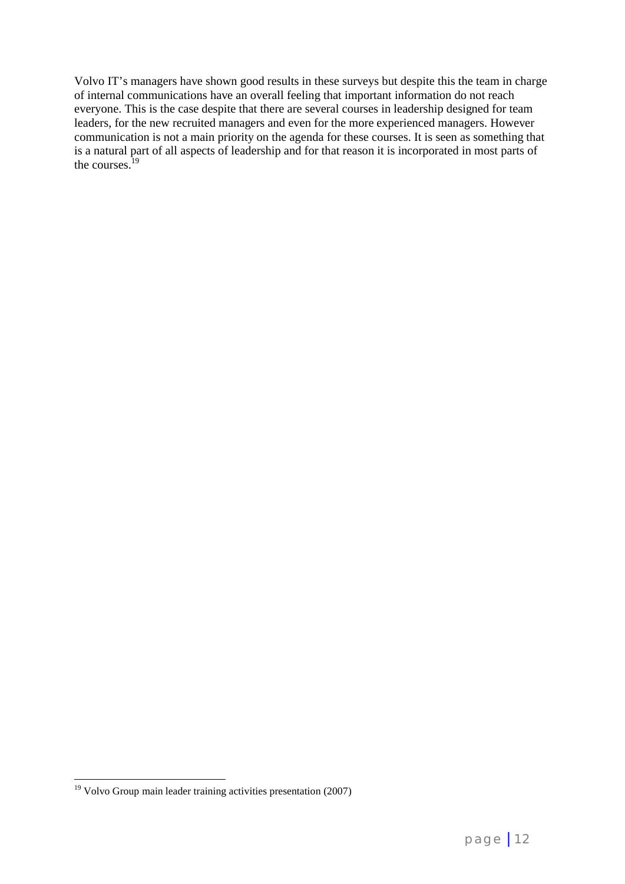Volvo IT's managers have shown good results in these surveys but despite this the team in charge of internal communications have an overall feeling that important information do not reach everyone. This is the case despite that there are several courses in leadership designed for team leaders, for the new recruited managers and even for the more experienced managers. However communication is not a main priority on the agenda for these courses. It is seen as something that is a natural part of all aspects of leadership and for that reason it is incorporated in most parts of the courses.[19]

[19] Volvo Group main leader training activities presentation (2007)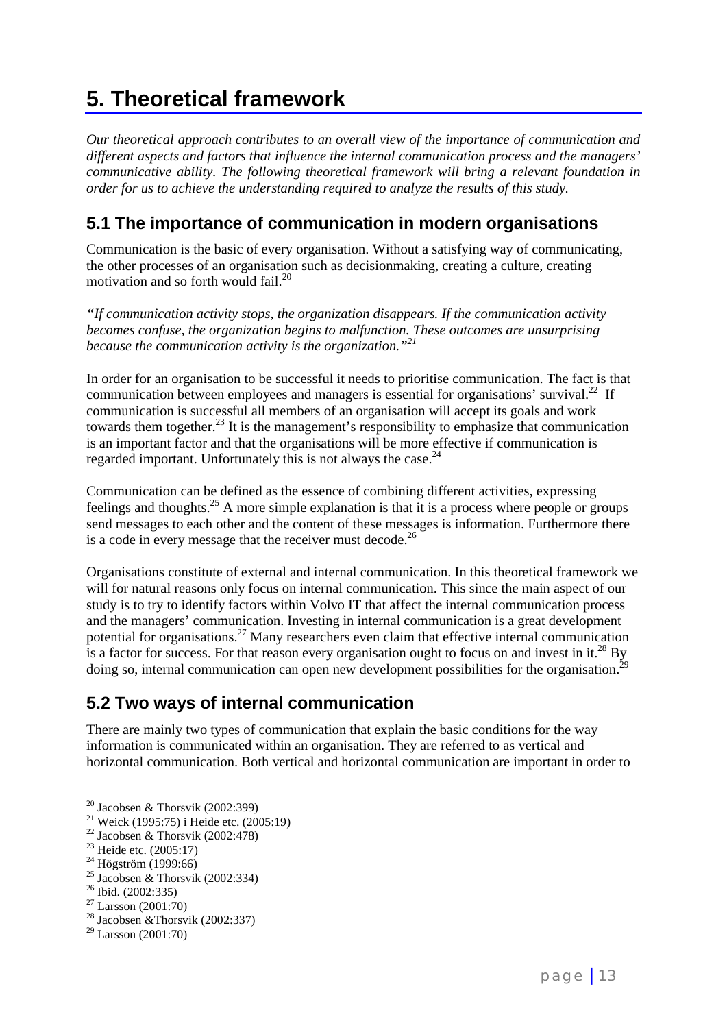# 5. Theoretical framework

*Our theoretical approach contributes to an overall view of the importance of communication and different aspects and factors that influence the internal communication process and the managers' communicative ability. The following theoretical framework will bring a relevant foundation in order for us to achieve the understanding required to analyze the results of this study.*

## 5.1 The importance of communication in modern organisations

Communication is the basic of every organisation. Without a satisfying way of communicating, the other processes of an organisation such as decisionmaking, creating a culture, creating motivation and so forth would fail.[20]

*"If communication activity stops, the organization disappears. If the communication activity becomes confuse, the organization begins to malfunction. These outcomes are unsurprising because the communication activity is the organization."*[21]

In order for an organisation to be successful it needs to prioritise communication. The fact is that communication between employees and managers is essential for organisations' survival.[22] If communication is successful all members of an organisation will accept its goals and work towards them together.[23] It is the management's responsibility to emphasize that communication is an important factor and that the organisations will be more effective if communication is regarded important. Unfortunately this is not always the case.[24]

Communication can be defined as the essence of combining different activities, expressing feelings and thoughts.[25] A more simple explanation is that it is a process where people or groups send messages to each other and the content of these messages is information. Furthermore there is a code in every message that the receiver must decode.[26]

Organisations constitute of external and internal communication. In this theoretical framework we will for natural reasons only focus on internal communication. This since the main aspect of our study is to try to identify factors within Volvo IT that affect the internal communication process and the managers' communication. Investing in internal communication is a great development potential for organisations.[27] Many researchers even claim that effective internal communication is a factor for success. For that reason every organisation ought to focus on and invest in it.[28] By doing so, internal communication can open new development possibilities for the organisation.[29]

## 5.2 Two ways of internal communication

There are mainly two types of communication that explain the basic conditions for the way information is communicated within an organisation. They are referred to as vertical and horizontal communication. Both vertical and horizontal communication are important in order to

---

[20] Jacobsen & Thorsvik (2002:399)
[21] Weick (1995:75) i Heide etc. (2005:19)
[22] Jacobsen & Thorsvik (2002:478)
[23] Heide etc. (2005:17)
[24] Högström (1999:66)
[25] Jacobsen & Thorsvik (2002:334)
[26] Ibid. (2002:335)
[27] Larsson (2001:70)
[28] Jacobsen &Thorsvik (2002:337)
[29] Larsson (2001:70)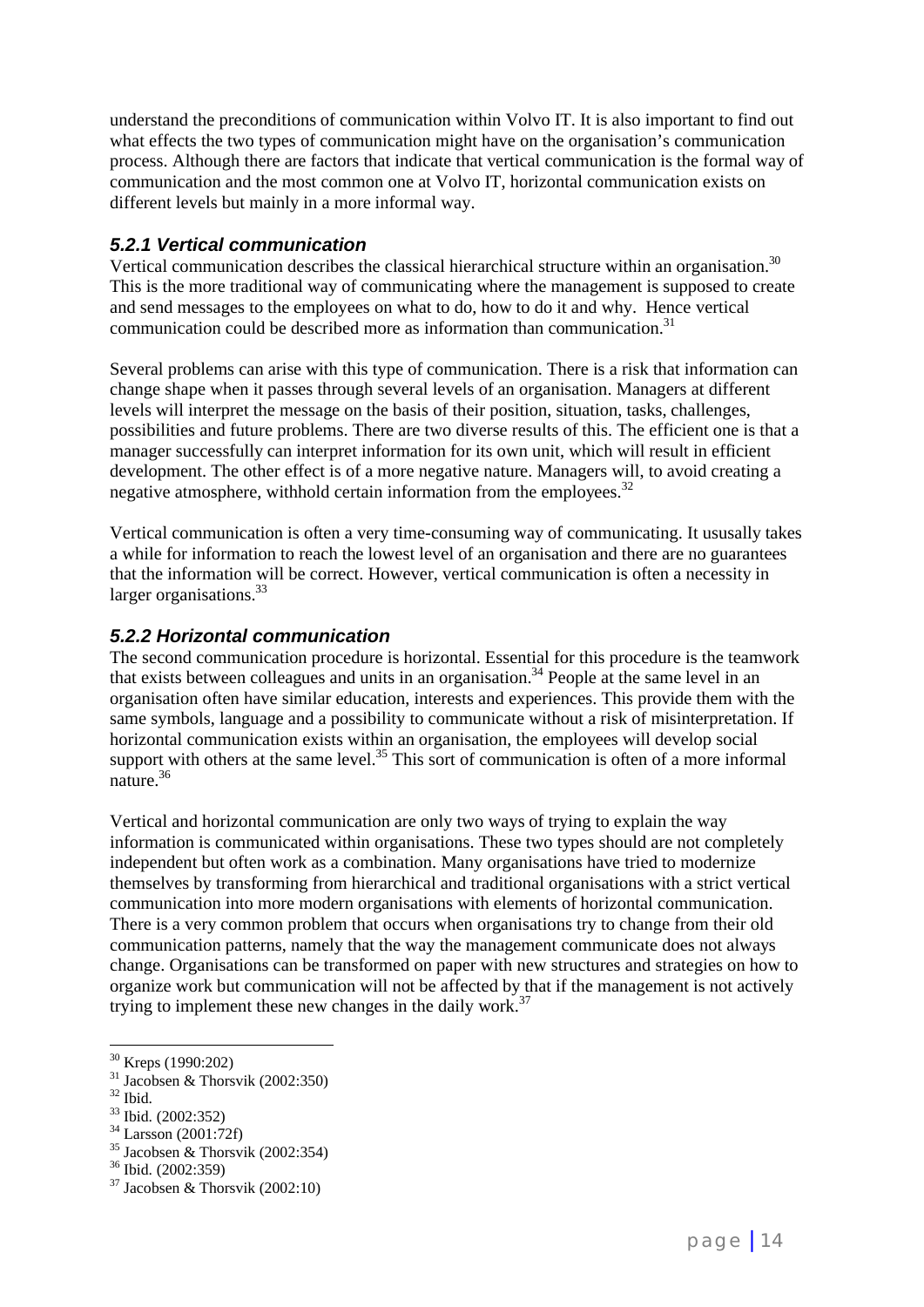understand the preconditions of communication within Volvo IT. It is also important to find out what effects the two types of communication might have on the organisation's communication process. Although there are factors that indicate that vertical communication is the formal way of communication and the most common one at Volvo IT, horizontal communication exists on different levels but mainly in a more informal way.

### *5.2.1 Vertical communication*

Vertical communication describes the classical hierarchical structure within an organisation.[30] This is the more traditional way of communicating where the management is supposed to create and send messages to the employees on what to do, how to do it and why. Hence vertical communication could be described more as information than communication.[31]

Several problems can arise with this type of communication. There is a risk that information can change shape when it passes through several levels of an organisation. Managers at different levels will interpret the message on the basis of their position, situation, tasks, challenges, possibilities and future problems. There are two diverse results of this. The efficient one is that a manager successfully can interpret information for its own unit, which will result in efficient development. The other effect is of a more negative nature. Managers will, to avoid creating a negative atmosphere, withhold certain information from the employees.[32]

Vertical communication is often a very time-consuming way of communicating. It ususally takes a while for information to reach the lowest level of an organisation and there are no guarantees that the information will be correct. However, vertical communication is often a necessity in larger organisations.[33]

### *5.2.2 Horizontal communication*

The second communication procedure is horizontal. Essential for this procedure is the teamwork that exists between colleagues and units in an organisation.[34] People at the same level in an organisation often have similar education, interests and experiences. This provide them with the same symbols, language and a possibility to communicate without a risk of misinterpretation. If horizontal communication exists within an organisation, the employees will develop social support with others at the same level.[35] This sort of communication is often of a more informal nature.[36]

Vertical and horizontal communication are only two ways of trying to explain the way information is communicated within organisations. These two types should are not completely independent but often work as a combination. Many organisations have tried to modernize themselves by transforming from hierarchical and traditional organisations with a strict vertical communication into more modern organisations with elements of horizontal communication. There is a very common problem that occurs when organisations try to change from their old communication patterns, namely that the way the management communicate does not always change. Organisations can be transformed on paper with new structures and strategies on how to organize work but communication will not be affected by that if the management is not actively trying to implement these new changes in the daily work.[37]

---

[30] Kreps (1990:202)
[31] Jacobsen & Thorsvik (2002:350)
[32] Ibid.
[33] Ibid. (2002:352)
[34] Larsson (2001:72f)
[35] Jacobsen & Thorsvik (2002:354)
[36] Ibid. (2002:359)
[37] Jacobsen & Thorsvik (2002:10)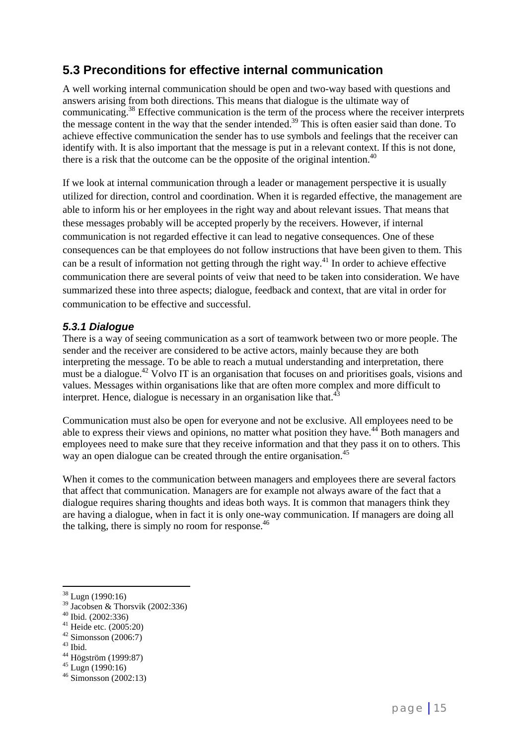## 5.3 Preconditions for effective internal communication

A well working internal communication should be open and two-way based with questions and answers arising from both directions. This means that dialogue is the ultimate way of communicating.[38] Effective communication is the term of the process where the receiver interprets the message content in the way that the sender intended.[39] This is often easier said than done. To achieve effective communication the sender has to use symbols and feelings that the receiver can identify with. It is also important that the message is put in a relevant context. If this is not done, there is a risk that the outcome can be the opposite of the original intention.[40]

If we look at internal communication through a leader or management perspective it is usually utilized for direction, control and coordination. When it is regarded effective, the management are able to inform his or her employees in the right way and about relevant issues. That means that these messages probably will be accepted properly by the receivers. However, if internal communication is not regarded effective it can lead to negative consequences. One of these consequences can be that employees do not follow instructions that have been given to them. This can be a result of information not getting through the right way.[41] In order to achieve effective communication there are several points of veiw that need to be taken into consideration. We have summarized these into three aspects; dialogue, feedback and context, that are vital in order for communication to be effective and successful.

### *5.3.1 Dialogue*

There is a way of seeing communication as a sort of teamwork between two or more people. The sender and the receiver are considered to be active actors, mainly because they are both interpreting the message. To be able to reach a mutual understanding and interpretation, there must be a dialogue.[42] Volvo IT is an organisation that focuses on and prioritises goals, visions and values. Messages within organisations like that are often more complex and more difficult to interpret. Hence, dialogue is necessary in an organisation like that.[43]

Communication must also be open for everyone and not be exclusive. All employees need to be able to express their views and opinions, no matter what position they have.[44] Both managers and employees need to make sure that they receive information and that they pass it on to others. This way an open dialogue can be created through the entire organisation.[45]

When it comes to the communication between managers and employees there are several factors that affect that communication. Managers are for example not always aware of the fact that a dialogue requires sharing thoughts and ideas both ways. It is common that managers think they are having a dialogue, when in fact it is only one-way communication. If managers are doing all the talking, there is simply no room for response.[46]

---

[38] Lugn (1990:16)
[39] Jacobsen & Thorsvik (2002:336)
[40] Ibid. (2002:336)
[41] Heide etc. (2005:20)
[42] Simonsson (2006:7)
[43] Ibid.
[44] Högström (1999:87)
[45] Lugn (1990:16)
[46] Simonsson (2002:13)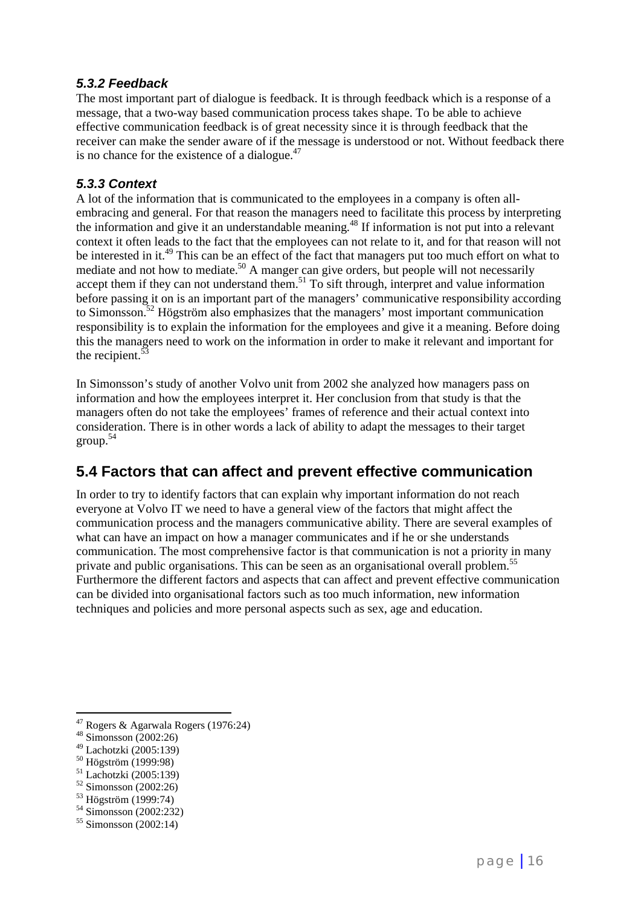### *5.3.2 Feedback*

The most important part of dialogue is feedback. It is through feedback which is a response of a message, that a two-way based communication process takes shape. To be able to achieve effective communication feedback is of great necessity since it is through feedback that the receiver can make the sender aware of if the message is understood or not. Without feedback there is no chance for the existence of a dialogue.[47]

### *5.3.3 Context*

A lot of the information that is communicated to the employees in a company is often all-embracing and general. For that reason the managers need to facilitate this process by interpreting the information and give it an understandable meaning.[48] If information is not put into a relevant context it often leads to the fact that the employees can not relate to it, and for that reason will not be interested in it.[49] This can be an effect of the fact that managers put too much effort on what to mediate and not how to mediate.[50] A manger can give orders, but people will not necessarily accept them if they can not understand them.[51] To sift through, interpret and value information before passing it on is an important part of the managers' communicative responsibility according to Simonsson.[52] Högström also emphasizes that the managers' most important communication responsibility is to explain the information for the employees and give it a meaning. Before doing this the managers need to work on the information in order to make it relevant and important for the recipient.[53]

In Simonsson's study of another Volvo unit from 2002 she analyzed how managers pass on information and how the employees interpret it. Her conclusion from that study is that the managers often do not take the employees' frames of reference and their actual context into consideration. There is in other words a lack of ability to adapt the messages to their target group.[54]

## 5.4 Factors that can affect and prevent effective communication

In order to try to identify factors that can explain why important information do not reach everyone at Volvo IT we need to have a general view of the factors that might affect the communication process and the managers communicative ability. There are several examples of what can have an impact on how a manager communicates and if he or she understands communication. The most comprehensive factor is that communication is not a priority in many private and public organisations. This can be seen as an organisational overall problem.[55] Furthermore the different factors and aspects that can affect and prevent effective communication can be divided into organisational factors such as too much information, new information techniques and policies and more personal aspects such as sex, age and education.

---

[47] Rogers & Agarwala Rogers (1976:24)
[48] Simonsson (2002:26)
[49] Lachotzki (2005:139)
[50] Högström (1999:98)
[51] Lachotzki (2005:139)
[52] Simonsson (2002:26)
[53] Högström (1999:74)
[54] Simonsson (2002:232)
[55] Simonsson (2002:14)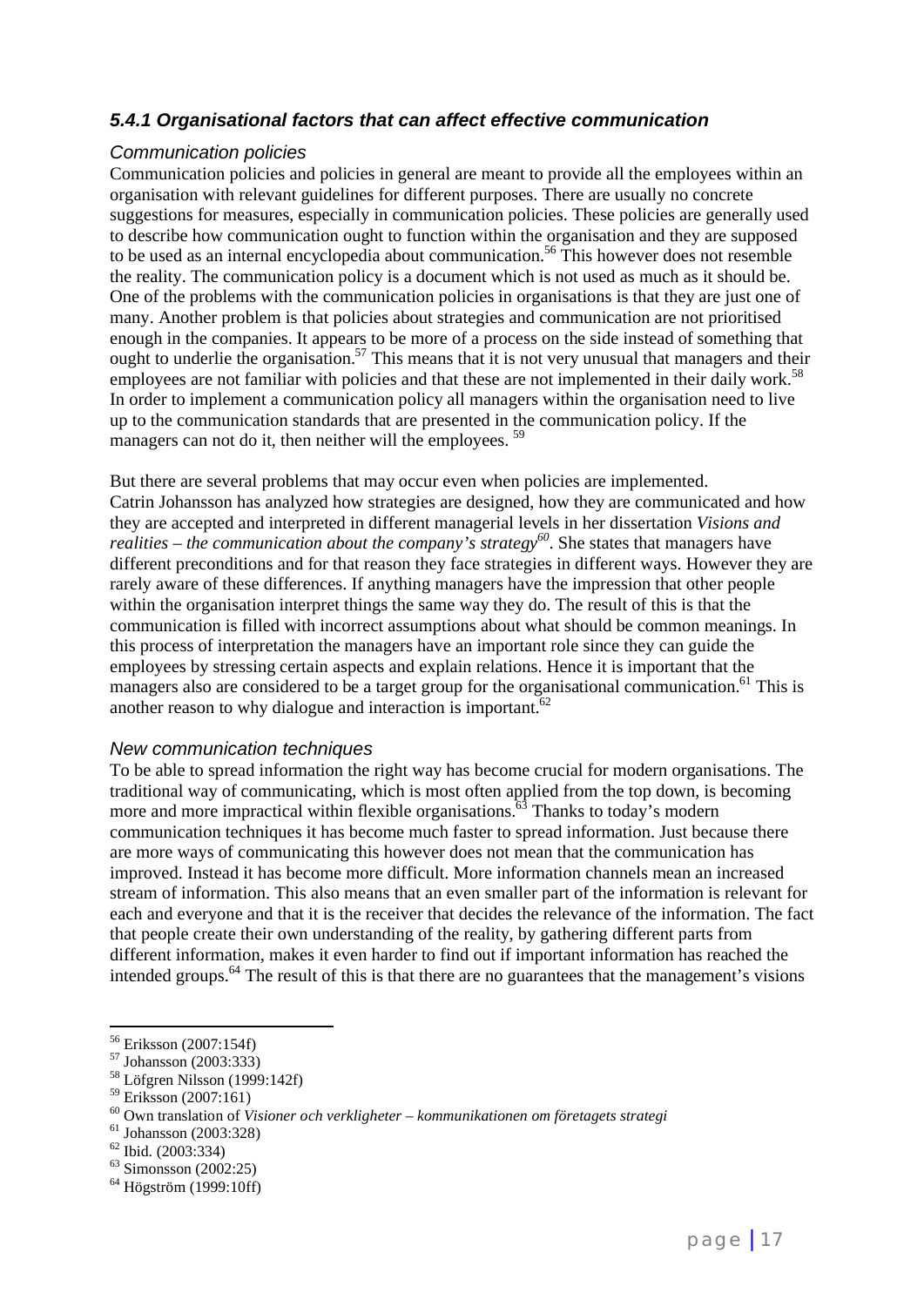### *5.4.1 Organisational factors that can affect effective communication*

*Communication policies*

Communication policies and policies in general are meant to provide all the employees within an organisation with relevant guidelines for different purposes. There are usually no concrete suggestions for measures, especially in communication policies. These policies are generally used to describe how communication ought to function within the organisation and they are supposed to be used as an internal encyclopedia about communication.[56] This however does not resemble the reality. The communication policy is a document which is not used as much as it should be. One of the problems with the communication policies in organisations is that they are just one of many. Another problem is that policies about strategies and communication are not prioritised enough in the companies. It appears to be more of a process on the side instead of something that ought to underlie the organisation.[57] This means that it is not very unusual that managers and their employees are not familiar with policies and that these are not implemented in their daily work.[58] In order to implement a communication policy all managers within the organisation need to live up to the communication standards that are presented in the communication policy. If the managers can not do it, then neither will the employees. [59]

But there are several problems that may occur even when policies are implemented. Catrin Johansson has analyzed how strategies are designed, how they are communicated and how they are accepted and interpreted in different managerial levels in her dissertation *Visions and realities – the communication about the company's strategy*[60]. She states that managers have different preconditions and for that reason they face strategies in different ways. However they are rarely aware of these differences. If anything managers have the impression that other people within the organisation interpret things the same way they do. The result of this is that the communication is filled with incorrect assumptions about what should be common meanings. In this process of interpretation the managers have an important role since they can guide the employees by stressing certain aspects and explain relations. Hence it is important that the managers also are considered to be a target group for the organisational communication.[61] This is another reason to why dialogue and interaction is important.[62]

*New communication techniques*

To be able to spread information the right way has become crucial for modern organisations. The traditional way of communicating, which is most often applied from the top down, is becoming more and more impractical within flexible organisations.[63] Thanks to today's modern communication techniques it has become much faster to spread information. Just because there are more ways of communicating this however does not mean that the communication has improved. Instead it has become more difficult. More information channels mean an increased stream of information. This also means that an even smaller part of the information is relevant for each and everyone and that it is the receiver that decides the relevance of the information. The fact that people create their own understanding of the reality, by gathering different parts from different information, makes it even harder to find out if important information has reached the intended groups.[64] The result of this is that there are no guarantees that the management's visions

---

[56] Eriksson (2007:154f)
[57] Johansson (2003:333)
[58] Löfgren Nilsson (1999:142f)
[59] Eriksson (2007:161)
[60] Own translation of *Visioner och verkligheter – kommunikationen om företagets strategi*
[61] Johansson (2003:328)
[62] Ibid. (2003:334)
[63] Simonsson (2002:25)
[64] Högström (1999:10ff)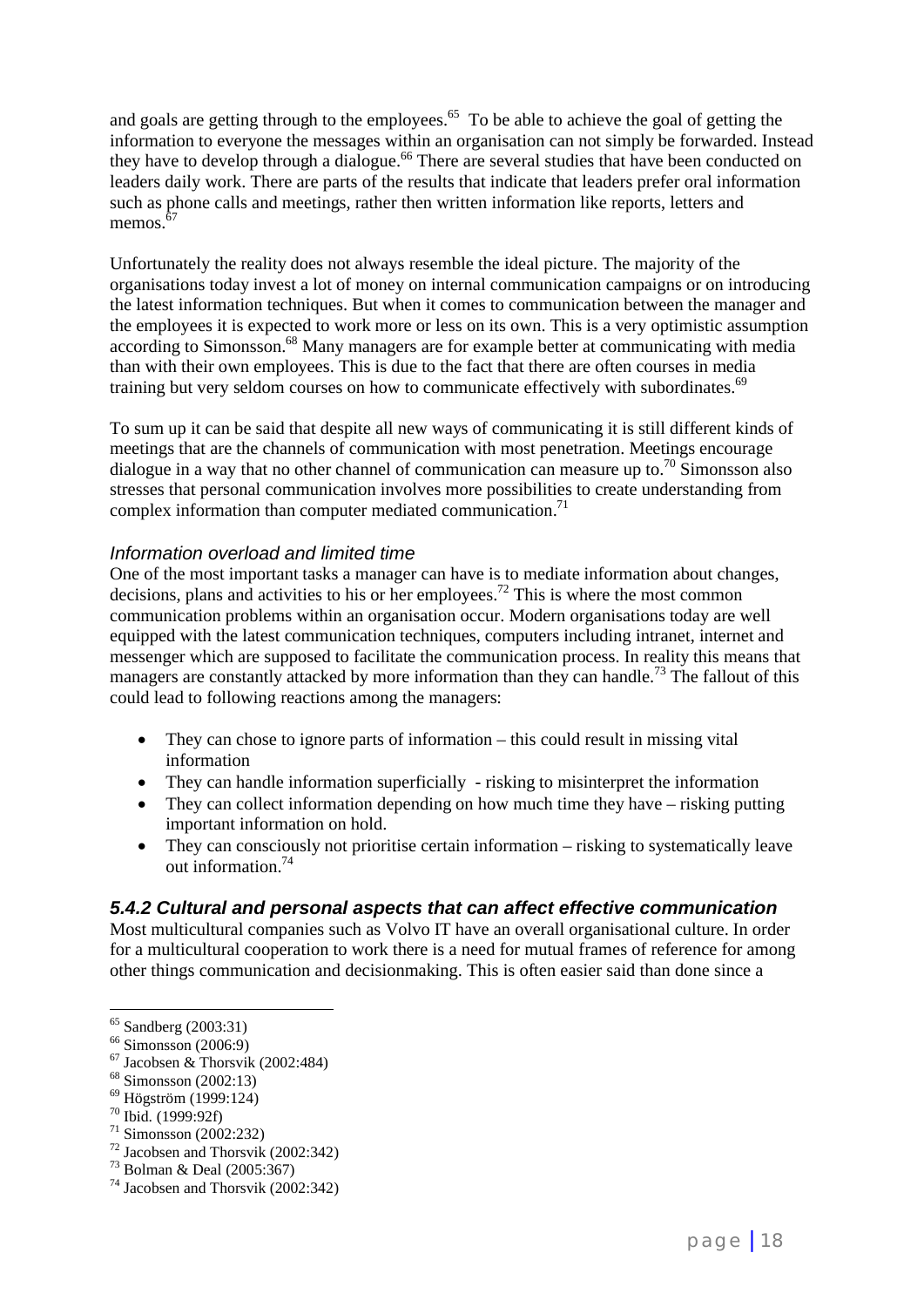and goals are getting through to the employees.[65] To be able to achieve the goal of getting the information to everyone the messages within an organisation can not simply be forwarded. Instead they have to develop through a dialogue.[66] There are several studies that have been conducted on leaders daily work. There are parts of the results that indicate that leaders prefer oral information such as phone calls and meetings, rather then written information like reports, letters and memos.[67]

Unfortunately the reality does not always resemble the ideal picture. The majority of the organisations today invest a lot of money on internal communication campaigns or on introducing the latest information techniques. But when it comes to communication between the manager and the employees it is expected to work more or less on its own. This is a very optimistic assumption according to Simonsson.[68] Many managers are for example better at communicating with media than with their own employees. This is due to the fact that there are often courses in media training but very seldom courses on how to communicate effectively with subordinates.[69]

To sum up it can be said that despite all new ways of communicating it is still different kinds of meetings that are the channels of communication with most penetration. Meetings encourage dialogue in a way that no other channel of communication can measure up to.[70] Simonsson also stresses that personal communication involves more possibilities to create understanding from complex information than computer mediated communication.[71]

#### *Information overload and limited time*

One of the most important tasks a manager can have is to mediate information about changes, decisions, plans and activities to his or her employees.[72] This is where the most common communication problems within an organisation occur. Modern organisations today are well equipped with the latest communication techniques, computers including intranet, internet and messenger which are supposed to facilitate the communication process. In reality this means that managers are constantly attacked by more information than they can handle.[73] The fallout of this could lead to following reactions among the managers:

- They can chose to ignore parts of information – this could result in missing vital information
- They can handle information superficially - risking to misinterpret the information
- They can collect information depending on how much time they have – risking putting important information on hold.
- They can consciously not prioritise certain information – risking to systematically leave out information.[74]

### *5.4.2 Cultural and personal aspects that can affect effective communication*

Most multicultural companies such as Volvo IT have an overall organisational culture. In order for a multicultural cooperation to work there is a need for mutual frames of reference for among other things communication and decisionmaking. This is often easier said than done since a

---

[65] Sandberg (2003:31)
[66] Simonsson (2006:9)
[67] Jacobsen & Thorsvik (2002:484)
[68] Simonsson (2002:13)
[69] Högström (1999:124)
[70] Ibid. (1999:92f)
[71] Simonsson (2002:232)
[72] Jacobsen and Thorsvik (2002:342)
[73] Bolman & Deal (2005:367)
[74] Jacobsen and Thorsvik (2002:342)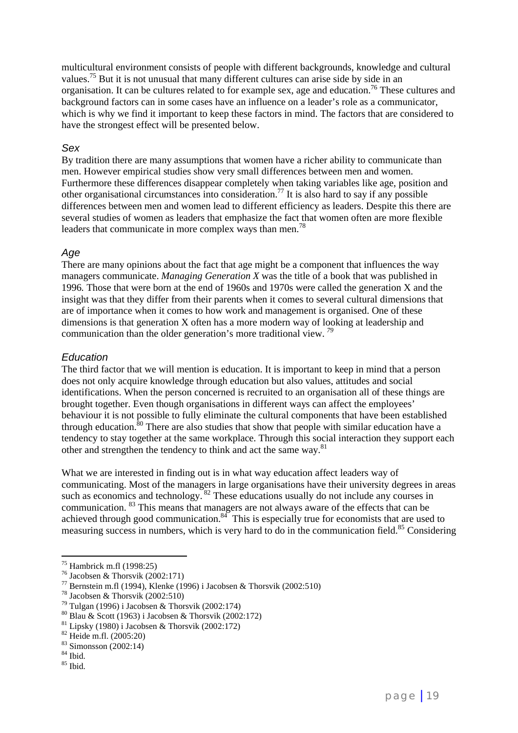multicultural environment consists of people with different backgrounds, knowledge and cultural values.[75] But it is not unusual that many different cultures can arise side by side in an organisation. It can be cultures related to for example sex, age and education.[76] These cultures and background factors can in some cases have an influence on a leader's role as a communicator, which is why we find it important to keep these factors in mind. The factors that are considered to have the strongest effect will be presented below.

### *Sex*

By tradition there are many assumptions that women have a richer ability to communicate than men. However empirical studies show very small differences between men and women. Furthermore these differences disappear completely when taking variables like age, position and other organisational circumstances into consideration.[77] It is also hard to say if any possible differences between men and women lead to different efficiency as leaders. Despite this there are several studies of women as leaders that emphasize the fact that women often are more flexible leaders that communicate in more complex ways than men.[78]

### *Age*

There are many opinions about the fact that age might be a component that influences the way managers communicate. *Managing Generation X* was the title of a book that was published in 1996. Those that were born at the end of 1960s and 1970s were called the generation X and the insight was that they differ from their parents when it comes to several cultural dimensions that are of importance when it comes to how work and management is organised. One of these dimensions is that generation X often has a more modern way of looking at leadership and communication than the older generation's more traditional view. [79]

### *Education*

The third factor that we will mention is education. It is important to keep in mind that a person does not only acquire knowledge through education but also values, attitudes and social identifications. When the person concerned is recruited to an organisation all of these things are brought together. Even though organisations in different ways can affect the employees' behaviour it is not possible to fully eliminate the cultural components that have been established through education.[80] There are also studies that show that people with similar education have a tendency to stay together at the same workplace. Through this social interaction they support each other and strengthen the tendency to think and act the same way.[81]

What we are interested in finding out is in what way education affect leaders way of communicating. Most of the managers in large organisations have their university degrees in areas such as economics and technology. [82] These educations usually do not include any courses in communication. [83] This means that managers are not always aware of the effects that can be achieved through good communication.[84] This is especially true for economists that are used to measuring success in numbers, which is very hard to do in the communication field.[85] Considering

---

[75] Hambrick m.fl (1998:25)
[76] Jacobsen & Thorsvik (2002:171)
[77] Bernstein m.fl (1994), Klenke (1996) i Jacobsen & Thorsvik (2002:510)
[78] Jacobsen & Thorsvik (2002:510)
[79] Tulgan (1996) i Jacobsen & Thorsvik (2002:174)
[80] Blau & Scott (1963) i Jacobsen & Thorsvik (2002:172)
[81] Lipsky (1980) i Jacobsen & Thorsvik (2002:172)
[82] Heide m.fl. (2005:20)
[83] Simonsson (2002:14)
[84] Ibid.
[85] Ibid.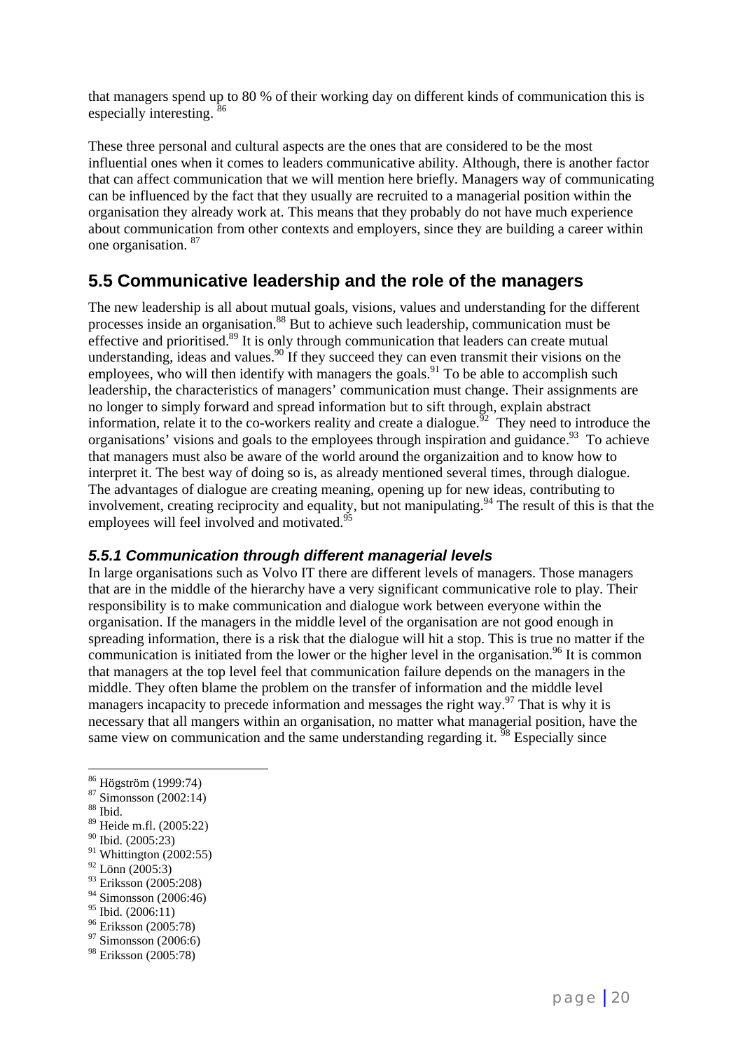that managers spend up to 80 % of their working day on different kinds of communication this is especially interesting. [86]

These three personal and cultural aspects are the ones that are considered to be the most influential ones when it comes to leaders communicative ability. Although, there is another factor that can affect communication that we will mention here briefly. Managers way of communicating can be influenced by the fact that they usually are recruited to a managerial position within the organisation they already work at. This means that they probably do not have much experience about communication from other contexts and employers, since they are building a career within one organisation. [87]

## 5.5 Communicative leadership and the role of the managers

The new leadership is all about mutual goals, visions, values and understanding for the different processes inside an organisation.[88] But to achieve such leadership, communication must be effective and prioritised.[89] It is only through communication that leaders can create mutual understanding, ideas and values.[90] If they succeed they can even transmit their visions on the employees, who will then identify with managers the goals.[91] To be able to accomplish such leadership, the characteristics of managers' communication must change. Their assignments are no longer to simply forward and spread information but to sift through, explain abstract information, relate it to the co-workers reality and create a dialogue.[92] They need to introduce the organisations' visions and goals to the employees through inspiration and guidance.[93] To achieve that managers must also be aware of the world around the organizaition and to know how to interpret it. The best way of doing so is, as already mentioned several times, through dialogue. The advantages of dialogue are creating meaning, opening up for new ideas, contributing to involvement, creating reciprocity and equality, but not manipulating.[94] The result of this is that the employees will feel involved and motivated.[95]

### *5.5.1 Communication through different managerial levels*

In large organisations such as Volvo IT there are different levels of managers. Those managers that are in the middle of the hierarchy have a very significant communicative role to play. Their responsibility is to make communication and dialogue work between everyone within the organisation. If the managers in the middle level of the organisation are not good enough in spreading information, there is a risk that the dialogue will hit a stop. This is true no matter if the communication is initiated from the lower or the higher level in the organisation.[96] It is common that managers at the top level feel that communication failure depends on the managers in the middle. They often blame the problem on the transfer of information and the middle level managers incapacity to precede information and messages the right way.[97] That is why it is necessary that all mangers within an organisation, no matter what managerial position, have the same view on communication and the same understanding regarding it. [98] Especially since

---

[86] Högström (1999:74)
[87] Simonsson (2002:14)
[88] Ibid.
[89] Heide m.fl. (2005:22)
[90] Ibid. (2005:23)
[91] Whittington (2002:55)
[92] Lönn (2005:3)
[93] Eriksson (2005:208)
[94] Simonsson (2006:46)
[95] Ibid. (2006:11)
[96] Eriksson (2005:78)
[97] Simonsson (2006:6)
[98] Eriksson (2005:78)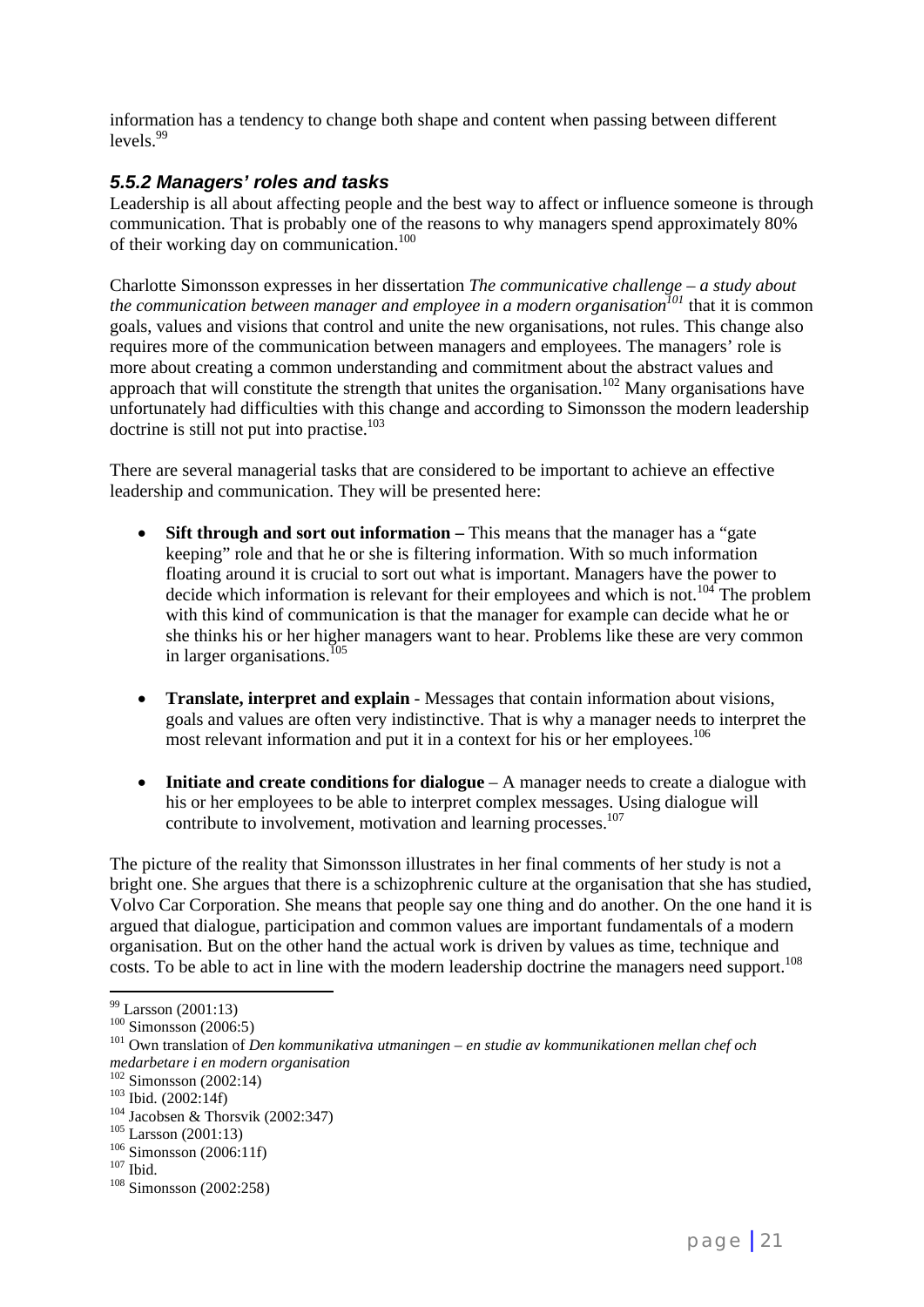information has a tendency to change both shape and content when passing between different levels.[99]

### *5.5.2 Managers' roles and tasks*

Leadership is all about affecting people and the best way to affect or influence someone is through communication. That is probably one of the reasons to why managers spend approximately 80% of their working day on communication.[100]

Charlotte Simonsson expresses in her dissertation *The communicative challenge – a study about the communication between manager and employee in a modern organisation*[101] that it is common goals, values and visions that control and unite the new organisations, not rules. This change also requires more of the communication between managers and employees. The managers' role is more about creating a common understanding and commitment about the abstract values and approach that will constitute the strength that unites the organisation.[102] Many organisations have unfortunately had difficulties with this change and according to Simonsson the modern leadership doctrine is still not put into practise.[103]

There are several managerial tasks that are considered to be important to achieve an effective leadership and communication. They will be presented here:

- **Sift through and sort out information –** This means that the manager has a "gate keeping" role and that he or she is filtering information. With so much information floating around it is crucial to sort out what is important. Managers have the power to decide which information is relevant for their employees and which is not.[104] The problem with this kind of communication is that the manager for example can decide what he or she thinks his or her higher managers want to hear. Problems like these are very common in larger organisations.[105]

- **Translate, interpret and explain** - Messages that contain information about visions, goals and values are often very indistinctive. That is why a manager needs to interpret the most relevant information and put it in a context for his or her employees.[106]

- **Initiate and create conditions for dialogue** – A manager needs to create a dialogue with his or her employees to be able to interpret complex messages. Using dialogue will contribute to involvement, motivation and learning processes.[107]

The picture of the reality that Simonsson illustrates in her final comments of her study is not a bright one. She argues that there is a schizophrenic culture at the organisation that she has studied, Volvo Car Corporation. She means that people say one thing and do another. On the one hand it is argued that dialogue, participation and common values are important fundamentals of a modern organisation. But on the other hand the actual work is driven by values as time, technique and costs. To be able to act in line with the modern leadership doctrine the managers need support.[108]

---

[99] Larsson (2001:13)
[100] Simonsson (2006:5)
[101] Own translation of *Den kommunikativa utmaningen – en studie av kommunikationen mellan chef och medarbetare i en modern organisation*
[102] Simonsson (2002:14)
[103] Ibid. (2002:14f)
[104] Jacobsen & Thorsvik (2002:347)
[105] Larsson (2001:13)
[106] Simonsson (2006:11f)
[107] Ibid.
[108] Simonsson (2002:258)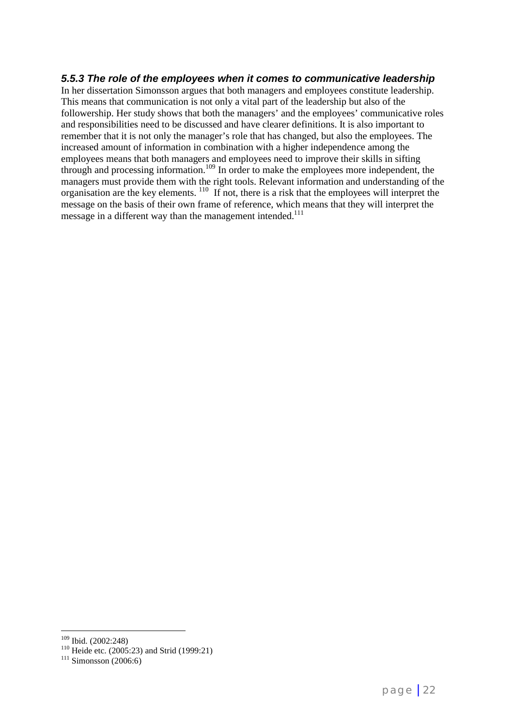### *5.5.3 The role of the employees when it comes to communicative leadership*

In her dissertation Simonsson argues that both managers and employees constitute leadership. This means that communication is not only a vital part of the leadership but also of the followership. Her study shows that both the managers' and the employees' communicative roles and responsibilities need to be discussed and have clearer definitions. It is also important to remember that it is not only the manager's role that has changed, but also the employees. The increased amount of information in combination with a higher independence among the employees means that both managers and employees need to improve their skills in sifting through and processing information.[109] In order to make the employees more independent, the managers must provide them with the right tools. Relevant information and understanding of the organisation are the key elements. [110] If not, there is a risk that the employees will interpret the message on the basis of their own frame of reference, which means that they will interpret the message in a different way than the management intended.[111]

---

[109] Ibid. (2002:248)
[110] Heide etc. (2005:23) and Strid (1999:21)
[111] Simonsson (2006:6)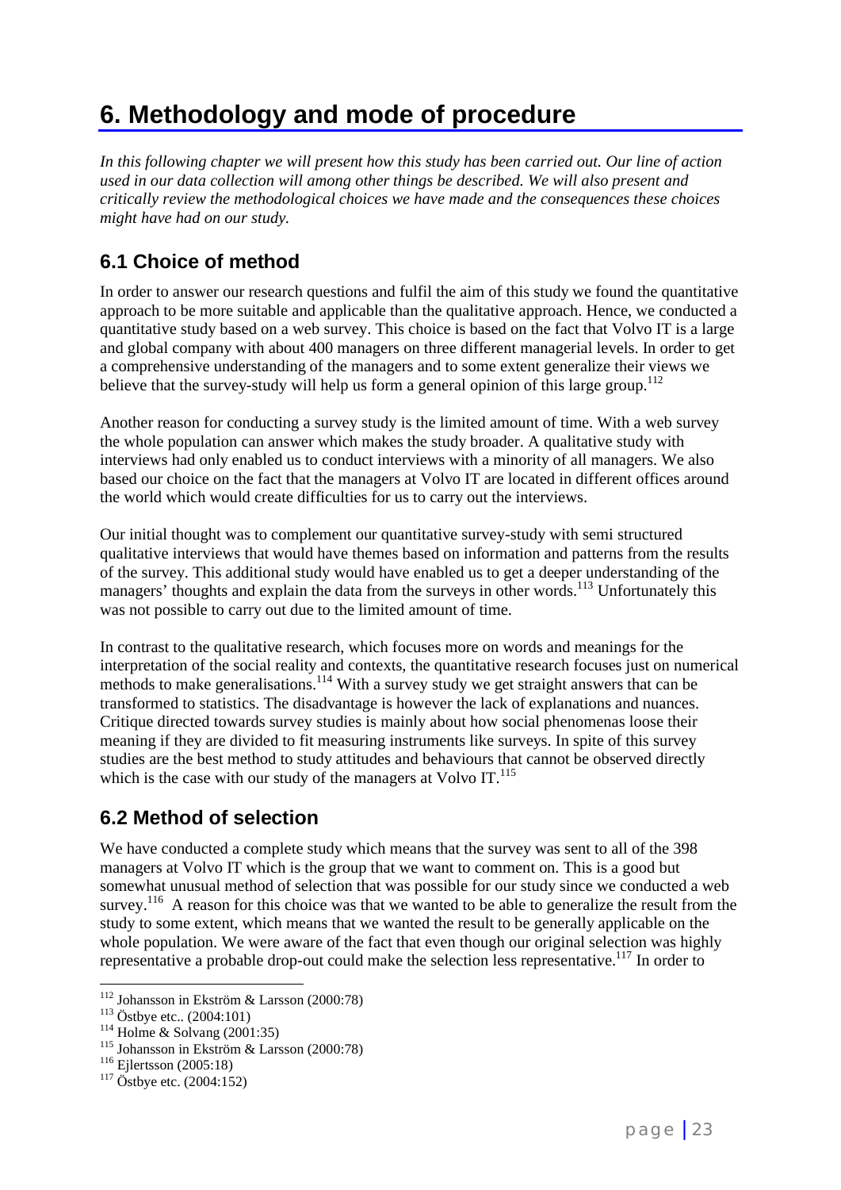# 6. Methodology and mode of procedure

*In this following chapter we will present how this study has been carried out. Our line of action used in our data collection will among other things be described. We will also present and critically review the methodological choices we have made and the consequences these choices might have had on our study.*

## 6.1 Choice of method

In order to answer our research questions and fulfil the aim of this study we found the quantitative approach to be more suitable and applicable than the qualitative approach. Hence, we conducted a quantitative study based on a web survey. This choice is based on the fact that Volvo IT is a large and global company with about 400 managers on three different managerial levels. In order to get a comprehensive understanding of the managers and to some extent generalize their views we believe that the survey-study will help us form a general opinion of this large group.[112]

Another reason for conducting a survey study is the limited amount of time. With a web survey the whole population can answer which makes the study broader. A qualitative study with interviews had only enabled us to conduct interviews with a minority of all managers. We also based our choice on the fact that the managers at Volvo IT are located in different offices around the world which would create difficulties for us to carry out the interviews.

Our initial thought was to complement our quantitative survey-study with semi structured qualitative interviews that would have themes based on information and patterns from the results of the survey. This additional study would have enabled us to get a deeper understanding of the managers' thoughts and explain the data from the surveys in other words.[113] Unfortunately this was not possible to carry out due to the limited amount of time.

In contrast to the qualitative research, which focuses more on words and meanings for the interpretation of the social reality and contexts, the quantitative research focuses just on numerical methods to make generalisations.[114] With a survey study we get straight answers that can be transformed to statistics. The disadvantage is however the lack of explanations and nuances. Critique directed towards survey studies is mainly about how social phenomenas loose their meaning if they are divided to fit measuring instruments like surveys. In spite of this survey studies are the best method to study attitudes and behaviours that cannot be observed directly which is the case with our study of the managers at Volvo IT.[115]

## 6.2 Method of selection

We have conducted a complete study which means that the survey was sent to all of the 398 managers at Volvo IT which is the group that we want to comment on. This is a good but somewhat unusual method of selection that was possible for our study since we conducted a web survey.[116] A reason for this choice was that we wanted to be able to generalize the result from the study to some extent, which means that we wanted the result to be generally applicable on the whole population. We were aware of the fact that even though our original selection was highly representative a probable drop-out could make the selection less representative.[117] In order to

[112] Johansson in Ekström & Larsson (2000:78)
[113] Östbye etc.. (2004:101)
[114] Holme & Solvang (2001:35)
[115] Johansson in Ekström & Larsson (2000:78)
[116] Ejlertsson (2005:18)
[117] Östbye etc. (2004:152)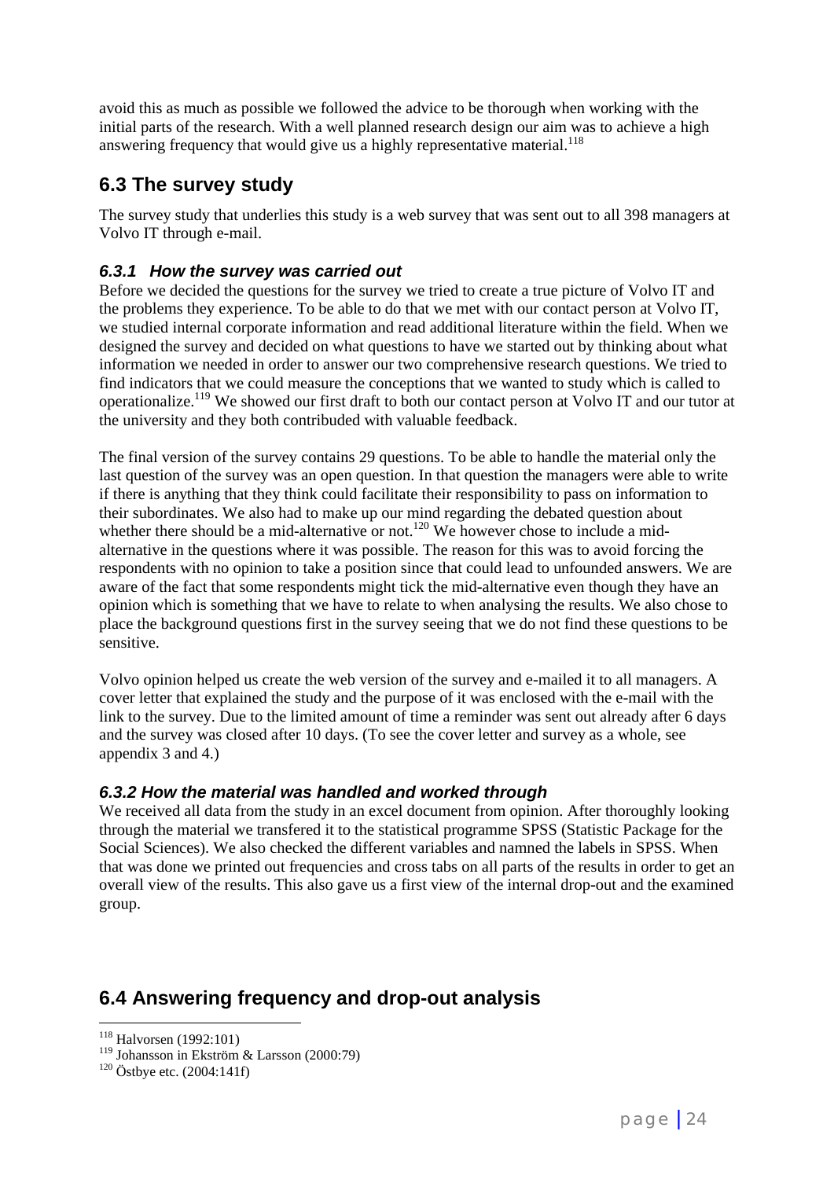avoid this as much as possible we followed the advice to be thorough when working with the initial parts of the research. With a well planned research design our aim was to achieve a high answering frequency that would give us a highly representative material.[118]

## 6.3 The survey study

The survey study that underlies this study is a web survey that was sent out to all 398 managers at Volvo IT through e-mail.

### *6.3.1 How the survey was carried out*

Before we decided the questions for the survey we tried to create a true picture of Volvo IT and the problems they experience. To be able to do that we met with our contact person at Volvo IT, we studied internal corporate information and read additional literature within the field. When we designed the survey and decided on what questions to have we started out by thinking about what information we needed in order to answer our two comprehensive research questions. We tried to find indicators that we could measure the conceptions that we wanted to study which is called to operationalize.[119] We showed our first draft to both our contact person at Volvo IT and our tutor at the university and they both contribuded with valuable feedback.

The final version of the survey contains 29 questions. To be able to handle the material only the last question of the survey was an open question. In that question the managers were able to write if there is anything that they think could facilitate their responsibility to pass on information to their subordinates. We also had to make up our mind regarding the debated question about whether there should be a mid-alternative or not.[120] We however chose to include a mid-alternative in the questions where it was possible. The reason for this was to avoid forcing the respondents with no opinion to take a position since that could lead to unfounded answers. We are aware of the fact that some respondents might tick the mid-alternative even though they have an opinion which is something that we have to relate to when analysing the results. We also chose to place the background questions first in the survey seeing that we do not find these questions to be sensitive.

Volvo opinion helped us create the web version of the survey and e-mailed it to all managers. A cover letter that explained the study and the purpose of it was enclosed with the e-mail with the link to the survey. Due to the limited amount of time a reminder was sent out already after 6 days and the survey was closed after 10 days. (To see the cover letter and survey as a whole, see appendix 3 and 4.)

### *6.3.2 How the material was handled and worked through*

We received all data from the study in an excel document from opinion. After thoroughly looking through the material we transfered it to the statistical programme SPSS (Statistic Package for the Social Sciences). We also checked the different variables and namned the labels in SPSS. When that was done we printed out frequencies and cross tabs on all parts of the results in order to get an overall view of the results. This also gave us a first view of the internal drop-out and the examined group.

## 6.4 Answering frequency and drop-out analysis

[118] Halvorsen (1992:101)

[119] Johansson in Ekström & Larsson (2000:79)

[120] Östbye etc. (2004:141f)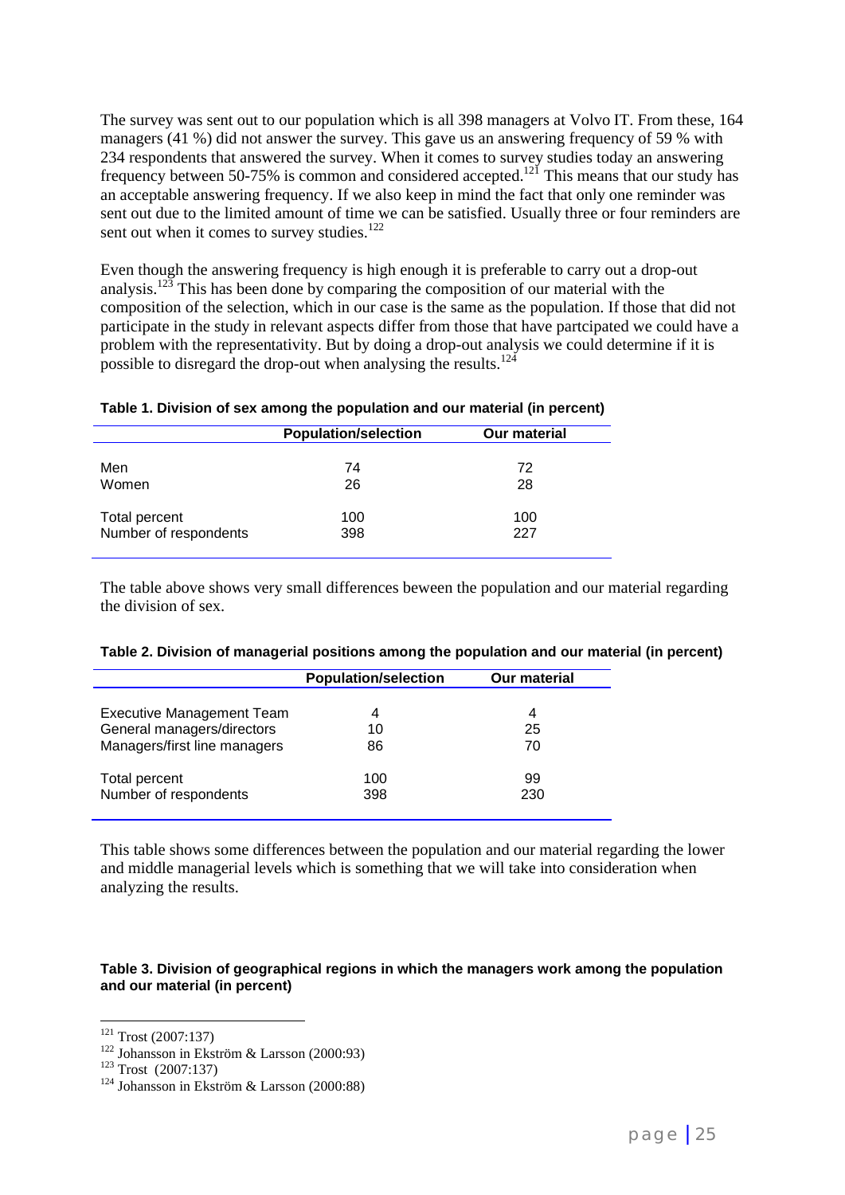The survey was sent out to our population which is all 398 managers at Volvo IT. From these, 164 managers (41 %) did not answer the survey. This gave us an answering frequency of 59 % with 234 respondents that answered the survey. When it comes to survey studies today an answering frequency between 50-75% is common and considered accepted.[121] This means that our study has an acceptable answering frequency. If we also keep in mind the fact that only one reminder was sent out due to the limited amount of time we can be satisfied. Usually three or four reminders are sent out when it comes to survey studies.[122]

Even though the answering frequency is high enough it is preferable to carry out a drop-out analysis.[123] This has been done by comparing the composition of our material with the composition of the selection, which in our case is the same as the population. If those that did not participate in the study in relevant aspects differ from those that have partcipated we could have a problem with the representativity. But by doing a drop-out analysis we could determine if it is possible to disregard the drop-out when analysing the results.[124]

**Table 1. Division of sex among the population and our material (in percent)**

| | Population/selection | Our material |
|---|---|---|
| Men | 74 | 72 |
| Women | 26 | 28 |
| Total percent | 100 | 100 |
| Number of respondents | 398 | 227 |

The table above shows very small differences beween the population and our material regarding the division of sex.

**Table 2. Division of managerial positions among the population and our material (in percent)**

| | Population/selection | Our material |
|---|---|---|
| Executive Management Team | 4 | 4 |
| General managers/directors | 10 | 25 |
| Managers/first line managers | 86 | 70 |
| Total percent | 100 | 99 |
| Number of respondents | 398 | 230 |

This table shows some differences between the population and our material regarding the lower and middle managerial levels which is something that we will take into consideration when analyzing the results.

**Table 3. Division of geographical regions in which the managers work among the population and our material (in percent)**

[121] Trost (2007:137)
[122] Johansson in Ekström & Larsson (2000:93)
[123] Trost (2007:137)
[124] Johansson in Ekström & Larsson (2000:88)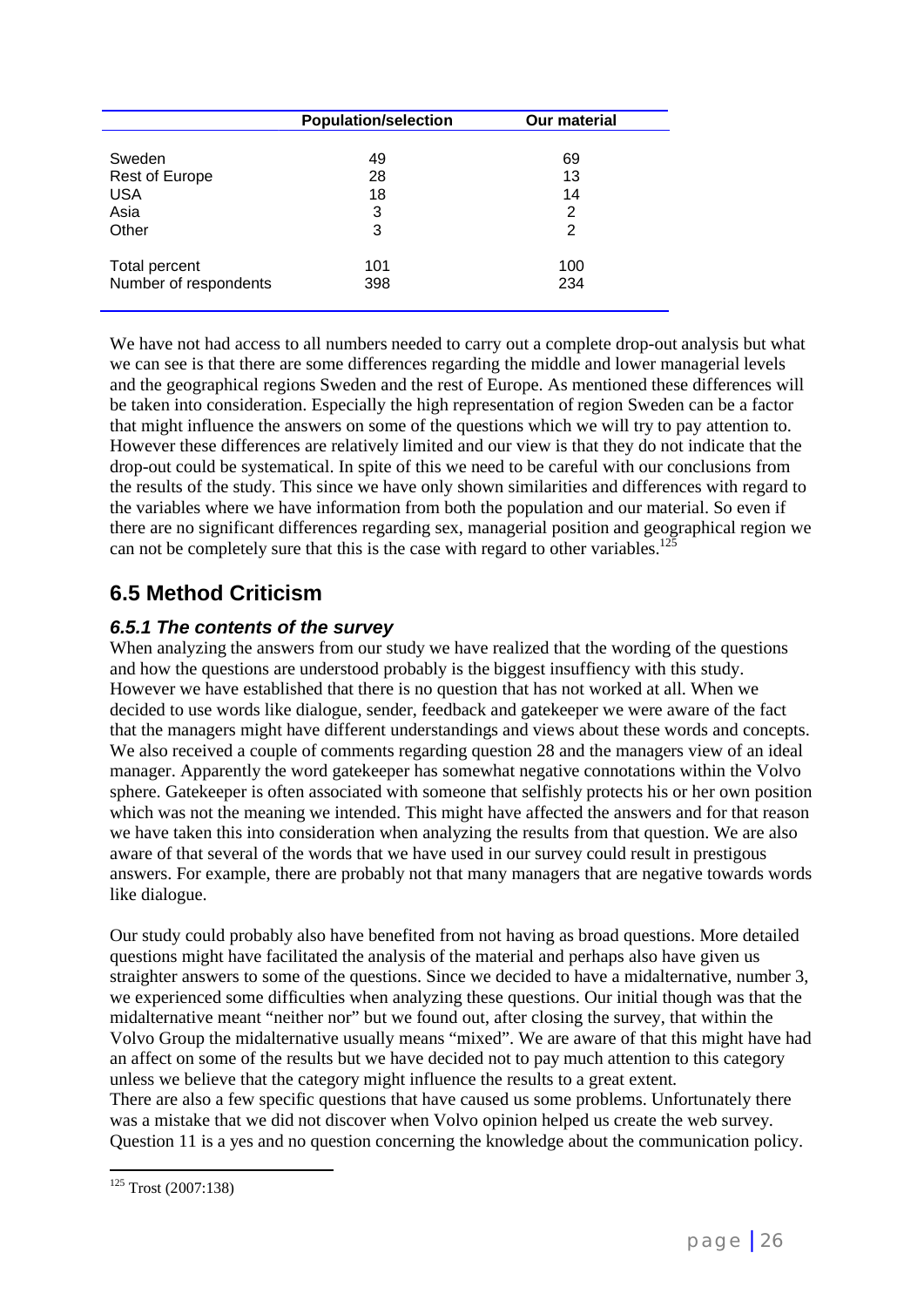| | Population/selection | Our material |
|---|---|---|
| Sweden | 49 | 69 |
| Rest of Europe | 28 | 13 |
| USA | 18 | 14 |
| Asia | 3 | 2 |
| Other | 3 | 2 |
| Total percent | 101 | 100 |
| Number of respondents | 398 | 234 |

We have not had access to all numbers needed to carry out a complete drop-out analysis but what we can see is that there are some differences regarding the middle and lower managerial levels and the geographical regions Sweden and the rest of Europe. As mentioned these differences will be taken into consideration. Especially the high representation of region Sweden can be a factor that might influence the answers on some of the questions which we will try to pay attention to. However these differences are relatively limited and our view is that they do not indicate that the drop-out could be systematical. In spite of this we need to be careful with our conclusions from the results of the study. This since we have only shown similarities and differences with regard to the variables where we have information from both the population and our material. So even if there are no significant differences regarding sex, managerial position and geographical region we can not be completely sure that this is the case with regard to other variables.[125]

## 6.5 Method Criticism

### *6.5.1 The contents of the survey*

When analyzing the answers from our study we have realized that the wording of the questions and how the questions are understood probably is the biggest insuffiency with this study. However we have established that there is no question that has not worked at all. When we decided to use words like dialogue, sender, feedback and gatekeeper we were aware of the fact that the managers might have different understandings and views about these words and concepts. We also received a couple of comments regarding question 28 and the managers view of an ideal manager. Apparently the word gatekeeper has somewhat negative connotations within the Volvo sphere. Gatekeeper is often associated with someone that selfishly protects his or her own position which was not the meaning we intended. This might have affected the answers and for that reason we have taken this into consideration when analyzing the results from that question. We are also aware of that several of the words that we have used in our survey could result in prestigous answers. For example, there are probably not that many managers that are negative towards words like dialogue.

Our study could probably also have benefited from not having as broad questions. More detailed questions might have facilitated the analysis of the material and perhaps also have given us straighter answers to some of the questions. Since we decided to have a midalternative, number 3, we experienced some difficulties when analyzing these questions. Our initial though was that the midalternative meant "neither nor" but we found out, after closing the survey, that within the Volvo Group the midalternative usually means "mixed". We are aware of that this might have had an affect on some of the results but we have decided not to pay much attention to this category unless we believe that the category might influence the results to a great extent.
There are also a few specific questions that have caused us some problems. Unfortunately there was a mistake that we did not discover when Volvo opinion helped us create the web survey. Question 11 is a yes and no question concerning the knowledge about the communication policy.

[125] Trost (2007:138)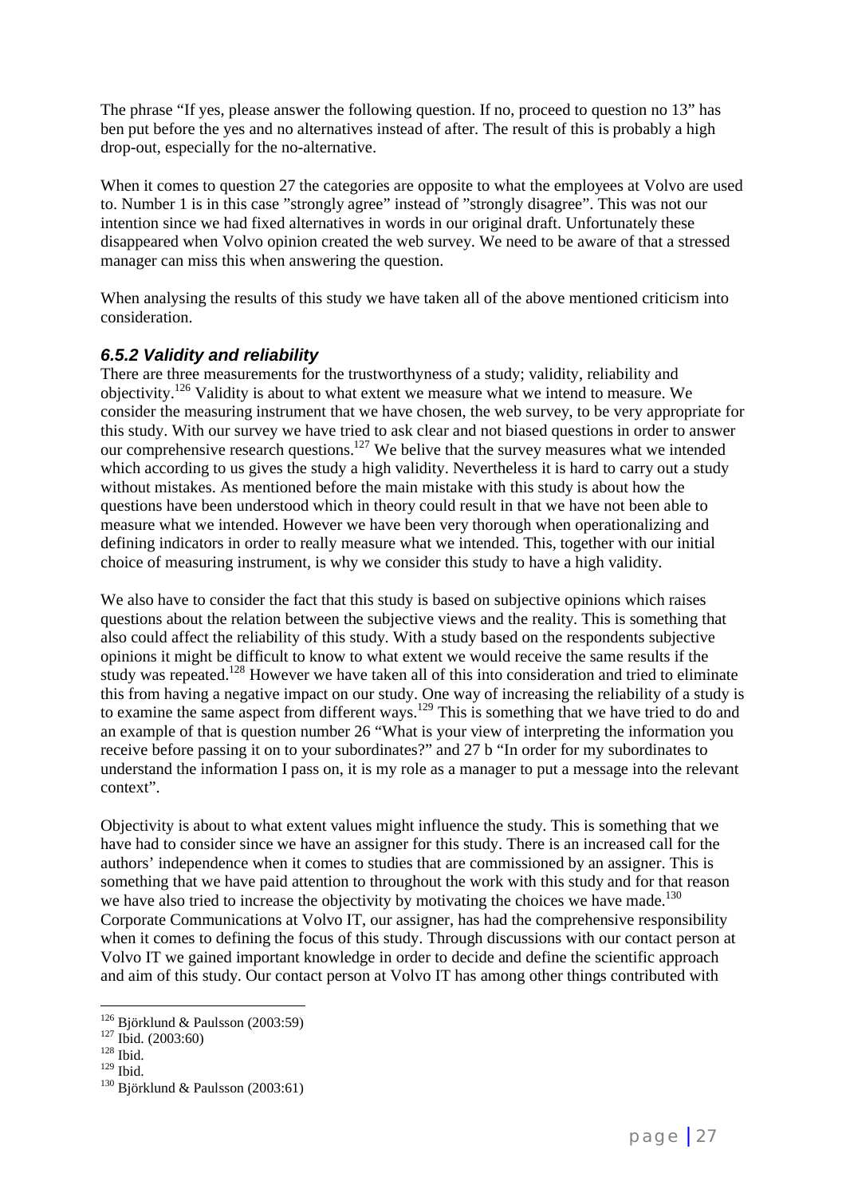The phrase "If yes, please answer the following question. If no, proceed to question no 13" has ben put before the yes and no alternatives instead of after. The result of this is probably a high drop-out, especially for the no-alternative.

When it comes to question 27 the categories are opposite to what the employees at Volvo are used to. Number 1 is in this case "strongly agree" instead of "strongly disagree". This was not our intention since we had fixed alternatives in words in our original draft. Unfortunately these disappeared when Volvo opinion created the web survey. We need to be aware of that a stressed manager can miss this when answering the question.

When analysing the results of this study we have taken all of the above mentioned criticism into consideration.

### *6.5.2 Validity and reliability*

There are three measurements for the trustworthyness of a study; validity, reliability and objectivity.[126] Validity is about to what extent we measure what we intend to measure. We consider the measuring instrument that we have chosen, the web survey, to be very appropriate for this study. With our survey we have tried to ask clear and not biased questions in order to answer our comprehensive research questions.[127] We belive that the survey measures what we intended which according to us gives the study a high validity. Nevertheless it is hard to carry out a study without mistakes. As mentioned before the main mistake with this study is about how the questions have been understood which in theory could result in that we have not been able to measure what we intended. However we have been very thorough when operationalizing and defining indicators in order to really measure what we intended. This, together with our initial choice of measuring instrument, is why we consider this study to have a high validity.

We also have to consider the fact that this study is based on subjective opinions which raises questions about the relation between the subjective views and the reality. This is something that also could affect the reliability of this study. With a study based on the respondents subjective opinions it might be difficult to know to what extent we would receive the same results if the study was repeated.[128] However we have taken all of this into consideration and tried to eliminate this from having a negative impact on our study. One way of increasing the reliability of a study is to examine the same aspect from different ways.[129] This is something that we have tried to do and an example of that is question number 26 "What is your view of interpreting the information you receive before passing it on to your subordinates?" and 27 b "In order for my subordinates to understand the information I pass on, it is my role as a manager to put a message into the relevant context".

Objectivity is about to what extent values might influence the study. This is something that we have had to consider since we have an assigner for this study. There is an increased call for the authors' independence when it comes to studies that are commissioned by an assigner. This is something that we have paid attention to throughout the work with this study and for that reason we have also tried to increase the objectivity by motivating the choices we have made.[130] Corporate Communications at Volvo IT, our assigner, has had the comprehensive responsibility when it comes to defining the focus of this study. Through discussions with our contact person at Volvo IT we gained important knowledge in order to decide and define the scientific approach and aim of this study. Our contact person at Volvo IT has among other things contributed with

---

[126] Björklund & Paulsson (2003:59)
[127] Ibid. (2003:60)
[128] Ibid.
[129] Ibid.
[130] Björklund & Paulsson (2003:61)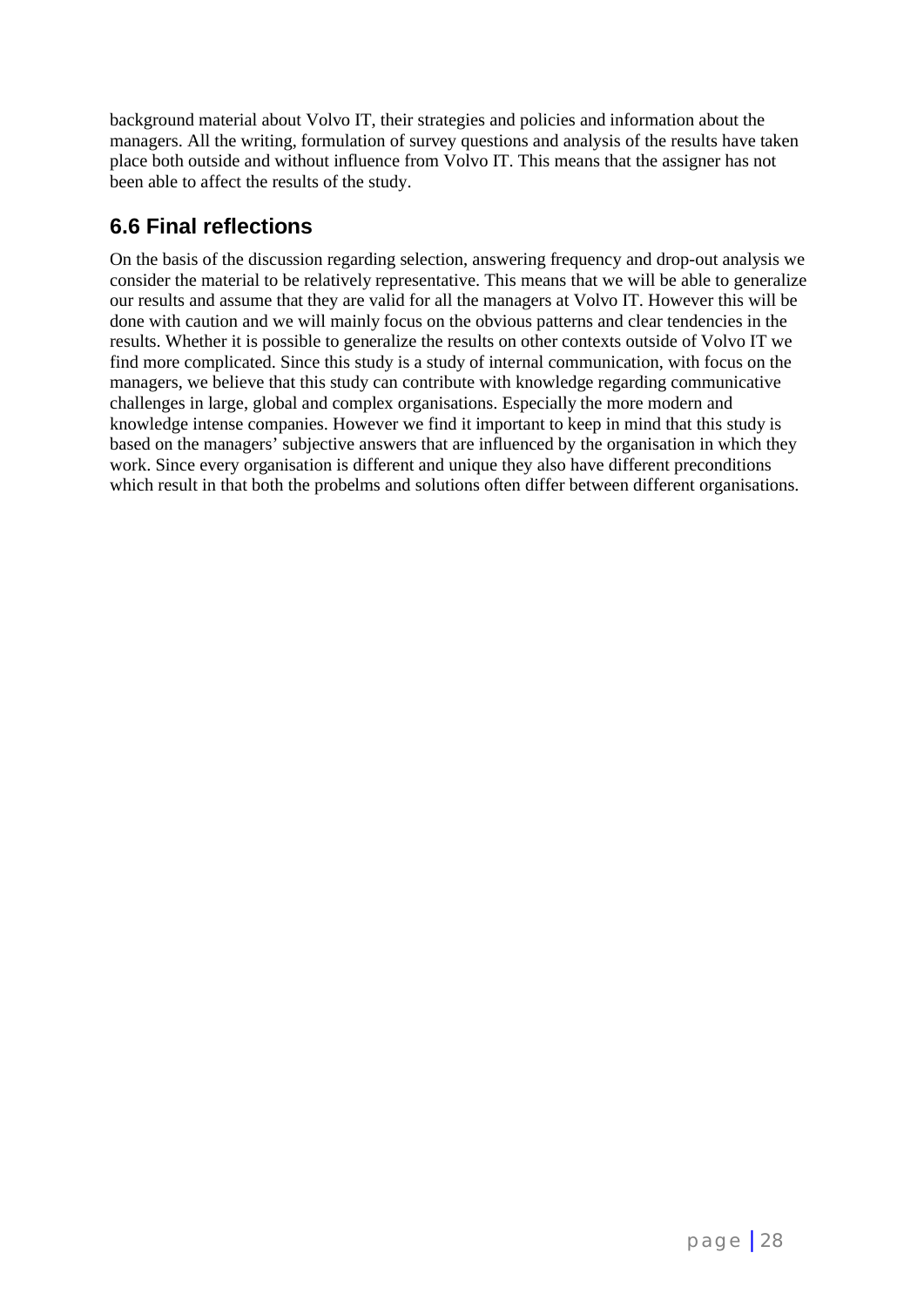background material about Volvo IT, their strategies and policies and information about the managers. All the writing, formulation of survey questions and analysis of the results have taken place both outside and without influence from Volvo IT. This means that the assigner has not been able to affect the results of the study.

## 6.6 Final reflections

On the basis of the discussion regarding selection, answering frequency and drop-out analysis we consider the material to be relatively representative. This means that we will be able to generalize our results and assume that they are valid for all the managers at Volvo IT. However this will be done with caution and we will mainly focus on the obvious patterns and clear tendencies in the results. Whether it is possible to generalize the results on other contexts outside of Volvo IT we find more complicated. Since this study is a study of internal communication, with focus on the managers, we believe that this study can contribute with knowledge regarding communicative challenges in large, global and complex organisations. Especially the more modern and knowledge intense companies. However we find it important to keep in mind that this study is based on the managers' subjective answers that are influenced by the organisation in which they work. Since every organisation is different and unique they also have different preconditions which result in that both the probelms and solutions often differ between different organisations.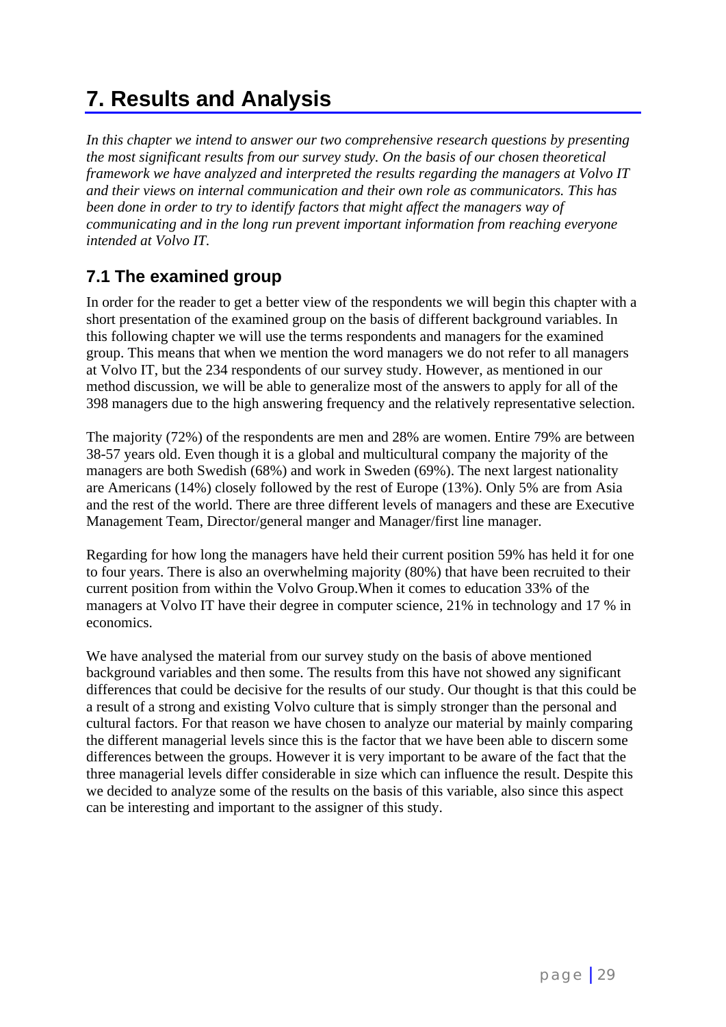# 7. Results and Analysis

*In this chapter we intend to answer our two comprehensive research questions by presenting the most significant results from our survey study. On the basis of our chosen theoretical framework we have analyzed and interpreted the results regarding the managers at Volvo IT and their views on internal communication and their own role as communicators. This has been done in order to try to identify factors that might affect the managers way of communicating and in the long run prevent important information from reaching everyone intended at Volvo IT.*

## 7.1 The examined group

In order for the reader to get a better view of the respondents we will begin this chapter with a short presentation of the examined group on the basis of different background variables. In this following chapter we will use the terms respondents and managers for the examined group. This means that when we mention the word managers we do not refer to all managers at Volvo IT, but the 234 respondents of our survey study. However, as mentioned in our method discussion, we will be able to generalize most of the answers to apply for all of the 398 managers due to the high answering frequency and the relatively representative selection.

The majority (72%) of the respondents are men and 28% are women. Entire 79% are between 38-57 years old. Even though it is a global and multicultural company the majority of the managers are both Swedish (68%) and work in Sweden (69%). The next largest nationality are Americans (14%) closely followed by the rest of Europe (13%). Only 5% are from Asia and the rest of the world. There are three different levels of managers and these are Executive Management Team, Director/general manger and Manager/first line manager.

Regarding for how long the managers have held their current position 59% has held it for one to four years. There is also an overwhelming majority (80%) that have been recruited to their current position from within the Volvo Group.When it comes to education 33% of the managers at Volvo IT have their degree in computer science, 21% in technology and 17 % in economics.

We have analysed the material from our survey study on the basis of above mentioned background variables and then some. The results from this have not showed any significant differences that could be decisive for the results of our study. Our thought is that this could be a result of a strong and existing Volvo culture that is simply stronger than the personal and cultural factors. For that reason we have chosen to analyze our material by mainly comparing the different managerial levels since this is the factor that we have been able to discern some differences between the groups. However it is very important to be aware of the fact that the three managerial levels differ considerable in size which can influence the result. Despite this we decided to analyze some of the results on the basis of this variable, also since this aspect can be interesting and important to the assigner of this study.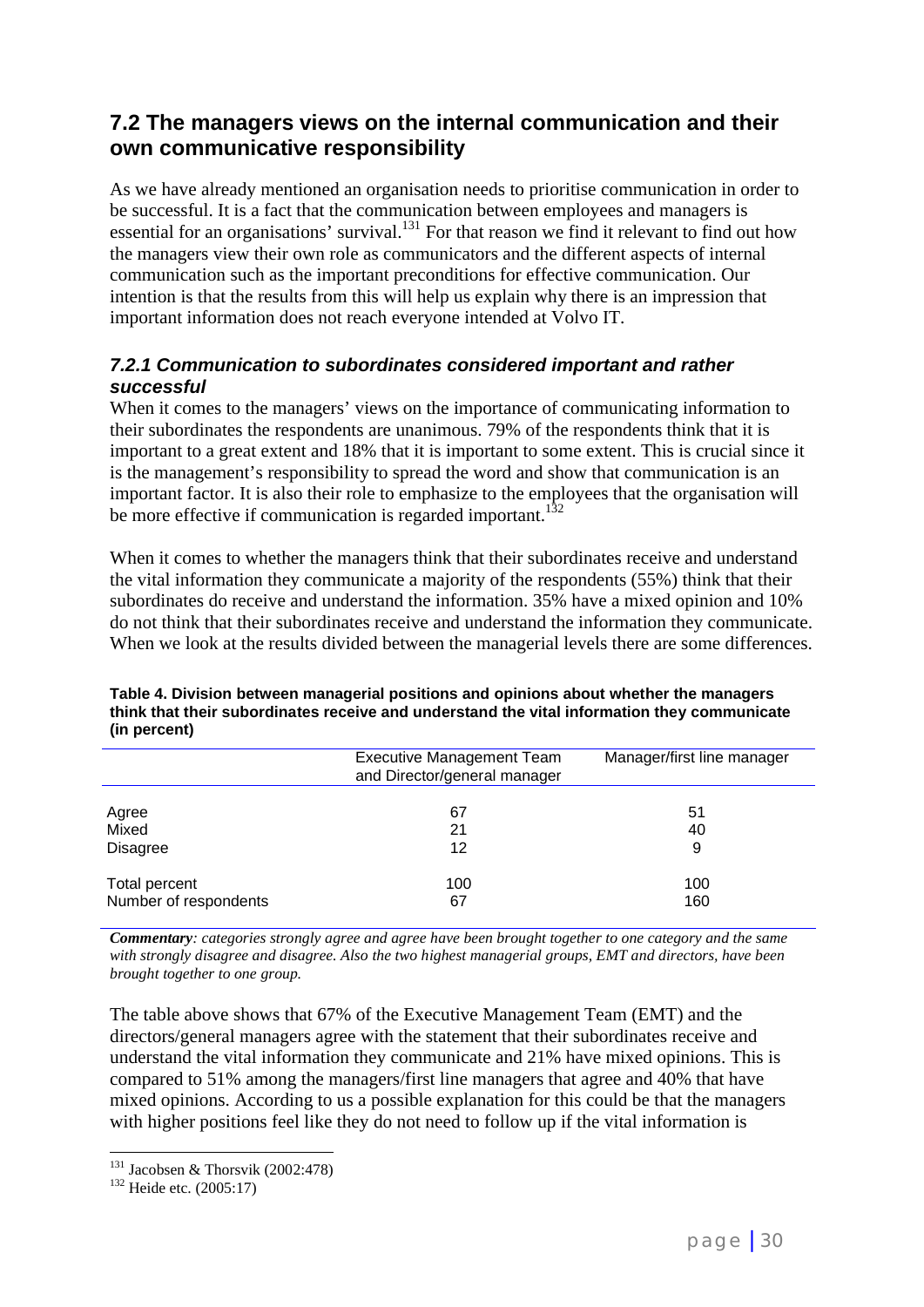## 7.2 The managers views on the internal communication and their own communicative responsibility

As we have already mentioned an organisation needs to prioritise communication in order to be successful. It is a fact that the communication between employees and managers is essential for an organisations' survival.[131] For that reason we find it relevant to find out how the managers view their own role as communicators and the different aspects of internal communication such as the important preconditions for effective communication. Our intention is that the results from this will help us explain why there is an impression that important information does not reach everyone intended at Volvo IT.

### *7.2.1 Communication to subordinates considered important and rather successful*

When it comes to the managers' views on the importance of communicating information to their subordinates the respondents are unanimous. 79% of the respondents think that it is important to a great extent and 18% that it is important to some extent. This is crucial since it is the management's responsibility to spread the word and show that communication is an important factor. It is also their role to emphasize to the employees that the organisation will be more effective if communication is regarded important.[132]

When it comes to whether the managers think that their subordinates receive and understand the vital information they communicate a majority of the respondents (55%) think that their subordinates do receive and understand the information. 35% have a mixed opinion and 10% do not think that their subordinates receive and understand the information they communicate. When we look at the results divided between the managerial levels there are some differences.

**Table 4. Division between managerial positions and opinions about whether the managers think that their subordinates receive and understand the vital information they communicate (in percent)**

| | Executive Management Team and Director/general manager | Manager/first line manager |
|---|---|---|
| Agree | 67 | 51 |
| Mixed | 21 | 40 |
| Disagree | 12 | 9 |
| Total percent | 100 | 100 |
| Number of respondents | 67 | 160 |

***Commentary****: categories strongly agree and agree have been brought together to one category and the same with strongly disagree and disagree. Also the two highest managerial groups, EMT and directors, have been brought together to one group.*

The table above shows that 67% of the Executive Management Team (EMT) and the directors/general managers agree with the statement that their subordinates receive and understand the vital information they communicate and 21% have mixed opinions. This is compared to 51% among the managers/first line managers that agree and 40% that have mixed opinions. According to us a possible explanation for this could be that the managers with higher positions feel like they do not need to follow up if the vital information is

[131] Jacobsen & Thorsvik (2002:478)

[132] Heide etc. (2005:17)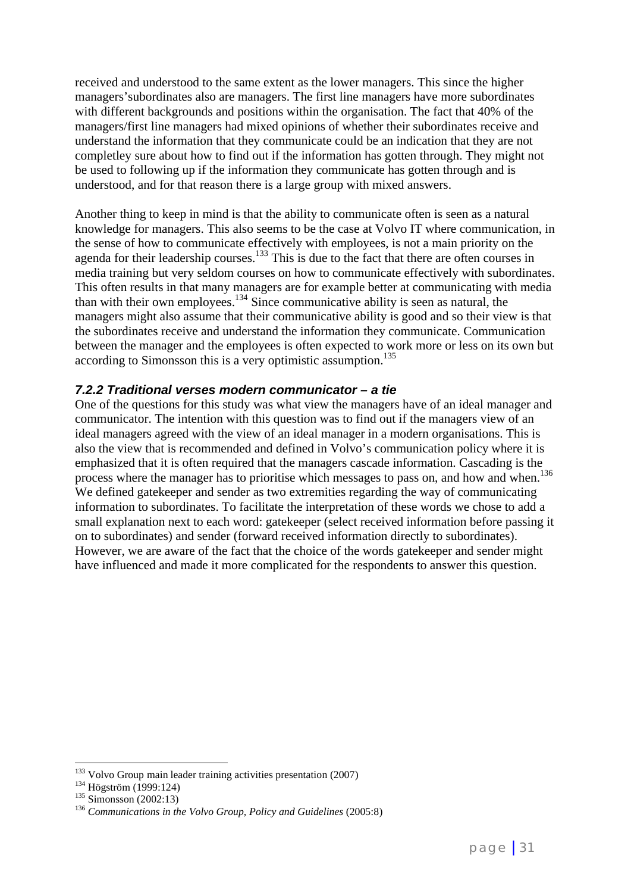received and understood to the same extent as the lower managers. This since the higher managers'subordinates also are managers. The first line managers have more subordinates with different backgrounds and positions within the organisation. The fact that 40% of the managers/first line managers had mixed opinions of whether their subordinates receive and understand the information that they communicate could be an indication that they are not completley sure about how to find out if the information has gotten through. They might not be used to following up if the information they communicate has gotten through and is understood, and for that reason there is a large group with mixed answers.

Another thing to keep in mind is that the ability to communicate often is seen as a natural knowledge for managers. This also seems to be the case at Volvo IT where communication, in the sense of how to communicate effectively with employees, is not a main priority on the agenda for their leadership courses.[133] This is due to the fact that there are often courses in media training but very seldom courses on how to communicate effectively with subordinates. This often results in that many managers are for example better at communicating with media than with their own employees.[134] Since communicative ability is seen as natural, the managers might also assume that their communicative ability is good and so their view is that the subordinates receive and understand the information they communicate. Communication between the manager and the employees is often expected to work more or less on its own but according to Simonsson this is a very optimistic assumption.[135]

### *7.2.2 Traditional verses modern communicator – a tie*

One of the questions for this study was what view the managers have of an ideal manager and communicator. The intention with this question was to find out if the managers view of an ideal managers agreed with the view of an ideal manager in a modern organisations. This is also the view that is recommended and defined in Volvo's communication policy where it is emphasized that it is often required that the managers cascade information. Cascading is the process where the manager has to prioritise which messages to pass on, and how and when.[136] We defined gatekeeper and sender as two extremities regarding the way of communicating information to subordinates. To facilitate the interpretation of these words we chose to add a small explanation next to each word: gatekeeper (select received information before passing it on to subordinates) and sender (forward received information directly to subordinates). However, we are aware of the fact that the choice of the words gatekeeper and sender might have influenced and made it more complicated for the respondents to answer this question.

---

[133] Volvo Group main leader training activities presentation (2007)

[134] Högström (1999:124)

[135] Simonsson (2002:13)

[136] *Communications in the Volvo Group, Policy and Guidelines* (2005:8)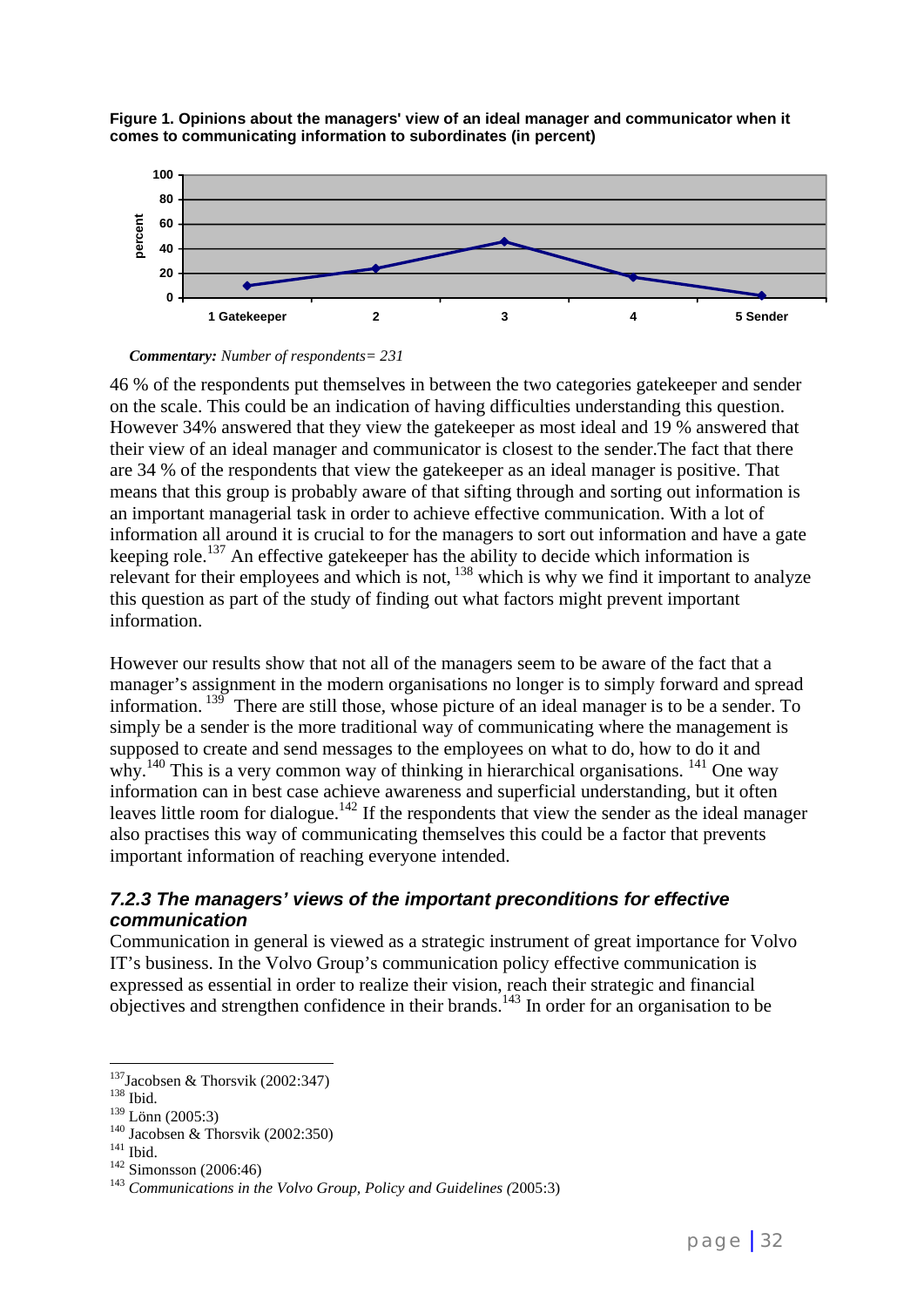**Figure 1. Opinions about the managers' view of an ideal manager and communicator when it comes to communicating information to subordinates (in percent)**

***Commentary:*** *Number of respondents= 231*

46 % of the respondents put themselves in between the two categories gatekeeper and sender on the scale. This could be an indication of having difficulties understanding this question. However 34% answered that they view the gatekeeper as most ideal and 19 % answered that their view of an ideal manager and communicator is closest to the sender.The fact that there are 34 % of the respondents that view the gatekeeper as an ideal manager is positive. That means that this group is probably aware of that sifting through and sorting out information is an important managerial task in order to achieve effective communication. With a lot of information all around it is crucial to for the managers to sort out information and have a gate keeping role.[137] An effective gatekeeper has the ability to decide which information is relevant for their employees and which is not, [138] which is why we find it important to analyze this question as part of the study of finding out what factors might prevent important information.

However our results show that not all of the managers seem to be aware of the fact that a manager's assignment in the modern organisations no longer is to simply forward and spread information. [139] There are still those, whose picture of an ideal manager is to be a sender. To simply be a sender is the more traditional way of communicating where the management is supposed to create and send messages to the employees on what to do, how to do it and why.[140] This is a very common way of thinking in hierarchical organisations. [141] One way information can in best case achieve awareness and superficial understanding, but it often leaves little room for dialogue.[142] If the respondents that view the sender as the ideal manager also practises this way of communicating themselves this could be a factor that prevents important information of reaching everyone intended.

### *7.2.3 The managers' views of the important preconditions for effective communication*

Communication in general is viewed as a strategic instrument of great importance for Volvo IT's business. In the Volvo Group's communication policy effective communication is expressed as essential in order to realize their vision, reach their strategic and financial objectives and strengthen confidence in their brands.[143] In order for an organisation to be

---

[137] Jacobsen & Thorsvik (2002:347)
[138] Ibid.
[139] Lönn (2005:3)
[140] Jacobsen & Thorsvik (2002:350)
[141] Ibid.
[142] Simonsson (2006:46)
[143] *Communications in the Volvo Group, Policy and Guidelines (*2005:3)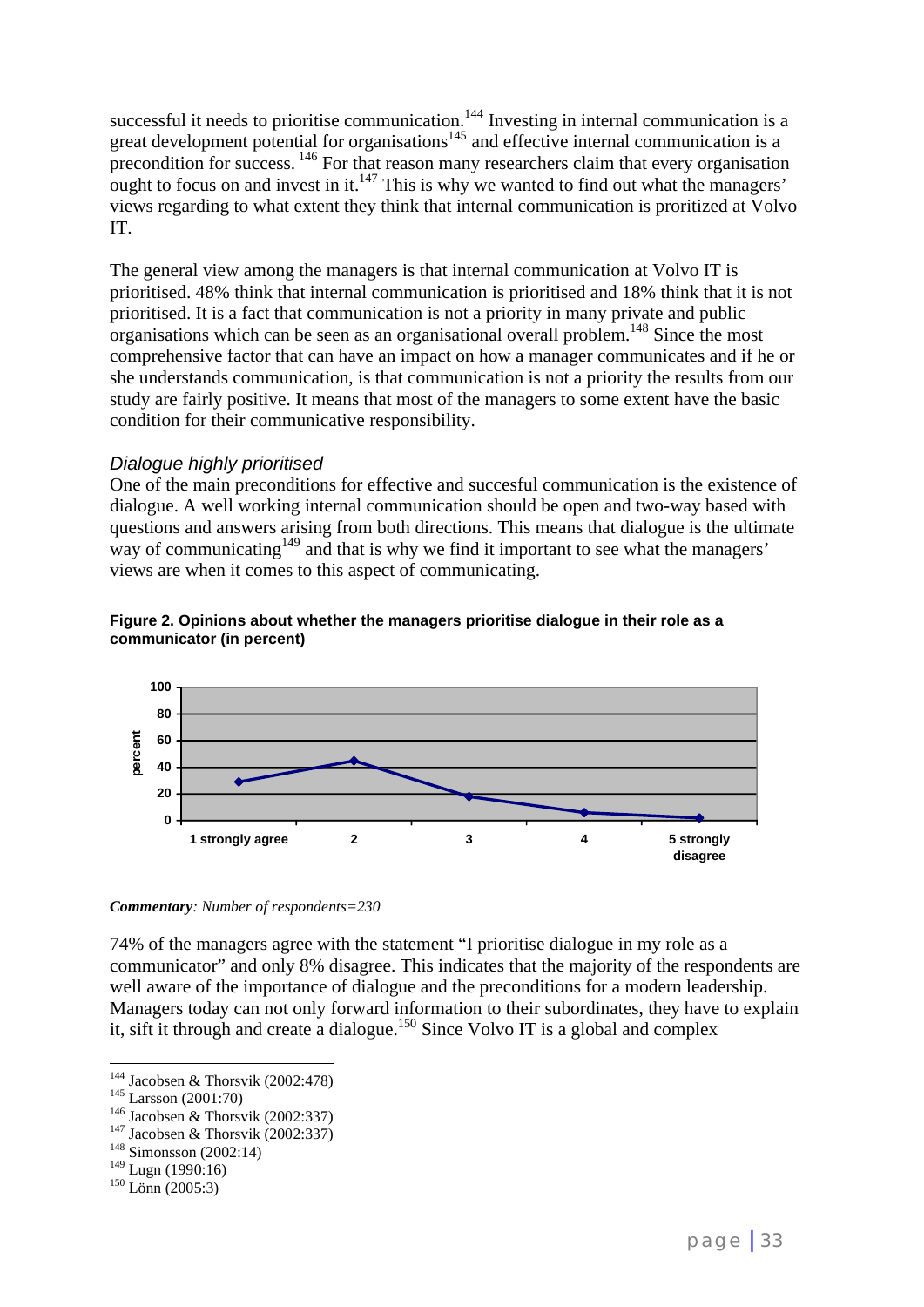successful it needs to prioritise communication.[144] Investing in internal communication is a great development potential for organisations[145] and effective internal communication is a precondition for success. [146] For that reason many researchers claim that every organisation ought to focus on and invest in it.[147] This is why we wanted to find out what the managers' views regarding to what extent they think that internal communication is proritized at Volvo IT.

The general view among the managers is that internal communication at Volvo IT is prioritised. 48% think that internal communication is prioritised and 18% think that it is not prioritised. It is a fact that communication is not a priority in many private and public organisations which can be seen as an organisational overall problem.[148] Since the most comprehensive factor that can have an impact on how a manager communicates and if he or she understands communication, is that communication is not a priority the results from our study are fairly positive. It means that most of the managers to some extent have the basic condition for their communicative responsibility.

### *Dialogue highly prioritised*

One of the main preconditions for effective and succesful communication is the existence of dialogue. A well working internal communication should be open and two-way based with questions and answers arising from both directions. This means that dialogue is the ultimate way of communicating[149] and that is why we find it important to see what the managers' views are when it comes to this aspect of communicating.

**Figure 2. Opinions about whether the managers prioritise dialogue in their role as a communicator (in percent)**

*Commentary: Number of respondents=230*

74% of the managers agree with the statement "I prioritise dialogue in my role as a communicator" and only 8% disagree. This indicates that the majority of the respondents are well aware of the importance of dialogue and the preconditions for a modern leadership. Managers today can not only forward information to their subordinates, they have to explain it, sift it through and create a dialogue.[150] Since Volvo IT is a global and complex

---

[144] Jacobsen & Thorsvik (2002:478)
[145] Larsson (2001:70)
[146] Jacobsen & Thorsvik (2002:337)
[147] Jacobsen & Thorsvik (2002:337)
[148] Simonsson (2002:14)
[149] Lugn (1990:16)
[150] Lönn (2005:3)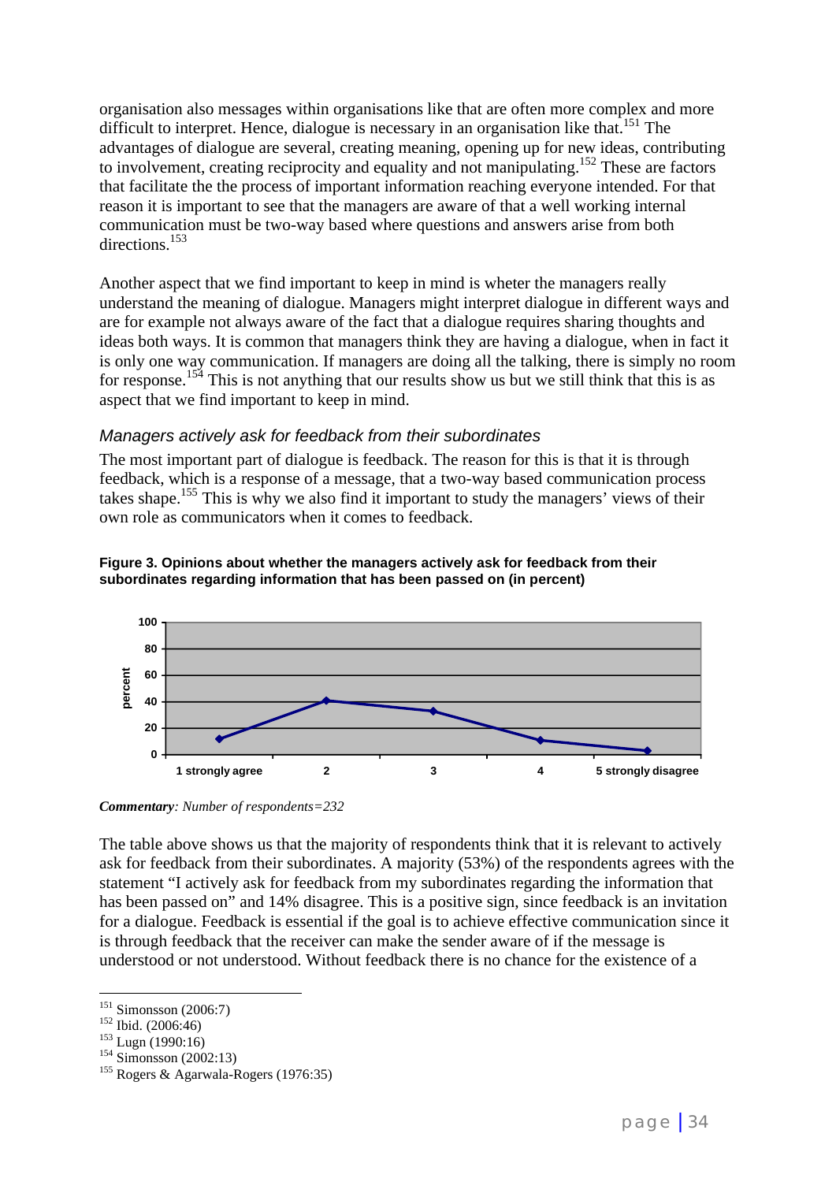organisation also messages within organisations like that are often more complex and more difficult to interpret. Hence, dialogue is necessary in an organisation like that.[151] The advantages of dialogue are several, creating meaning, opening up for new ideas, contributing to involvement, creating reciprocity and equality and not manipulating.[152] These are factors that facilitate the the process of important information reaching everyone intended. For that reason it is important to see that the managers are aware of that a well working internal communication must be two-way based where questions and answers arise from both directions.[153]

Another aspect that we find important to keep in mind is wheter the managers really understand the meaning of dialogue. Managers might interpret dialogue in different ways and are for example not always aware of the fact that a dialogue requires sharing thoughts and ideas both ways. It is common that managers think they are having a dialogue, when in fact it is only one way communication. If managers are doing all the talking, there is simply no room for response.[154] This is not anything that our results show us but we still think that this is as aspect that we find important to keep in mind.

### *Managers actively ask for feedback from their subordinates*

The most important part of dialogue is feedback. The reason for this is that it is through feedback, which is a response of a message, that a two-way based communication process takes shape.[155] This is why we also find it important to study the managers' views of their own role as communicators when it comes to feedback.

**Figure 3. Opinions about whether the managers actively ask for feedback from their subordinates regarding information that has been passed on (in percent)**

*Commentary: Number of respondents=232*

The table above shows us that the majority of respondents think that it is relevant to actively ask for feedback from their subordinates. A majority (53%) of the respondents agrees with the statement "I actively ask for feedback from my subordinates regarding the information that has been passed on" and 14% disagree. This is a positive sign, since feedback is an invitation for a dialogue. Feedback is essential if the goal is to achieve effective communication since it is through feedback that the receiver can make the sender aware of if the message is understood or not understood. Without feedback there is no chance for the existence of a

---

[151] Simonsson (2006:7)
[152] Ibid. (2006:46)
[153] Lugn (1990:16)
[154] Simonsson (2002:13)
[155] Rogers & Agarwala-Rogers (1976:35)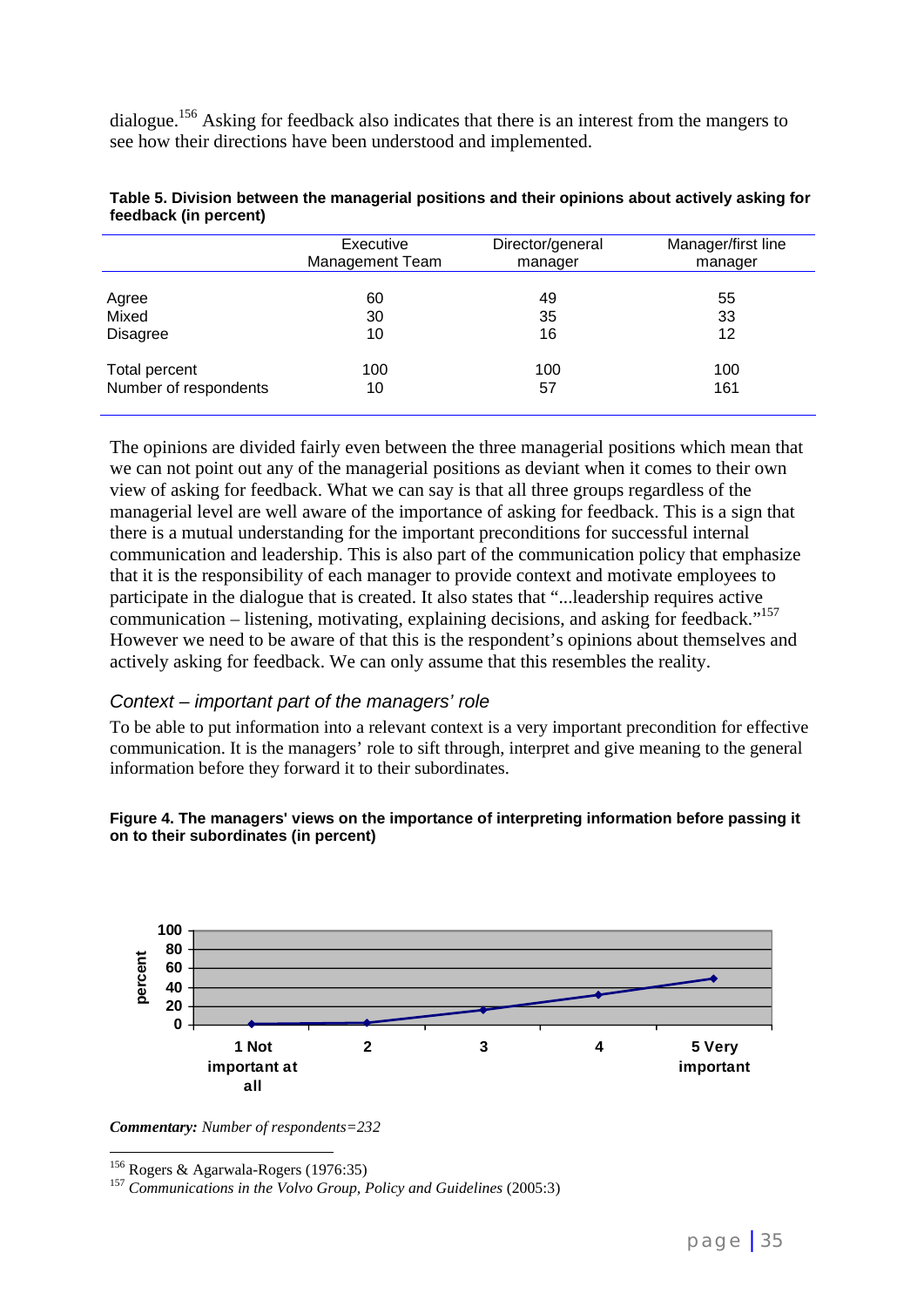dialogue.[156] Asking for feedback also indicates that there is an interest from the mangers to see how their directions have been understood and implemented.

**Table 5. Division between the managerial positions and their opinions about actively asking for feedback (in percent)**

| | Executive Management Team | Director/general manager | Manager/first line manager |
|---|---|---|---|
| Agree | 60 | 49 | 55 |
| Mixed | 30 | 35 | 33 |
| Disagree | 10 | 16 | 12 |
| Total percent | 100 | 100 | 100 |
| Number of respondents | 10 | 57 | 161 |

The opinions are divided fairly even between the three managerial positions which mean that we can not point out any of the managerial positions as deviant when it comes to their own view of asking for feedback. What we can say is that all three groups regardless of the managerial level are well aware of the importance of asking for feedback. This is a sign that there is a mutual understanding for the important preconditions for successful internal communication and leadership. This is also part of the communication policy that emphasize that it is the responsibility of each manager to provide context and motivate employees to participate in the dialogue that is created. It also states that "...leadership requires active communication – listening, motivating, explaining decisions, and asking for feedback."[157] However we need to be aware of that this is the respondent's opinions about themselves and actively asking for feedback. We can only assume that this resembles the reality.

### *Context – important part of the managers' role*

To be able to put information into a relevant context is a very important precondition for effective communication. It is the managers' role to sift through, interpret and give meaning to the general information before they forward it to their subordinates.

**Figure 4. The managers' views on the importance of interpreting information before passing it on to their subordinates (in percent)**

***Commentary:*** *Number of respondents=232*

---

[156] Rogers & Agarwala-Rogers (1976:35)

[157] *Communications in the Volvo Group, Policy and Guidelines* (2005:3)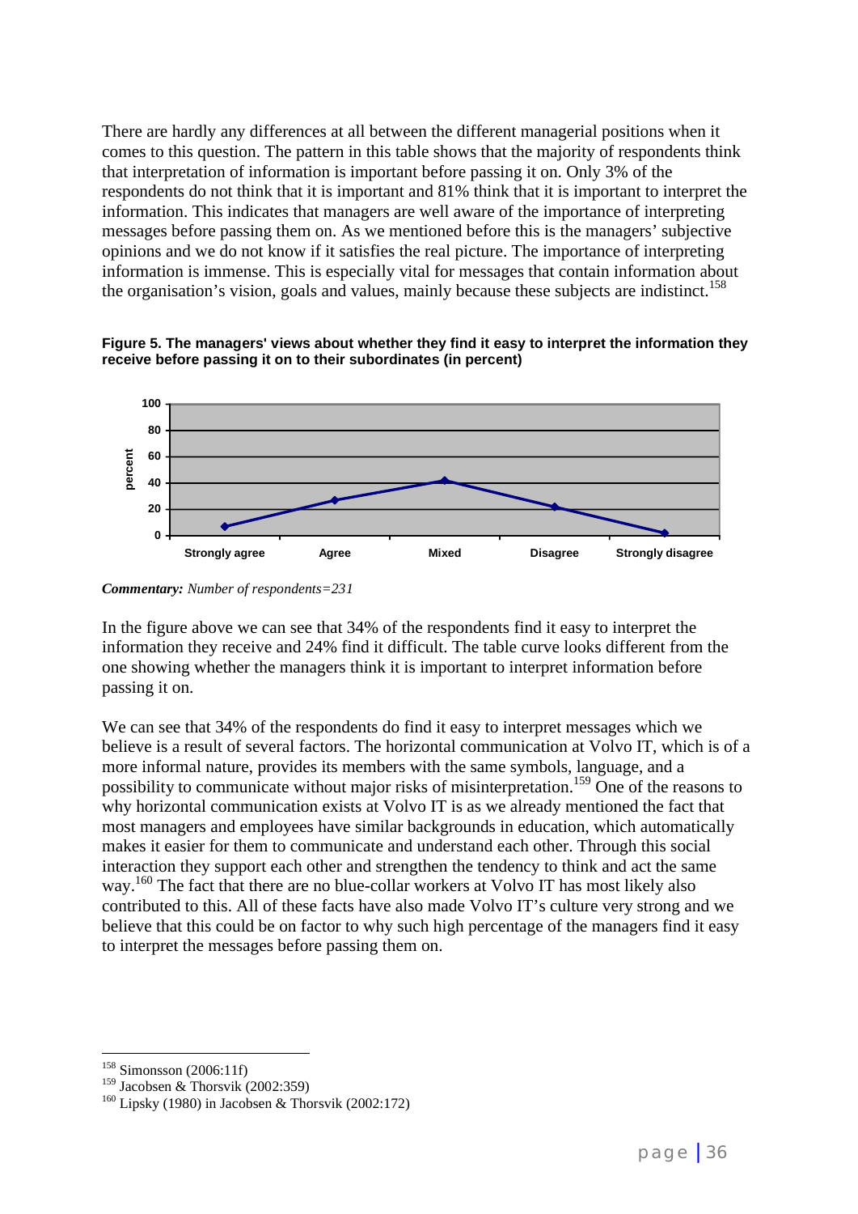There are hardly any differences at all between the different managerial positions when it comes to this question. The pattern in this table shows that the majority of respondents think that interpretation of information is important before passing it on. Only 3% of the respondents do not think that it is important and 81% think that it is important to interpret the information. This indicates that managers are well aware of the importance of interpreting messages before passing them on. As we mentioned before this is the managers' subjective opinions and we do not know if it satisfies the real picture. The importance of interpreting information is immense. This is especially vital for messages that contain information about the organisation's vision, goals and values, mainly because these subjects are indistinct.[158]

**Figure 5. The managers' views about whether they find it easy to interpret the information they receive before passing it on to their subordinates (in percent)**

***Commentary:*** *Number of respondents=231*

In the figure above we can see that 34% of the respondents find it easy to interpret the information they receive and 24% find it difficult. The table curve looks different from the one showing whether the managers think it is important to interpret information before passing it on.

We can see that 34% of the respondents do find it easy to interpret messages which we believe is a result of several factors. The horizontal communication at Volvo IT, which is of a more informal nature, provides its members with the same symbols, language, and a possibility to communicate without major risks of misinterpretation.[159] One of the reasons to why horizontal communication exists at Volvo IT is as we already mentioned the fact that most managers and employees have similar backgrounds in education, which automatically makes it easier for them to communicate and understand each other. Through this social interaction they support each other and strengthen the tendency to think and act the same way.[160] The fact that there are no blue-collar workers at Volvo IT has most likely also contributed to this. All of these facts have also made Volvo IT's culture very strong and we believe that this could be on factor to why such high percentage of the managers find it easy to interpret the messages before passing them on.

---

[158] Simonsson (2006:11f)

[159] Jacobsen & Thorsvik (2002:359)

[160] Lipsky (1980) in Jacobsen & Thorsvik (2002:172)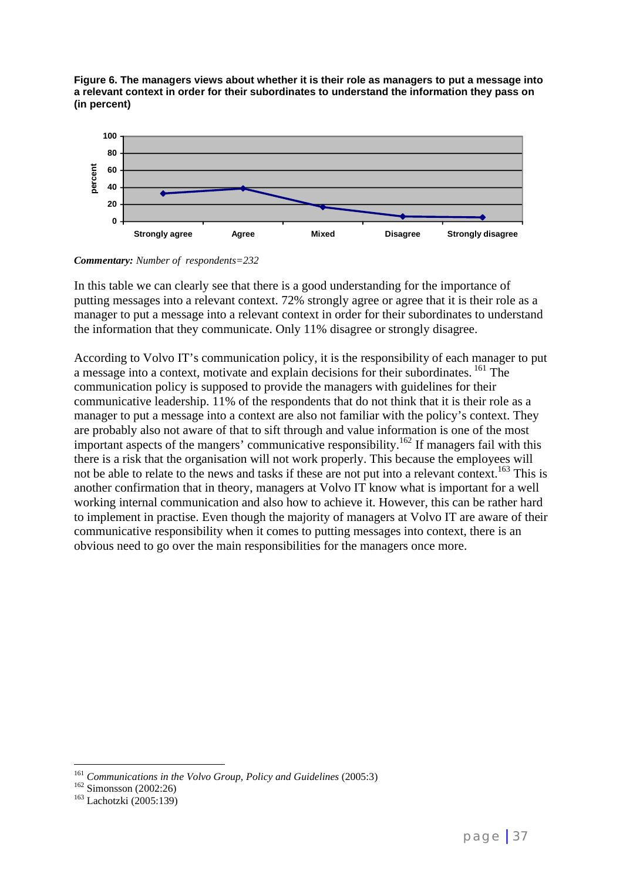**Figure 6. The managers views about whether it is their role as managers to put a message into a relevant context in order for their subordinates to understand the information they pass on (in percent)**

***Commentary:*** *Number of respondents=232*

In this table we can clearly see that there is a good understanding for the importance of putting messages into a relevant context. 72% strongly agree or agree that it is their role as a manager to put a message into a relevant context in order for their subordinates to understand the information that they communicate. Only 11% disagree or strongly disagree.

According to Volvo IT's communication policy, it is the responsibility of each manager to put a message into a context, motivate and explain decisions for their subordinates. [161] The communication policy is supposed to provide the managers with guidelines for their communicative leadership. 11% of the respondents that do not think that it is their role as a manager to put a message into a context are also not familiar with the policy's context. They are probably also not aware of that to sift through and value information is one of the most important aspects of the mangers' communicative responsibility.[162] If managers fail with this there is a risk that the organisation will not work properly. This because the employees will not be able to relate to the news and tasks if these are not put into a relevant context.[163] This is another confirmation that in theory, managers at Volvo IT know what is important for a well working internal communication and also how to achieve it. However, this can be rather hard to implement in practise. Even though the majority of managers at Volvo IT are aware of their communicative responsibility when it comes to putting messages into context, there is an obvious need to go over the main responsibilities for the managers once more.

---

[161] *Communications in the Volvo Group, Policy and Guidelines* (2005:3)
[162] Simonsson (2002:26)
[163] Lachotzki (2005:139)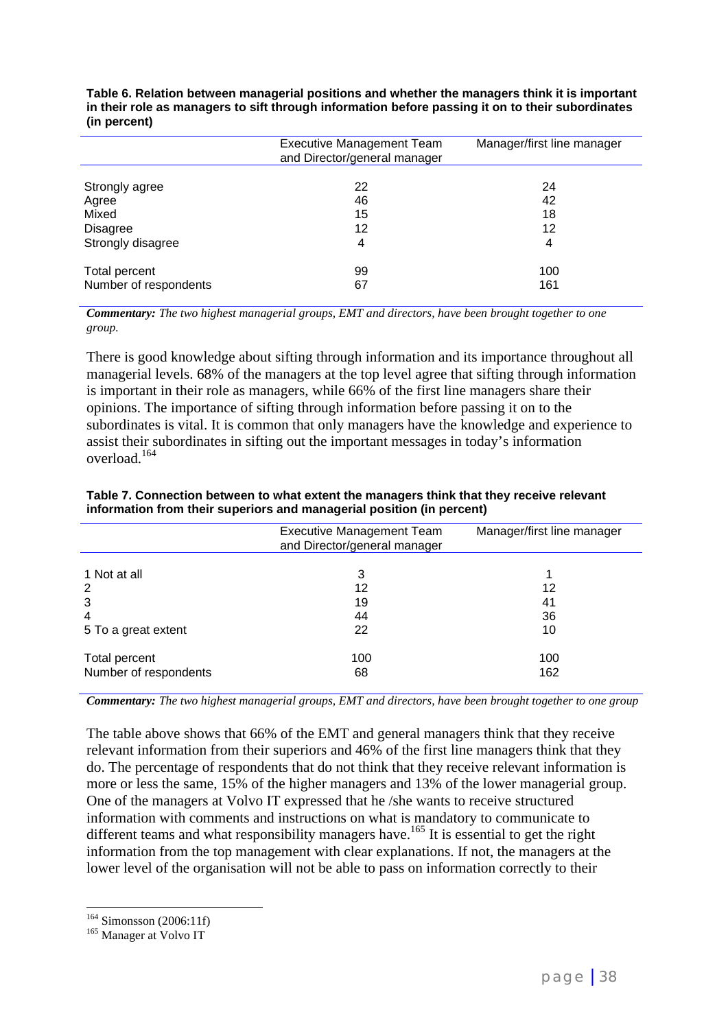**Table 6. Relation between managerial positions and whether the managers think it is important in their role as managers to sift through information before passing it on to their subordinates (in percent)**

| | Executive Management Team and Director/general manager | Manager/first line manager |
|---|---|---|
| Strongly agree | 22 | 24 |
| Agree | 46 | 42 |
| Mixed | 15 | 18 |
| Disagree | 12 | 12 |
| Strongly disagree | 4 | 4 |
| Total percent | 99 | 100 |
| Number of respondents | 67 | 161 |

***Commentary:*** *The two highest managerial groups, EMT and directors, have been brought together to one group.*

There is good knowledge about sifting through information and its importance throughout all managerial levels. 68% of the managers at the top level agree that sifting through information is important in their role as managers, while 66% of the first line managers share their opinions. The importance of sifting through information before passing it on to the subordinates is vital. It is common that only managers have the knowledge and experience to assist their subordinates in sifting out the important messages in today's information overload.[164]

**Table 7. Connection between to what extent the managers think that they receive relevant information from their superiors and managerial position (in percent)**

| | Executive Management Team and Director/general manager | Manager/first line manager |
|---|---|---|
| 1 Not at all | 3 | 1 |
| 2 | 12 | 12 |
| 3 | 19 | 41 |
| 4 | 44 | 36 |
| 5 To a great extent | 22 | 10 |
| Total percent | 100 | 100 |
| Number of respondents | 68 | 162 |

***Commentary:*** *The two highest managerial groups, EMT and directors, have been brought together to one group*

The table above shows that 66% of the EMT and general managers think that they receive relevant information from their superiors and 46% of the first line managers think that they do. The percentage of respondents that do not think that they receive relevant information is more or less the same, 15% of the higher managers and 13% of the lower managerial group. One of the managers at Volvo IT expressed that he /she wants to receive structured information with comments and instructions on what is mandatory to communicate to different teams and what responsibility managers have.[165] It is essential to get the right information from the top management with clear explanations. If not, the managers at the lower level of the organisation will not be able to pass on information correctly to their

---

[164] Simonsson (2006:11f)

[165] Manager at Volvo IT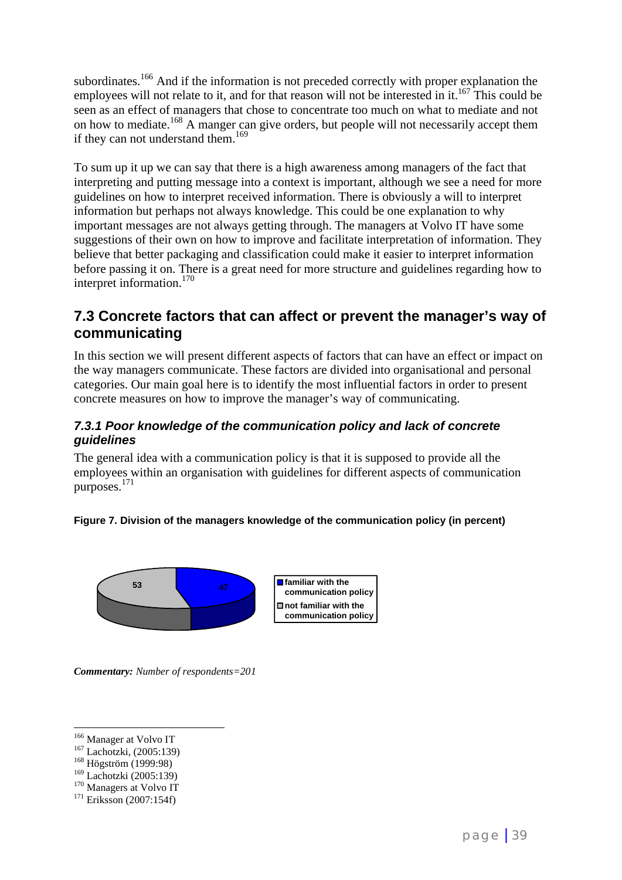subordinates.[166] And if the information is not preceded correctly with proper explanation the employees will not relate to it, and for that reason will not be interested in it.[167] This could be seen as an effect of managers that chose to concentrate too much on what to mediate and not on how to mediate.[168] A manger can give orders, but people will not necessarily accept them if they can not understand them.[169]

To sum up it up we can say that there is a high awareness among managers of the fact that interpreting and putting message into a context is important, although we see a need for more guidelines on how to interpret received information. There is obviously a will to interpret information but perhaps not always knowledge. This could be one explanation to why important messages are not always getting through. The managers at Volvo IT have some suggestions of their own on how to improve and facilitate interpretation of information. They believe that better packaging and classification could make it easier to interpret information before passing it on. There is a great need for more structure and guidelines regarding how to interpret information.[170]

## 7.3 Concrete factors that can affect or prevent the manager's way of communicating

In this section we will present different aspects of factors that can have an effect or impact on the way managers communicate. These factors are divided into organisational and personal categories. Our main goal here is to identify the most influential factors in order to present concrete measures on how to improve the manager's way of communicating.

### *7.3.1 Poor knowledge of the communication policy and lack of concrete guidelines*

The general idea with a communication policy is that it is supposed to provide all the employees within an organisation with guidelines for different aspects of communication purposes.[171]

**Figure 7. Division of the managers knowledge of the communication policy (in percent)**

| | Percent |
|---|---|
| familiar with the communication policy | 47 |
| not familiar with the communication policy | 53 |

***Commentary:*** *Number of respondents=201*

---

[166] Manager at Volvo IT
[167] Lachotzki, (2005:139)
[168] Högström (1999:98)
[169] Lachotzki (2005:139)
[170] Managers at Volvo IT
[171] Eriksson (2007:154f)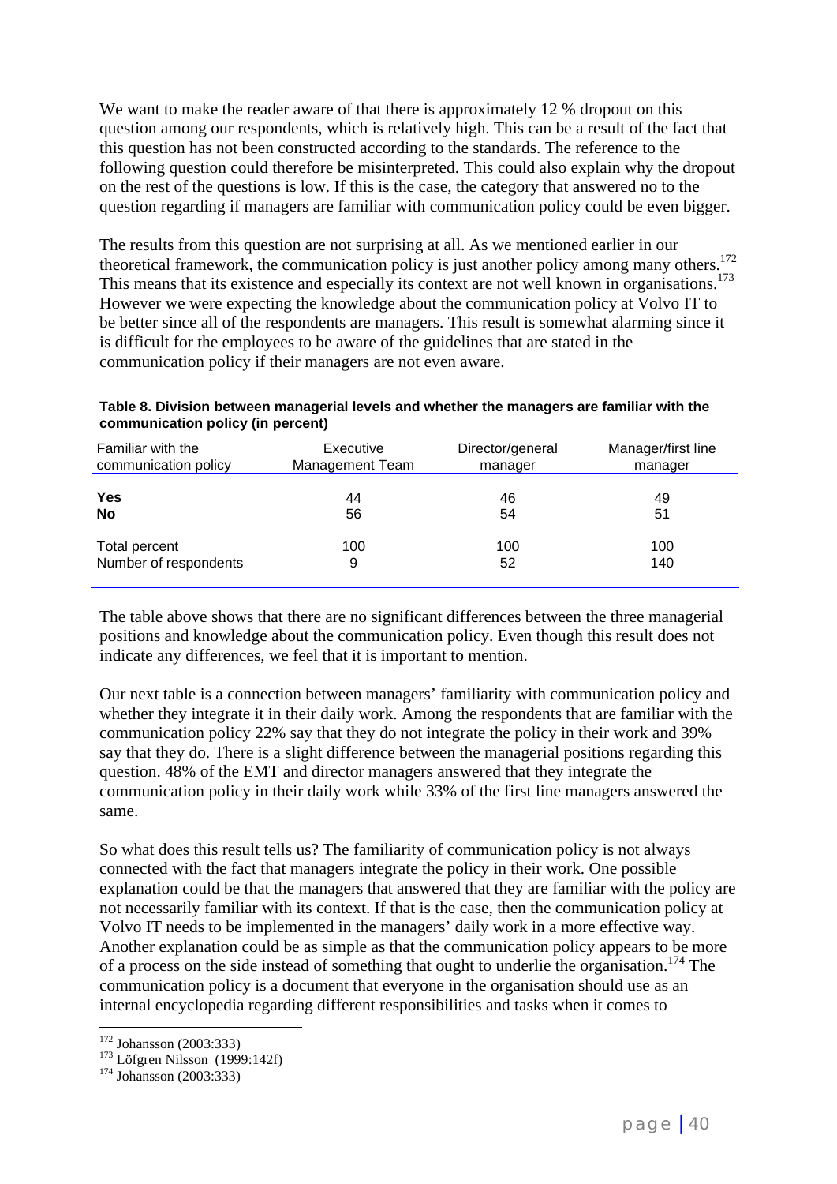We want to make the reader aware of that there is approximately 12 % dropout on this question among our respondents, which is relatively high. This can be a result of the fact that this question has not been constructed according to the standards. The reference to the following question could therefore be misinterpreted. This could also explain why the dropout on the rest of the questions is low. If this is the case, the category that answered no to the question regarding if managers are familiar with communication policy could be even bigger.

The results from this question are not surprising at all. As we mentioned earlier in our theoretical framework, the communication policy is just another policy among many others.[172] This means that its existence and especially its context are not well known in organisations.[173] However we were expecting the knowledge about the communication policy at Volvo IT to be better since all of the respondents are managers. This result is somewhat alarming since it is difficult for the employees to be aware of the guidelines that are stated in the communication policy if their managers are not even aware.

**Table 8. Division between managerial levels and whether the managers are familiar with the communication policy (in percent)**

| Familiar with the communication policy | Executive Management Team | Director/general manager | Manager/first line manager |
|---|---|---|---|
| **Yes** | 44 | 46 | 49 |
| **No** | 56 | 54 | 51 |
| Total percent | 100 | 100 | 100 |
| Number of respondents | 9 | 52 | 140 |

The table above shows that there are no significant differences between the three managerial positions and knowledge about the communication policy. Even though this result does not indicate any differences, we feel that it is important to mention.

Our next table is a connection between managers' familiarity with communication policy and whether they integrate it in their daily work. Among the respondents that are familiar with the communication policy 22% say that they do not integrate the policy in their work and 39% say that they do. There is a slight difference between the managerial positions regarding this question. 48% of the EMT and director managers answered that they integrate the communication policy in their daily work while 33% of the first line managers answered the same.

So what does this result tells us? The familiarity of communication policy is not always connected with the fact that managers integrate the policy in their work. One possible explanation could be that the managers that answered that they are familiar with the policy are not necessarily familiar with its context. If that is the case, then the communication policy at Volvo IT needs to be implemented in the managers' daily work in a more effective way. Another explanation could be as simple as that the communication policy appears to be more of a process on the side instead of something that ought to underlie the organisation.[174] The communication policy is a document that everyone in the organisation should use as an internal encyclopedia regarding different responsibilities and tasks when it comes to

[172] Johansson (2003:333)

[173] Löfgren Nilsson (1999:142f)

[174] Johansson (2003:333)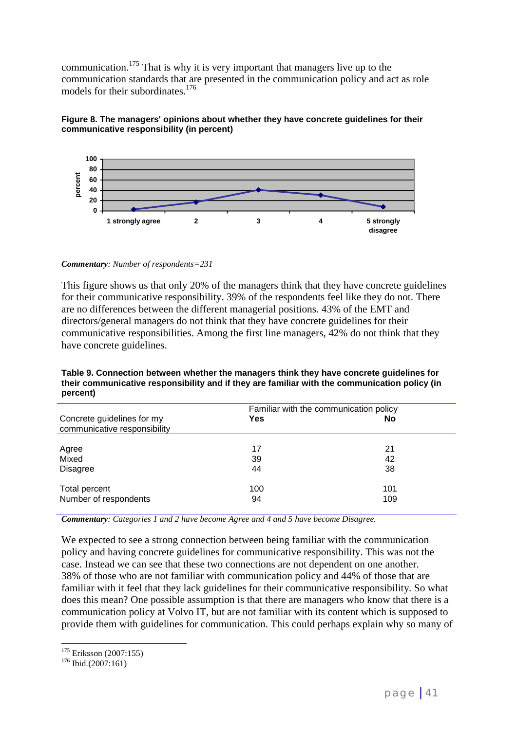communication.[175] That is why it is very important that managers live up to the communication standards that are presented in the communication policy and act as role models for their subordinates.[176]

**Figure 8. The managers' opinions about whether they have concrete guidelines for their communicative responsibility (in percent)**

*Commentary: Number of respondents=231*

This figure shows us that only 20% of the managers think that they have concrete guidelines for their communicative responsibility. 39% of the respondents feel like they do not. There are no differences between the different managerial positions. 43% of the EMT and directors/general managers do not think that they have concrete guidelines for their communicative responsibilities. Among the first line managers, 42% do not think that they have concrete guidelines.

**Table 9. Connection between whether the managers think they have concrete guidelines for their communicative responsibility and if they are familiar with the communication policy (in percent)**

| Concrete guidelines for my communicative responsibility | Familiar with the communication policy **Yes** | **No** |
|---|---|---|
| Agree | 17 | 21 |
| Mixed | 39 | 42 |
| Disagree | 44 | 38 |
| Total percent | 100 | 101 |
| Number of respondents | 94 | 109 |

*Commentary: Categories 1 and 2 have become Agree and 4 and 5 have become Disagree.*

We expected to see a strong connection between being familiar with the communication policy and having concrete guidelines for communicative responsibility. This was not the case. Instead we can see that these two connections are not dependent on one another. 38% of those who are not familiar with communication policy and 44% of those that are familiar with it feel that they lack guidelines for their communicative responsibility. So what does this mean? One possible assumption is that there are managers who know that there is a communication policy at Volvo IT, but are not familiar with its content which is supposed to provide them with guidelines for communication. This could perhaps explain why so many of

[175] Eriksson (2007:155)
[176] Ibid.(2007:161)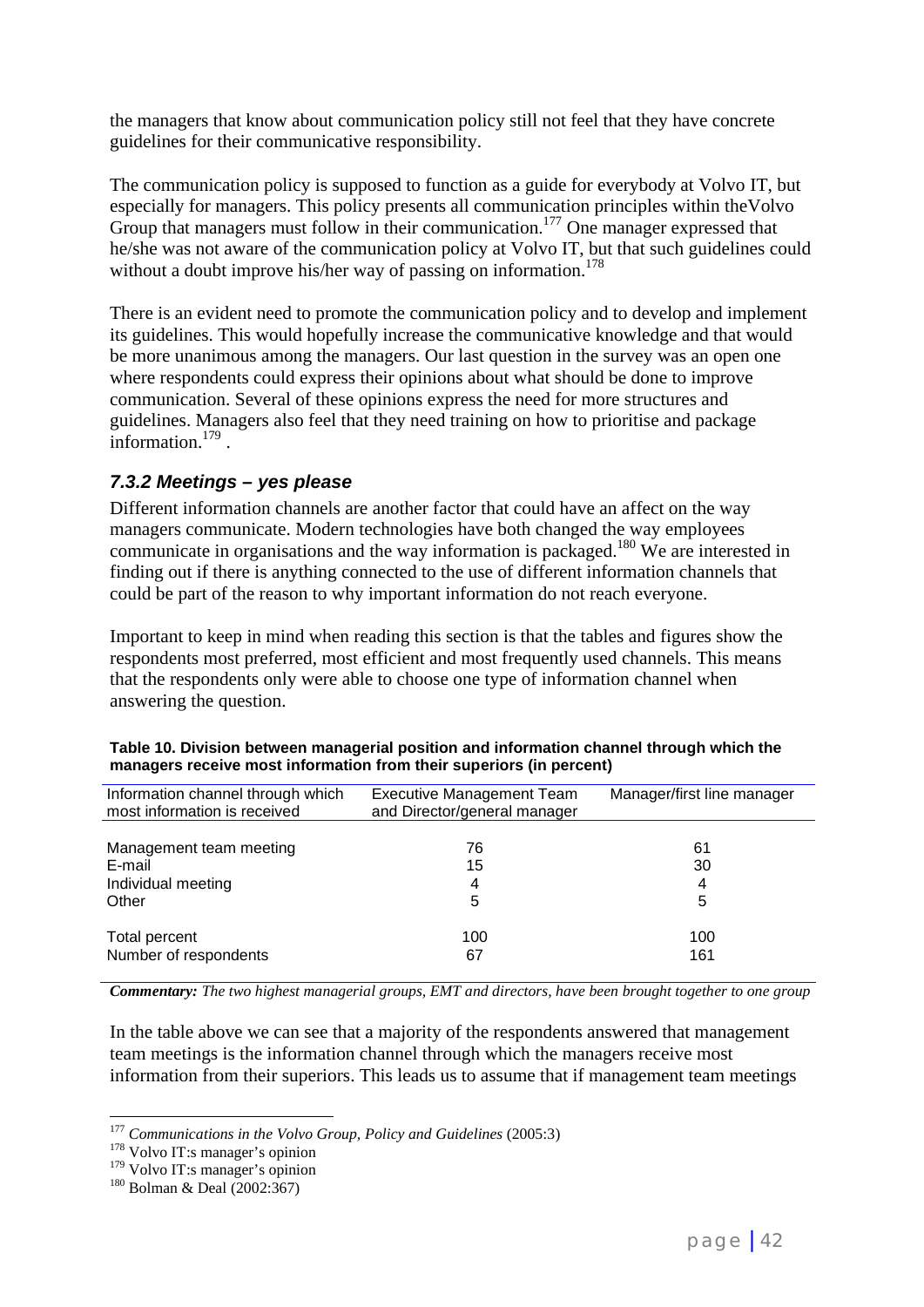the managers that know about communication policy still not feel that they have concrete guidelines for their communicative responsibility.

The communication policy is supposed to function as a guide for everybody at Volvo IT, but especially for managers. This policy presents all communication principles within theVolvo Group that managers must follow in their communication.[177] One manager expressed that he/she was not aware of the communication policy at Volvo IT, but that such guidelines could without a doubt improve his/her way of passing on information.[178]

There is an evident need to promote the communication policy and to develop and implement its guidelines. This would hopefully increase the communicative knowledge and that would be more unanimous among the managers. Our last question in the survey was an open one where respondents could express their opinions about what should be done to improve communication. Several of these opinions express the need for more structures and guidelines. Managers also feel that they need training on how to prioritise and package information.[179] .

### *7.3.2 Meetings – yes please*

Different information channels are another factor that could have an affect on the way managers communicate. Modern technologies have both changed the way employees communicate in organisations and the way information is packaged.[180] We are interested in finding out if there is anything connected to the use of different information channels that could be part of the reason to why important information do not reach everyone.

Important to keep in mind when reading this section is that the tables and figures show the respondents most preferred, most efficient and most frequently used channels. This means that the respondents only were able to choose one type of information channel when answering the question.

**Table 10. Division between managerial position and information channel through which the managers receive most information from their superiors (in percent)**

| Information channel through which most information is received | Executive Management Team and Director/general manager | Manager/first line manager |
|---|---|---|
| Management team meeting | 76 | 61 |
| E-mail | 15 | 30 |
| Individual meeting | 4 | 4 |
| Other | 5 | 5 |
| Total percent | 100 | 100 |
| Number of respondents | 67 | 161 |

***Commentary:*** *The two highest managerial groups, EMT and directors, have been brought together to one group*

In the table above we can see that a majority of the respondents answered that management team meetings is the information channel through which the managers receive most information from their superiors. This leads us to assume that if management team meetings

[177] *Communications in the Volvo Group, Policy and Guidelines* (2005:3)
[178] Volvo IT:s manager's opinion
[179] Volvo IT:s manager's opinion
[180] Bolman & Deal (2002:367)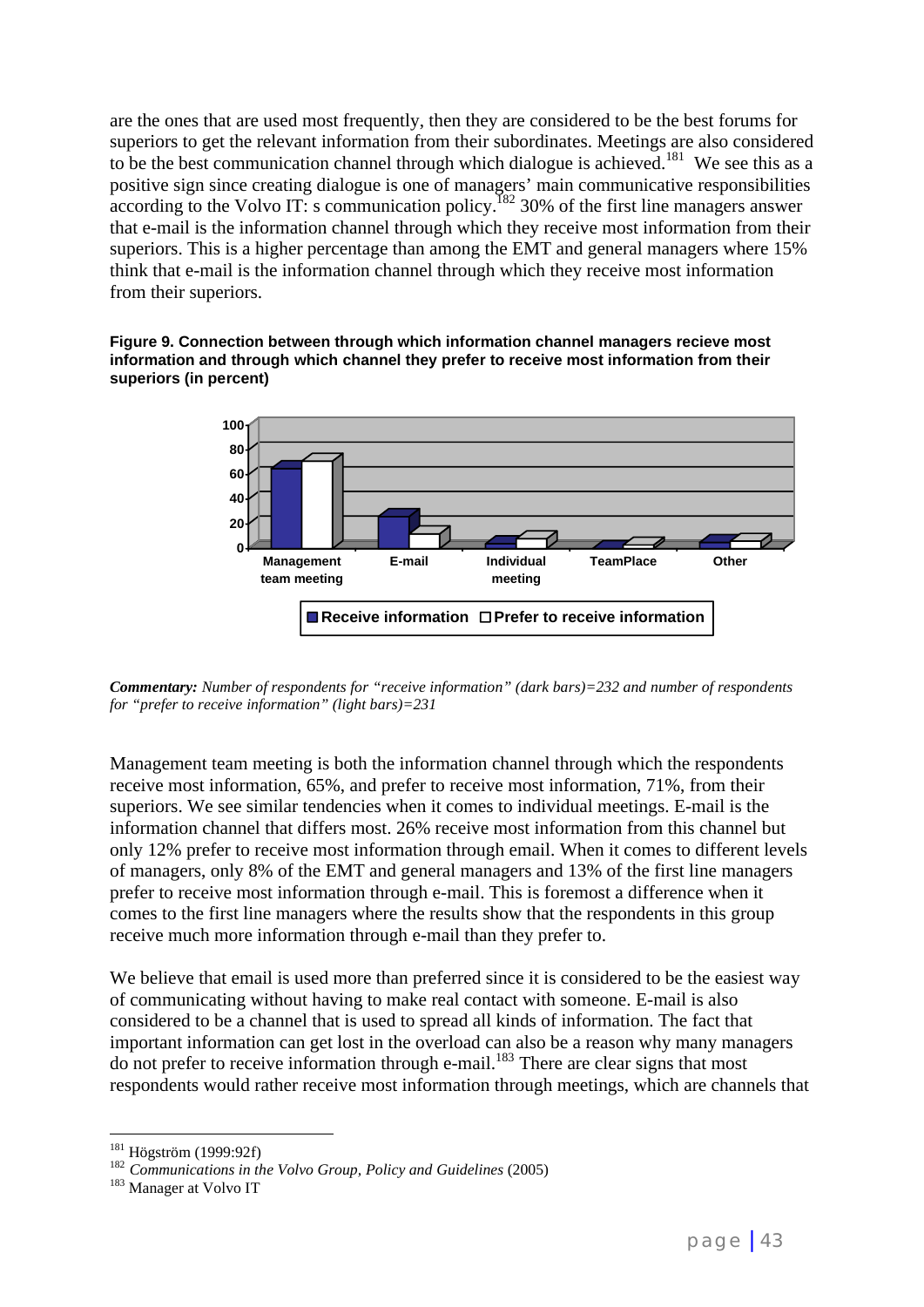are the ones that are used most frequently, then they are considered to be the best forums for superiors to get the relevant information from their subordinates. Meetings are also considered to be the best communication channel through which dialogue is achieved.[181] We see this as a positive sign since creating dialogue is one of managers' main communicative responsibilities according to the Volvo IT: s communication policy.[182] 30% of the first line managers answer that e-mail is the information channel through which they receive most information from their superiors. This is a higher percentage than among the EMT and general managers where 15% think that e-mail is the information channel through which they receive most information from their superiors.

**Figure 9. Connection between through which information channel managers recieve most information and through which channel they prefer to receive most information from their superiors (in percent)**

*Commentary: Number of respondents for "receive information" (dark bars)=232 and number of respondents for "prefer to receive information" (light bars)=231*

Management team meeting is both the information channel through which the respondents receive most information, 65%, and prefer to receive most information, 71%, from their superiors. We see similar tendencies when it comes to individual meetings. E-mail is the information channel that differs most. 26% receive most information from this channel but only 12% prefer to receive most information through email. When it comes to different levels of managers, only 8% of the EMT and general managers and 13% of the first line managers prefer to receive most information through e-mail. This is foremost a difference when it comes to the first line managers where the results show that the respondents in this group receive much more information through e-mail than they prefer to.

We believe that email is used more than preferred since it is considered to be the easiest way of communicating without having to make real contact with someone. E-mail is also considered to be a channel that is used to spread all kinds of information. The fact that important information can get lost in the overload can also be a reason why many managers do not prefer to receive information through e-mail.[183] There are clear signs that most respondents would rather receive most information through meetings, which are channels that

[181] Högström (1999:92f)

[182] *Communications in the Volvo Group, Policy and Guidelines* (2005)

[183] Manager at Volvo IT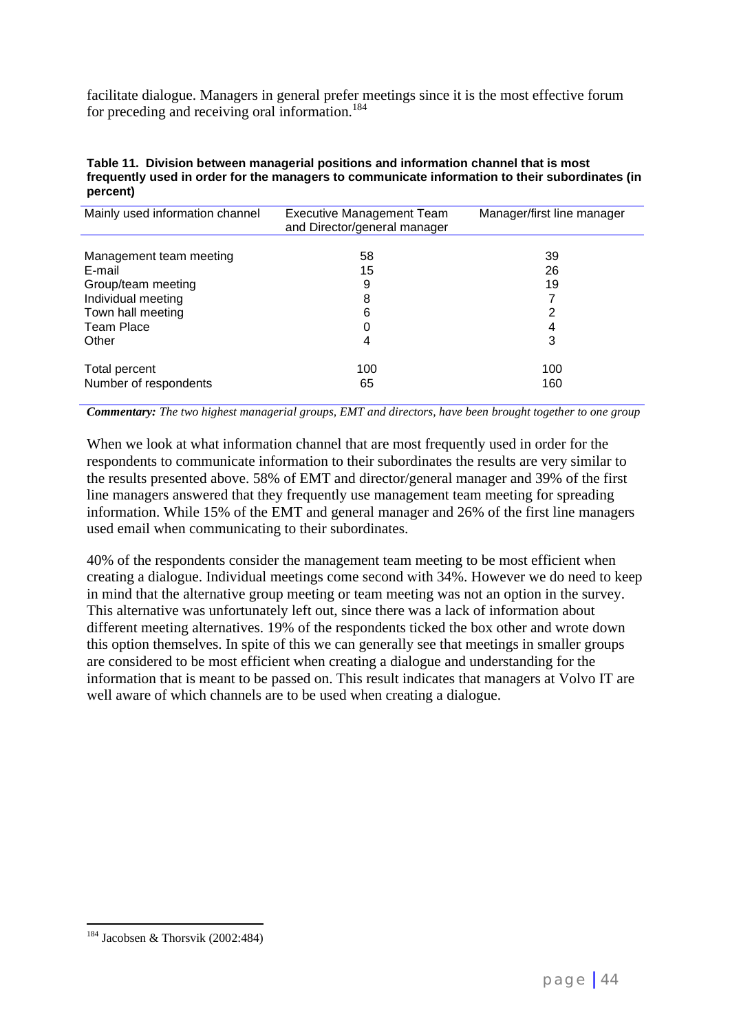facilitate dialogue. Managers in general prefer meetings since it is the most effective forum for preceding and receiving oral information.[184]

**Table 11. Division between managerial positions and information channel that is most frequently used in order for the managers to communicate information to their subordinates (in percent)**

| Mainly used information channel | Executive Management Team and Director/general manager | Manager/first line manager |
|---|---|---|
| Management team meeting | 58 | 39 |
| E-mail | 15 | 26 |
| Group/team meeting | 9 | 19 |
| Individual meeting | 8 | 7 |
| Town hall meeting | 6 | 2 |
| Team Place | 0 | 4 |
| Other | 4 | 3 |
| Total percent | 100 | 100 |
| Number of respondents | 65 | 160 |

***Commentary:*** *The two highest managerial groups, EMT and directors, have been brought together to one group*

When we look at what information channel that are most frequently used in order for the respondents to communicate information to their subordinates the results are very similar to the results presented above. 58% of EMT and director/general manager and 39% of the first line managers answered that they frequently use management team meeting for spreading information. While 15% of the EMT and general manager and 26% of the first line managers used email when communicating to their subordinates.

40% of the respondents consider the management team meeting to be most efficient when creating a dialogue. Individual meetings come second with 34%. However we do need to keep in mind that the alternative group meeting or team meeting was not an option in the survey. This alternative was unfortunately left out, since there was a lack of information about different meeting alternatives. 19% of the respondents ticked the box other and wrote down this option themselves. In spite of this we can generally see that meetings in smaller groups are considered to be most efficient when creating a dialogue and understanding for the information that is meant to be passed on. This result indicates that managers at Volvo IT are well aware of which channels are to be used when creating a dialogue.

[184] Jacobsen & Thorsvik (2002:484)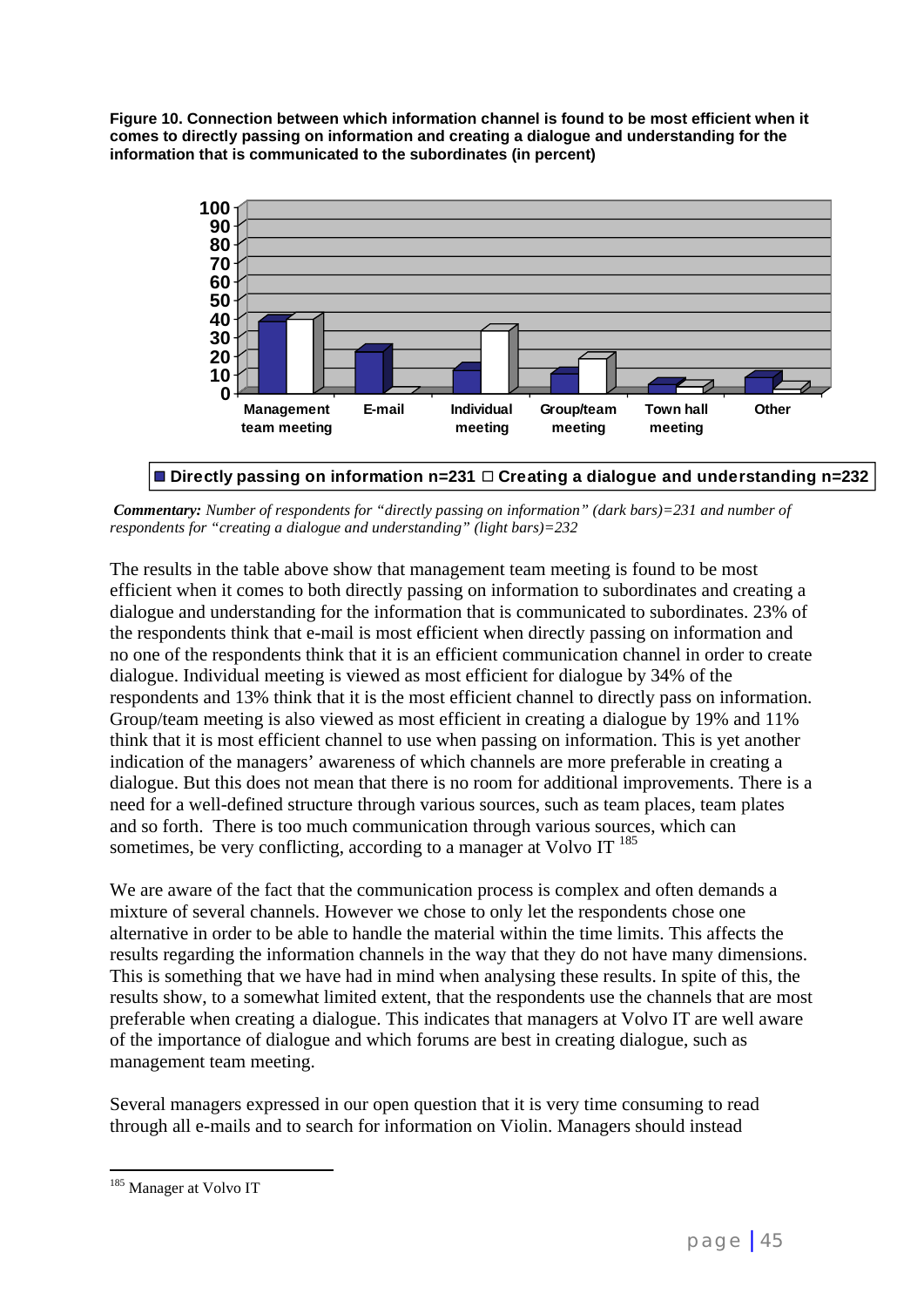**Figure 10. Connection between which information channel is found to be most efficient when it comes to directly passing on information and creating a dialogue and understanding for the information that is communicated to the subordinates (in percent)**

■ Directly passing on information n=231 □ Creating a dialogue and understanding n=232

***Commentary:*** *Number of respondents for "directly passing on information" (dark bars)=231 and number of respondents for "creating a dialogue and understanding" (light bars)=232*

The results in the table above show that management team meeting is found to be most efficient when it comes to both directly passing on information to subordinates and creating a dialogue and understanding for the information that is communicated to subordinates. 23% of the respondents think that e-mail is most efficient when directly passing on information and no one of the respondents think that it is an efficient communication channel in order to create dialogue. Individual meeting is viewed as most efficient for dialogue by 34% of the respondents and 13% think that it is the most efficient channel to directly pass on information. Group/team meeting is also viewed as most efficient in creating a dialogue by 19% and 11% think that it is most efficient channel to use when passing on information. This is yet another indication of the managers' awareness of which channels are more preferable in creating a dialogue. But this does not mean that there is no room for additional improvements. There is a need for a well-defined structure through various sources, such as team places, team plates and so forth. There is too much communication through various sources, which can sometimes, be very conflicting, according to a manager at Volvo IT [185]

We are aware of the fact that the communication process is complex and often demands a mixture of several channels. However we chose to only let the respondents chose one alternative in order to be able to handle the material within the time limits. This affects the results regarding the information channels in the way that they do not have many dimensions. This is something that we have had in mind when analysing these results. In spite of this, the results show, to a somewhat limited extent, that the respondents use the channels that are most preferable when creating a dialogue. This indicates that managers at Volvo IT are well aware of the importance of dialogue and which forums are best in creating dialogue, such as management team meeting.

Several managers expressed in our open question that it is very time consuming to read through all e-mails and to search for information on Violin. Managers should instead

[185] Manager at Volvo IT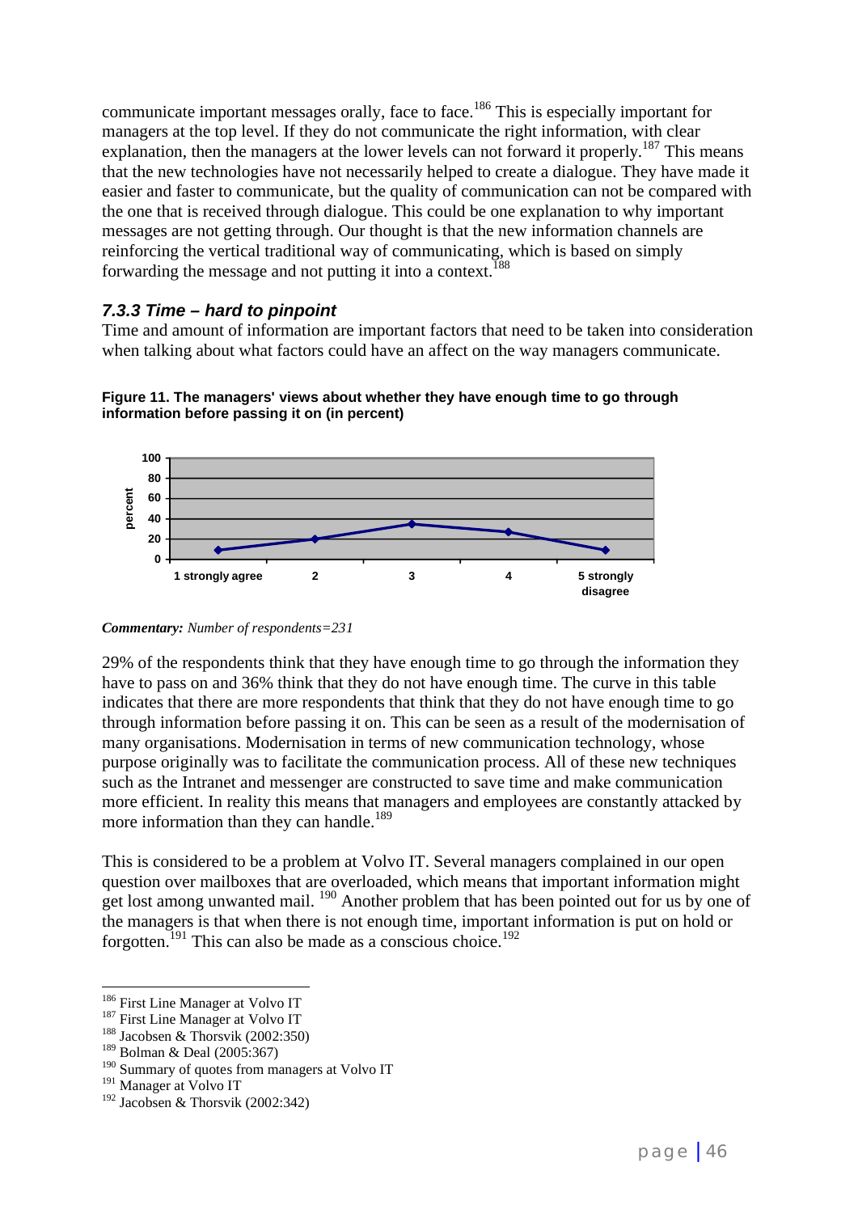communicate important messages orally, face to face.[186] This is especially important for managers at the top level. If they do not communicate the right information, with clear explanation, then the managers at the lower levels can not forward it properly.[187] This means that the new technologies have not necessarily helped to create a dialogue. They have made it easier and faster to communicate, but the quality of communication can not be compared with the one that is received through dialogue. This could be one explanation to why important messages are not getting through. Our thought is that the new information channels are reinforcing the vertical traditional way of communicating, which is based on simply forwarding the message and not putting it into a context.[188]

### *7.3.3 Time – hard to pinpoint*

Time and amount of information are important factors that need to be taken into consideration when talking about what factors could have an affect on the way managers communicate.

**Figure 11. The managers' views about whether they have enough time to go through information before passing it on (in percent)**

***Commentary:*** *Number of respondents=231*

29% of the respondents think that they have enough time to go through the information they have to pass on and 36% think that they do not have enough time. The curve in this table indicates that there are more respondents that think that they do not have enough time to go through information before passing it on. This can be seen as a result of the modernisation of many organisations. Modernisation in terms of new communication technology, whose purpose originally was to facilitate the communication process. All of these new techniques such as the Intranet and messenger are constructed to save time and make communication more efficient. In reality this means that managers and employees are constantly attacked by more information than they can handle.[189]

This is considered to be a problem at Volvo IT. Several managers complained in our open question over mailboxes that are overloaded, which means that important information might get lost among unwanted mail. [190] Another problem that has been pointed out for us by one of the managers is that when there is not enough time, important information is put on hold or forgotten.[191] This can also be made as a conscious choice.[192]

---

[186] First Line Manager at Volvo IT
[187] First Line Manager at Volvo IT
[188] Jacobsen & Thorsvik (2002:350)
[189] Bolman & Deal (2005:367)
[190] Summary of quotes from managers at Volvo IT
[191] Manager at Volvo IT
[192] Jacobsen & Thorsvik (2002:342)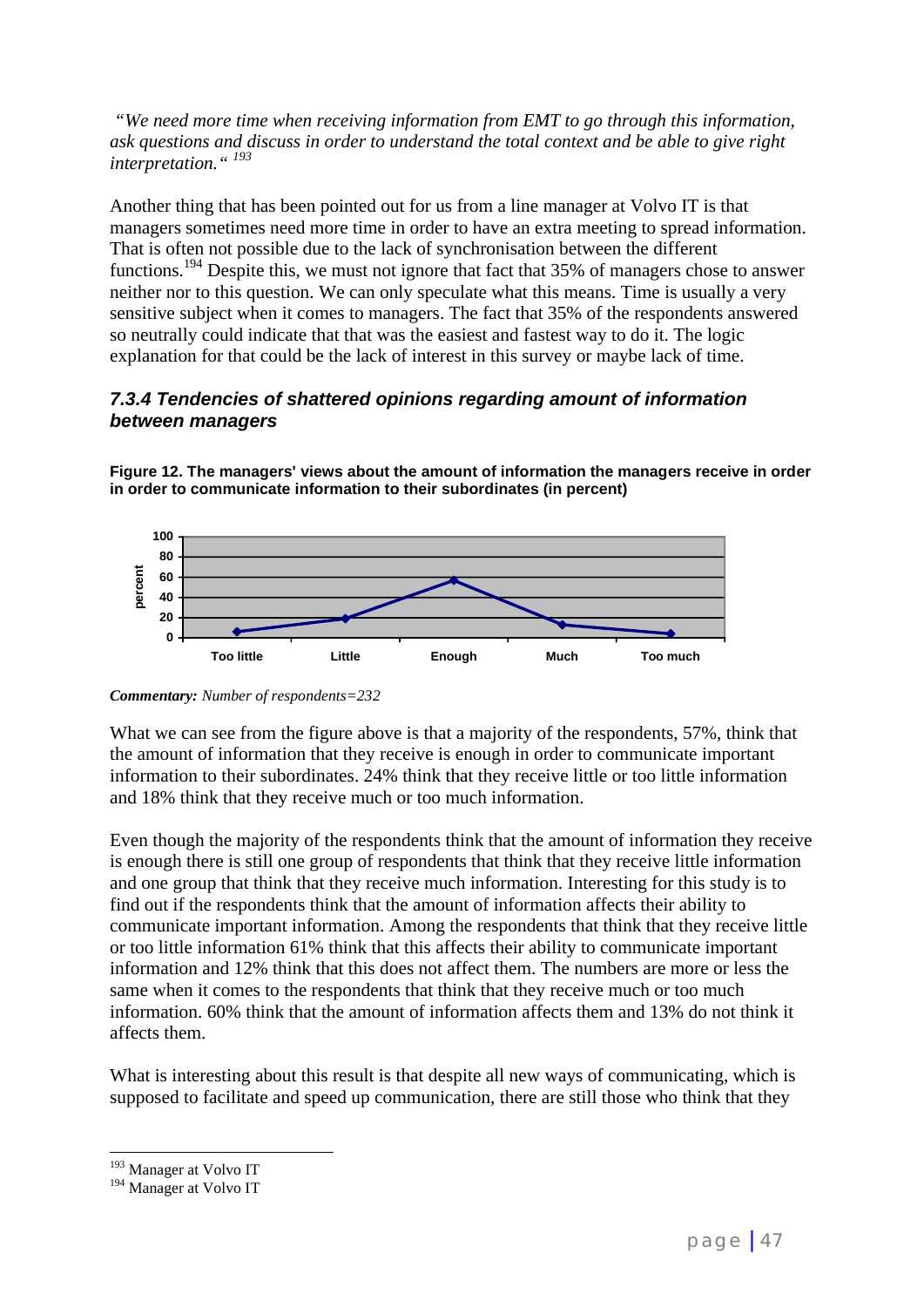*"We need more time when receiving information from EMT to go through this information, ask questions and discuss in order to understand the total context and be able to give right interpretation."* [193]

Another thing that has been pointed out for us from a line manager at Volvo IT is that managers sometimes need more time in order to have an extra meeting to spread information. That is often not possible due to the lack of synchronisation between the different functions.[194] Despite this, we must not ignore that fact that 35% of managers chose to answer neither nor to this question. We can only speculate what this means. Time is usually a very sensitive subject when it comes to managers. The fact that 35% of the respondents answered so neutrally could indicate that that was the easiest and fastest way to do it. The logic explanation for that could be the lack of interest in this survey or maybe lack of time.

### *7.3.4 Tendencies of shattered opinions regarding amount of information between managers*

**Figure 12. The managers' views about the amount of information the managers receive in order in order to communicate information to their subordinates (in percent)**

***Commentary:*** *Number of respondents=232*

What we can see from the figure above is that a majority of the respondents, 57%, think that the amount of information that they receive is enough in order to communicate important information to their subordinates. 24% think that they receive little or too little information and 18% think that they receive much or too much information.

Even though the majority of the respondents think that the amount of information they receive is enough there is still one group of respondents that think that they receive little information and one group that think that they receive much information. Interesting for this study is to find out if the respondents think that the amount of information affects their ability to communicate important information. Among the respondents that think that they receive little or too little information 61% think that this affects their ability to communicate important information and 12% think that this does not affect them. The numbers are more or less the same when it comes to the respondents that think that they receive much or too much information. 60% think that the amount of information affects them and 13% do not think it affects them.

What is interesting about this result is that despite all new ways of communicating, which is supposed to facilitate and speed up communication, there are still those who think that they

---

[193] Manager at Volvo IT

[194] Manager at Volvo IT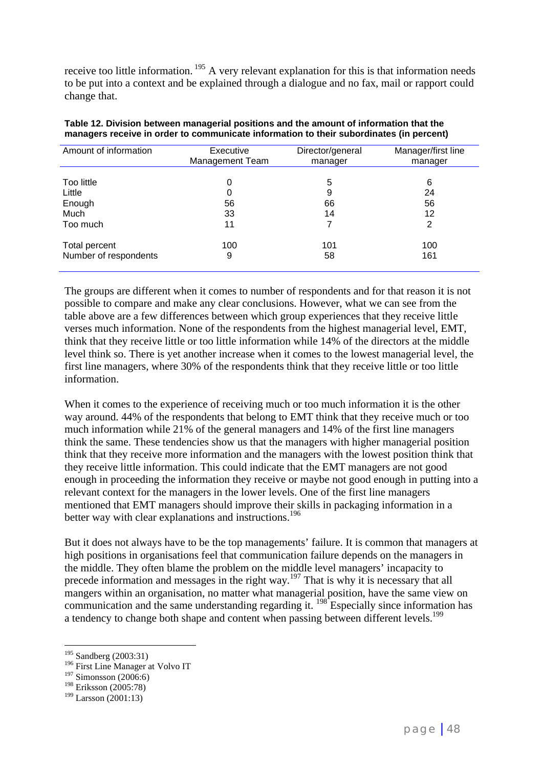receive too little information. [195] A very relevant explanation for this is that information needs to be put into a context and be explained through a dialogue and no fax, mail or rapport could change that.

**Table 12. Division between managerial positions and the amount of information that the managers receive in order to communicate information to their subordinates (in percent)**

| Amount of information | Executive Management Team | Director/general manager | Manager/first line manager |
|---|---|---|---|
| Too little | 0 | 5 | 6 |
| Little | 0 | 9 | 24 |
| Enough | 56 | 66 | 56 |
| Much | 33 | 14 | 12 |
| Too much | 11 | 7 | 2 |
| Total percent | 100 | 101 | 100 |
| Number of respondents | 9 | 58 | 161 |

The groups are different when it comes to number of respondents and for that reason it is not possible to compare and make any clear conclusions. However, what we can see from the table above are a few differences between which group experiences that they receive little verses much information. None of the respondents from the highest managerial level, EMT, think that they receive little or too little information while 14% of the directors at the middle level think so. There is yet another increase when it comes to the lowest managerial level, the first line managers, where 30% of the respondents think that they receive little or too little information.

When it comes to the experience of receiving much or too much information it is the other way around. 44% of the respondents that belong to EMT think that they receive much or too much information while 21% of the general managers and 14% of the first line managers think the same. These tendencies show us that the managers with higher managerial position think that they receive more information and the managers with the lowest position think that they receive little information. This could indicate that the EMT managers are not good enough in proceeding the information they receive or maybe not good enough in putting into a relevant context for the managers in the lower levels. One of the first line managers mentioned that EMT managers should improve their skills in packaging information in a better way with clear explanations and instructions.[196]

But it does not always have to be the top managements' failure. It is common that managers at high positions in organisations feel that communication failure depends on the managers in the middle. They often blame the problem on the middle level managers' incapacity to precede information and messages in the right way.[197] That is why it is necessary that all mangers within an organisation, no matter what managerial position, have the same view on communication and the same understanding regarding it. [198] Especially since information has a tendency to change both shape and content when passing between different levels.[199]

[195] Sandberg (2003:31)
[196] First Line Manager at Volvo IT
[197] Simonsson (2006:6)
[198] Eriksson (2005:78)
[199] Larsson (2001:13)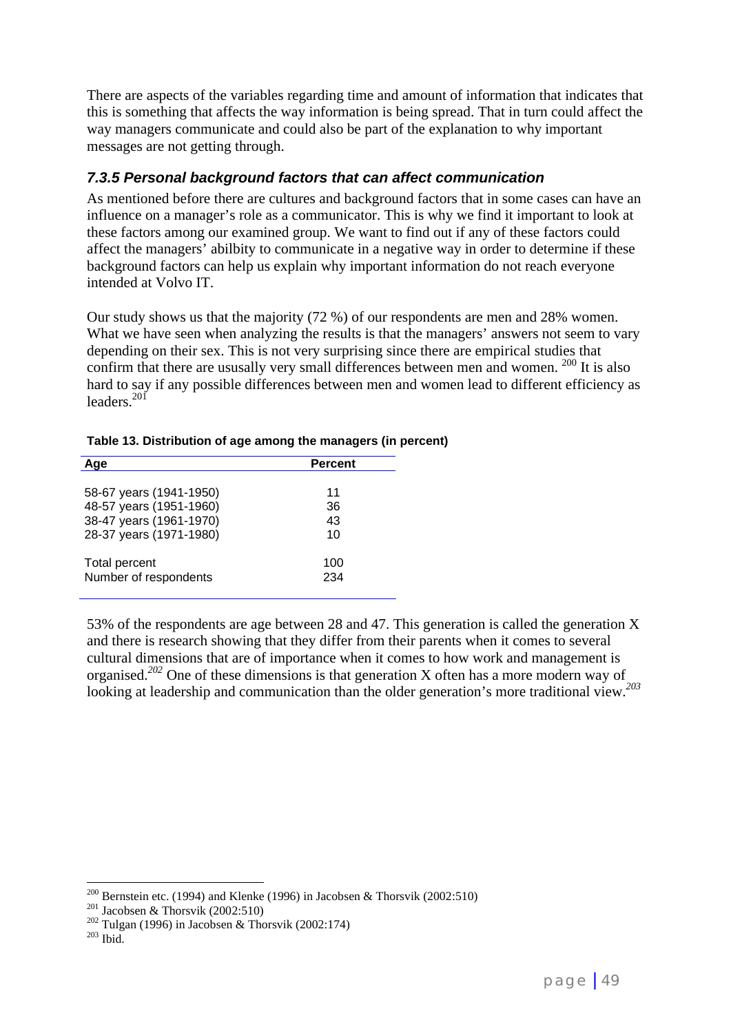There are aspects of the variables regarding time and amount of information that indicates that this is something that affects the way information is being spread. That in turn could affect the way managers communicate and could also be part of the explanation to why important messages are not getting through.

### *7.3.5 Personal background factors that can affect communication*

As mentioned before there are cultures and background factors that in some cases can have an influence on a manager's role as a communicator. This is why we find it important to look at these factors among our examined group. We want to find out if any of these factors could affect the managers' abilbity to communicate in a negative way in order to determine if these background factors can help us explain why important information do not reach everyone intended at Volvo IT.

Our study shows us that the majority (72 %) of our respondents are men and 28% women. What we have seen when analyzing the results is that the managers' answers not seem to vary depending on their sex. This is not very surprising since there are empirical studies that confirm that there are ususally very small differences between men and women. [200] It is also hard to say if any possible differences between men and women lead to different efficiency as leaders.[201]

**Table 13. Distribution of age among the managers (in percent)**

| Age | Percent |
|---|---|
| 58-67 years (1941-1950) | 11 |
| 48-57 years (1951-1960) | 36 |
| 38-47 years (1961-1970) | 43 |
| 28-37 years (1971-1980) | 10 |
| Total percent | 100 |
| Number of respondents | 234 |

53% of the respondents are age between 28 and 47. This generation is called the generation X and there is research showing that they differ from their parents when it comes to several cultural dimensions that are of importance when it comes to how work and management is organised.[202] One of these dimensions is that generation X often has a more modern way of looking at leadership and communication than the older generation's more traditional view.[203]

[200] Bernstein etc. (1994) and Klenke (1996) in Jacobsen & Thorsvik (2002:510)
[201] Jacobsen & Thorsvik (2002:510)
[202] Tulgan (1996) in Jacobsen & Thorsvik (2002:174)
[203] Ibid.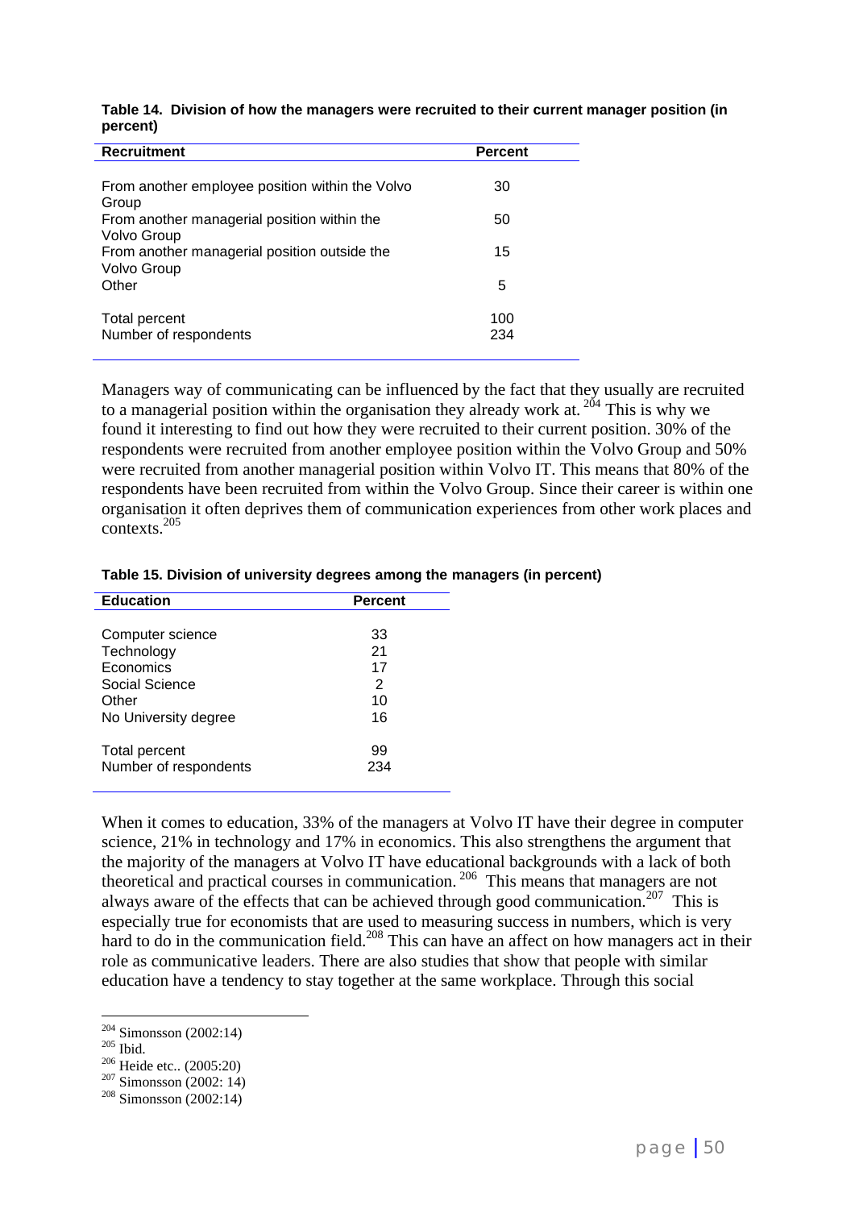**Table 14. Division of how the managers were recruited to their current manager position (in percent)**

| Recruitment | Percent |
|---|---|
| From another employee position within the Volvo Group | 30 |
| From another managerial position within the Volvo Group | 50 |
| From another managerial position outside the Volvo Group | 15 |
| Other | 5 |
| Total percent | 100 |
| Number of respondents | 234 |

Managers way of communicating can be influenced by the fact that they usually are recruited to a managerial position within the organisation they already work at. [204] This is why we found it interesting to find out how they were recruited to their current position. 30% of the respondents were recruited from another employee position within the Volvo Group and 50% were recruited from another managerial position within Volvo IT. This means that 80% of the respondents have been recruited from within the Volvo Group. Since their career is within one organisation it often deprives them of communication experiences from other work places and contexts.[205]

**Table 15. Division of university degrees among the managers (in percent)**

| Education | Percent |
|---|---|
| Computer science | 33 |
| Technology | 21 |
| Economics | 17 |
| Social Science | 2 |
| Other | 10 |
| No University degree | 16 |
| Total percent | 99 |
| Number of respondents | 234 |

When it comes to education, 33% of the managers at Volvo IT have their degree in computer science, 21% in technology and 17% in economics. This also strengthens the argument that the majority of the managers at Volvo IT have educational backgrounds with a lack of both theoretical and practical courses in communication. [206] This means that managers are not always aware of the effects that can be achieved through good communication.[207] This is especially true for economists that are used to measuring success in numbers, which is very hard to do in the communication field.[208] This can have an affect on how managers act in their role as communicative leaders. There are also studies that show that people with similar education have a tendency to stay together at the same workplace. Through this social

---

[204] Simonsson (2002:14)
[205] Ibid.
[206] Heide etc.. (2005:20)
[207] Simonsson (2002: 14)
[208] Simonsson (2002:14)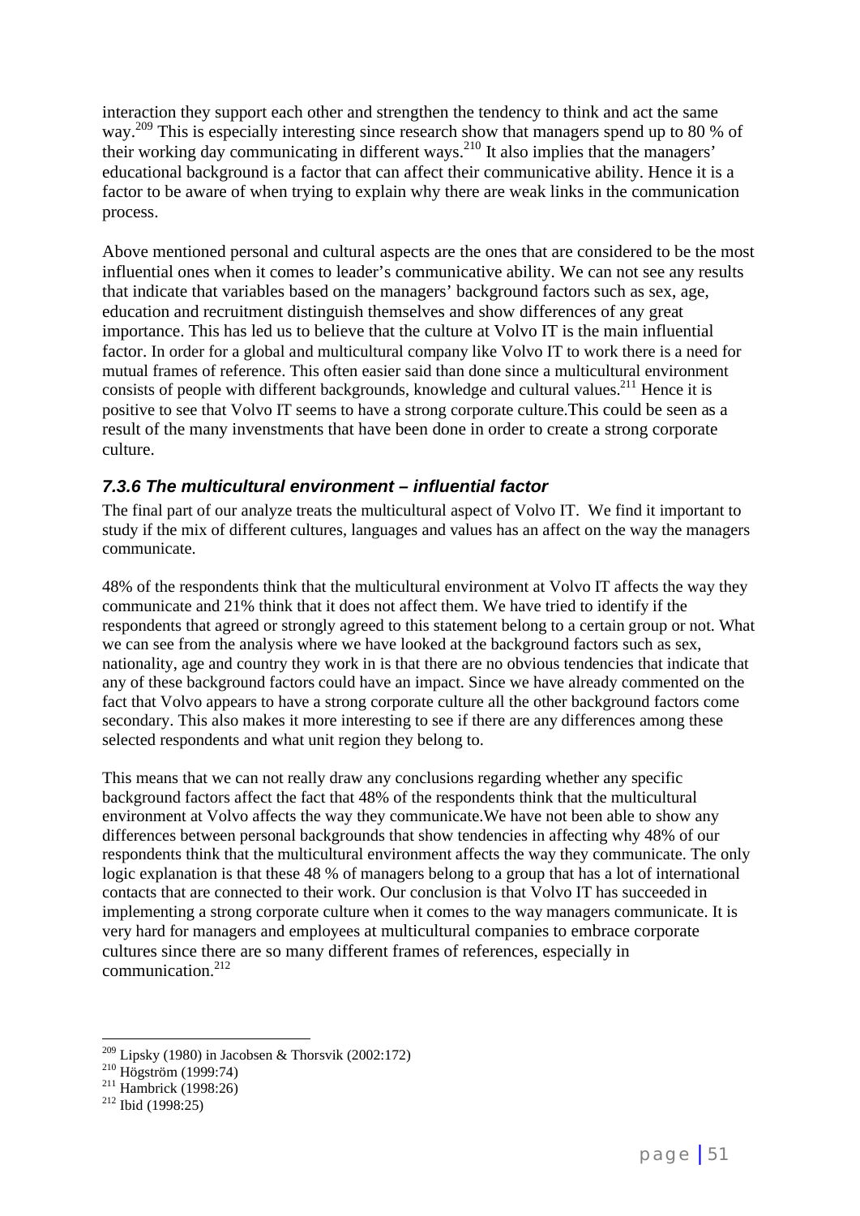interaction they support each other and strengthen the tendency to think and act the same way.[209] This is especially interesting since research show that managers spend up to 80 % of their working day communicating in different ways.[210] It also implies that the managers' educational background is a factor that can affect their communicative ability. Hence it is a factor to be aware of when trying to explain why there are weak links in the communication process.

Above mentioned personal and cultural aspects are the ones that are considered to be the most influential ones when it comes to leader's communicative ability. We can not see any results that indicate that variables based on the managers' background factors such as sex, age, education and recruitment distinguish themselves and show differences of any great importance. This has led us to believe that the culture at Volvo IT is the main influential factor. In order for a global and multicultural company like Volvo IT to work there is a need for mutual frames of reference. This often easier said than done since a multicultural environment consists of people with different backgrounds, knowledge and cultural values.[211] Hence it is positive to see that Volvo IT seems to have a strong corporate culture.This could be seen as a result of the many invenstments that have been done in order to create a strong corporate culture.

### *7.3.6 The multicultural environment – influential factor*

The final part of our analyze treats the multicultural aspect of Volvo IT. We find it important to study if the mix of different cultures, languages and values has an affect on the way the managers communicate.

48% of the respondents think that the multicultural environment at Volvo IT affects the way they communicate and 21% think that it does not affect them. We have tried to identify if the respondents that agreed or strongly agreed to this statement belong to a certain group or not. What we can see from the analysis where we have looked at the background factors such as sex, nationality, age and country they work in is that there are no obvious tendencies that indicate that any of these background factors could have an impact. Since we have already commented on the fact that Volvo appears to have a strong corporate culture all the other background factors come secondary. This also makes it more interesting to see if there are any differences among these selected respondents and what unit region they belong to.

This means that we can not really draw any conclusions regarding whether any specific background factors affect the fact that 48% of the respondents think that the multicultural environment at Volvo affects the way they communicate.We have not been able to show any differences between personal backgrounds that show tendencies in affecting why 48% of our respondents think that the multicultural environment affects the way they communicate. The only logic explanation is that these 48 % of managers belong to a group that has a lot of international contacts that are connected to their work. Our conclusion is that Volvo IT has succeeded in implementing a strong corporate culture when it comes to the way managers communicate. It is very hard for managers and employees at multicultural companies to embrace corporate cultures since there are so many different frames of references, especially in communication.[212]

---

[209] Lipsky (1980) in Jacobsen & Thorsvik (2002:172)
[210] Högström (1999:74)
[211] Hambrick (1998:26)
[212] Ibid (1998:25)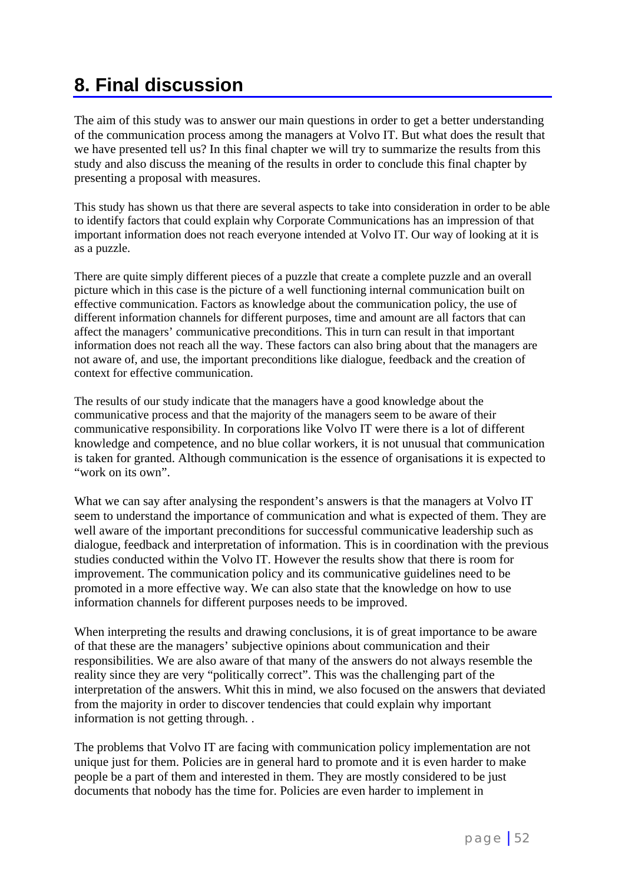# 8. Final discussion

The aim of this study was to answer our main questions in order to get a better understanding of the communication process among the managers at Volvo IT. But what does the result that we have presented tell us? In this final chapter we will try to summarize the results from this study and also discuss the meaning of the results in order to conclude this final chapter by presenting a proposal with measures.

This study has shown us that there are several aspects to take into consideration in order to be able to identify factors that could explain why Corporate Communications has an impression of that important information does not reach everyone intended at Volvo IT. Our way of looking at it is as a puzzle.

There are quite simply different pieces of a puzzle that create a complete puzzle and an overall picture which in this case is the picture of a well functioning internal communication built on effective communication. Factors as knowledge about the communication policy, the use of different information channels for different purposes, time and amount are all factors that can affect the managers' communicative preconditions. This in turn can result in that important information does not reach all the way. These factors can also bring about that the managers are not aware of, and use, the important preconditions like dialogue, feedback and the creation of context for effective communication.

The results of our study indicate that the managers have a good knowledge about the communicative process and that the majority of the managers seem to be aware of their communicative responsibility. In corporations like Volvo IT were there is a lot of different knowledge and competence, and no blue collar workers, it is not unusual that communication is taken for granted. Although communication is the essence of organisations it is expected to "work on its own".

What we can say after analysing the respondent's answers is that the managers at Volvo IT seem to understand the importance of communication and what is expected of them. They are well aware of the important preconditions for successful communicative leadership such as dialogue, feedback and interpretation of information. This is in coordination with the previous studies conducted within the Volvo IT. However the results show that there is room for improvement. The communication policy and its communicative guidelines need to be promoted in a more effective way. We can also state that the knowledge on how to use information channels for different purposes needs to be improved.

When interpreting the results and drawing conclusions, it is of great importance to be aware of that these are the managers' subjective opinions about communication and their responsibilities. We are also aware of that many of the answers do not always resemble the reality since they are very "politically correct". This was the challenging part of the interpretation of the answers. Whit this in mind, we also focused on the answers that deviated from the majority in order to discover tendencies that could explain why important information is not getting through. .

The problems that Volvo IT are facing with communication policy implementation are not unique just for them. Policies are in general hard to promote and it is even harder to make people be a part of them and interested in them. They are mostly considered to be just documents that nobody has the time for. Policies are even harder to implement in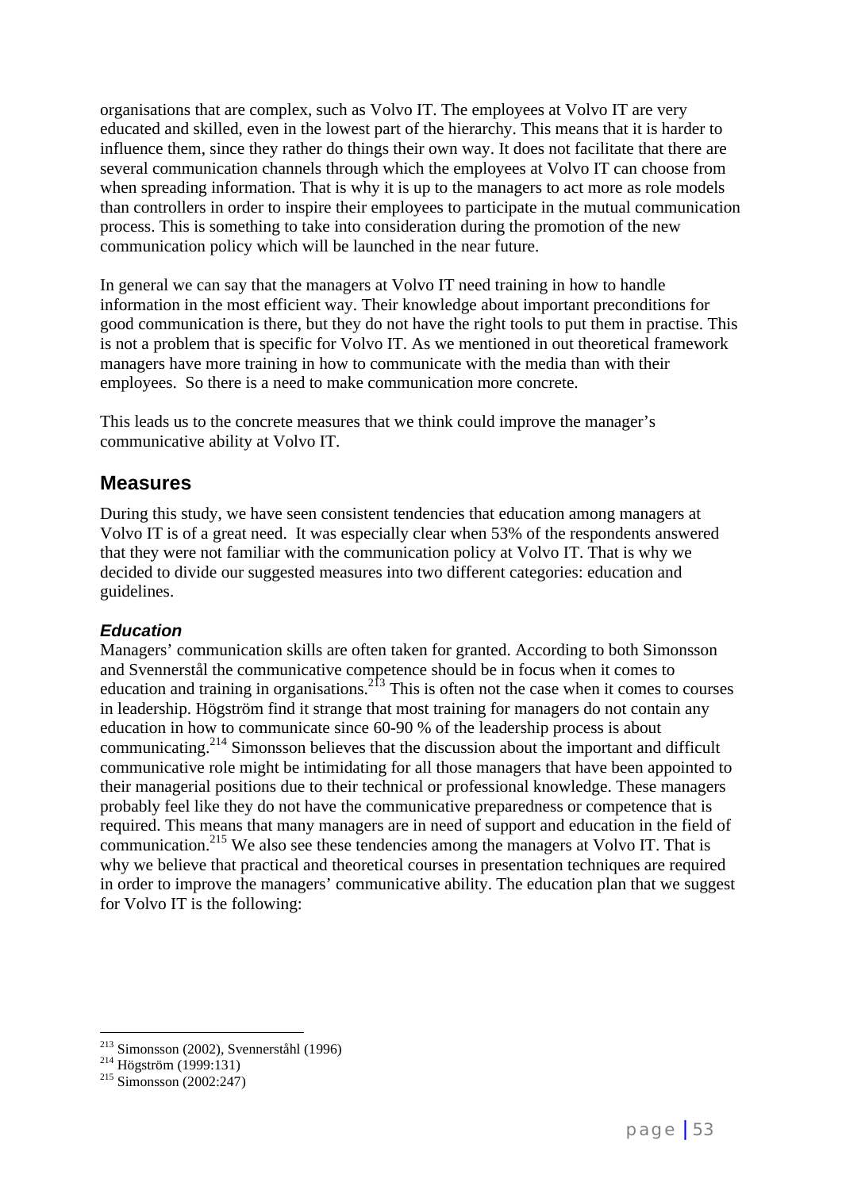organisations that are complex, such as Volvo IT. The employees at Volvo IT are very educated and skilled, even in the lowest part of the hierarchy. This means that it is harder to influence them, since they rather do things their own way. It does not facilitate that there are several communication channels through which the employees at Volvo IT can choose from when spreading information. That is why it is up to the managers to act more as role models than controllers in order to inspire their employees to participate in the mutual communication process. This is something to take into consideration during the promotion of the new communication policy which will be launched in the near future.

In general we can say that the managers at Volvo IT need training in how to handle information in the most efficient way. Their knowledge about important preconditions for good communication is there, but they do not have the right tools to put them in practise. This is not a problem that is specific for Volvo IT. As we mentioned in out theoretical framework managers have more training in how to communicate with the media than with their employees. So there is a need to make communication more concrete.

This leads us to the concrete measures that we think could improve the manager's communicative ability at Volvo IT.

## Measures

During this study, we have seen consistent tendencies that education among managers at Volvo IT is of a great need. It was especially clear when 53% of the respondents answered that they were not familiar with the communication policy at Volvo IT. That is why we decided to divide our suggested measures into two different categories: education and guidelines.

### *Education*

Managers' communication skills are often taken for granted. According to both Simonsson and Svennerstål the communicative competence should be in focus when it comes to education and training in organisations.[213] This is often not the case when it comes to courses in leadership. Högström find it strange that most training for managers do not contain any education in how to communicate since 60-90 % of the leadership process is about communicating.[214] Simonsson believes that the discussion about the important and difficult communicative role might be intimidating for all those managers that have been appointed to their managerial positions due to their technical or professional knowledge. These managers probably feel like they do not have the communicative preparedness or competence that is required. This means that many managers are in need of support and education in the field of communication.[215] We also see these tendencies among the managers at Volvo IT. That is why we believe that practical and theoretical courses in presentation techniques are required in order to improve the managers' communicative ability. The education plan that we suggest for Volvo IT is the following:

---

[213] Simonsson (2002), Svennerståhl (1996)
[214] Högström (1999:131)
[215] Simonsson (2002:247)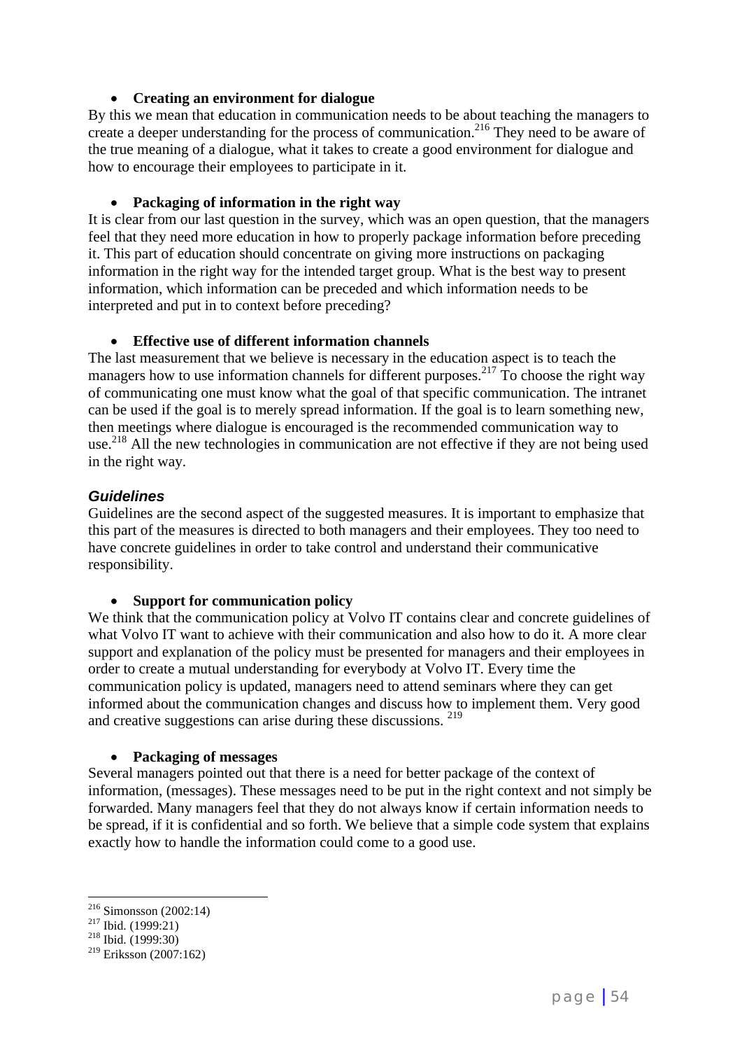- **Creating an environment for dialogue**

By this we mean that education in communication needs to be about teaching the managers to create a deeper understanding for the process of communication.[216] They need to be aware of the true meaning of a dialogue, what it takes to create a good environment for dialogue and how to encourage their employees to participate in it.

- **Packaging of information in the right way**

It is clear from our last question in the survey, which was an open question, that the managers feel that they need more education in how to properly package information before preceding it. This part of education should concentrate on giving more instructions on packaging information in the right way for the intended target group. What is the best way to present information, which information can be preceded and which information needs to be interpreted and put in to context before preceding?

- **Effective use of different information channels**

The last measurement that we believe is necessary in the education aspect is to teach the managers how to use information channels for different purposes.[217] To choose the right way of communicating one must know what the goal of that specific communication. The intranet can be used if the goal is to merely spread information. If the goal is to learn something new, then meetings where dialogue is encouraged is the recommended communication way to use.[218] All the new technologies in communication are not effective if they are not being used in the right way.

### *Guidelines*

Guidelines are the second aspect of the suggested measures. It is important to emphasize that this part of the measures is directed to both managers and their employees. They too need to have concrete guidelines in order to take control and understand their communicative responsibility.

- **Support for communication policy**

We think that the communication policy at Volvo IT contains clear and concrete guidelines of what Volvo IT want to achieve with their communication and also how to do it. A more clear support and explanation of the policy must be presented for managers and their employees in order to create a mutual understanding for everybody at Volvo IT. Every time the communication policy is updated, managers need to attend seminars where they can get informed about the communication changes and discuss how to implement them. Very good and creative suggestions can arise during these discussions. [219]

- **Packaging of messages**

Several managers pointed out that there is a need for better package of the context of information, (messages). These messages need to be put in the right context and not simply be forwarded. Many managers feel that they do not always know if certain information needs to be spread, if it is confidential and so forth. We believe that a simple code system that explains exactly how to handle the information could come to a good use.

---

[216] Simonsson (2002:14)
[217] Ibid. (1999:21)
[218] Ibid. (1999:30)
[219] Eriksson (2007:162)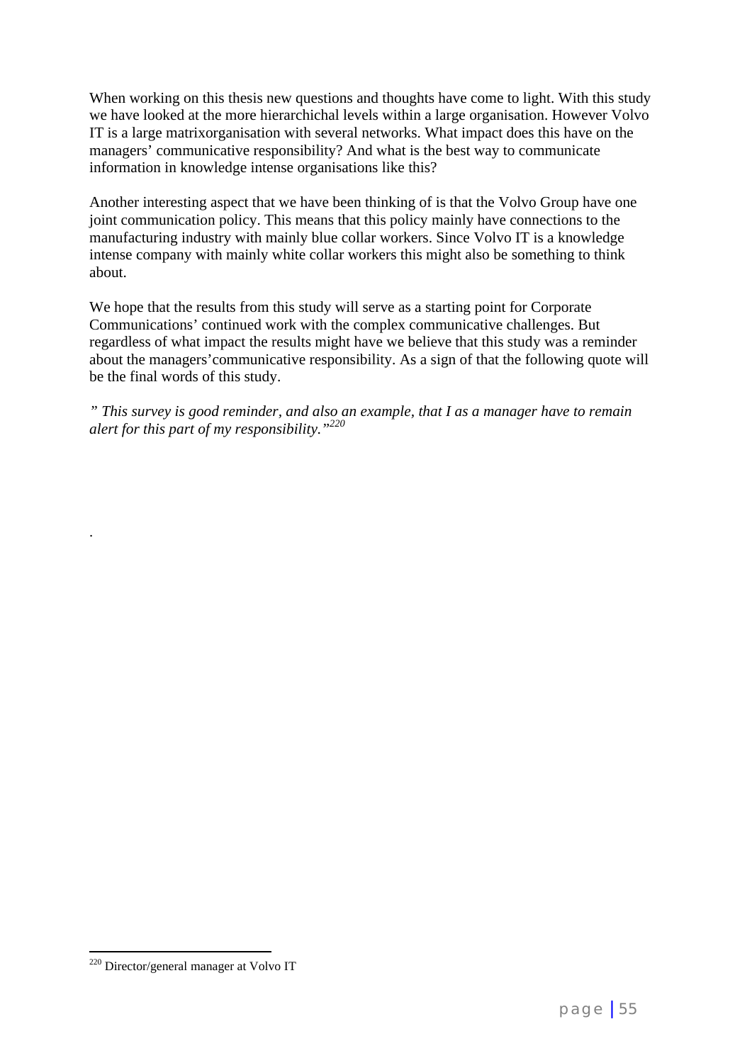When working on this thesis new questions and thoughts have come to light. With this study we have looked at the more hierarchichal levels within a large organisation. However Volvo IT is a large matrixorganisation with several networks. What impact does this have on the managers' communicative responsibility? And what is the best way to communicate information in knowledge intense organisations like this?

Another interesting aspect that we have been thinking of is that the Volvo Group have one joint communication policy. This means that this policy mainly have connections to the manufacturing industry with mainly blue collar workers. Since Volvo IT is a knowledge intense company with mainly white collar workers this might also be something to think about.

We hope that the results from this study will serve as a starting point for Corporate Communications' continued work with the complex communicative challenges. But regardless of what impact the results might have we believe that this study was a reminder about the managers'communicative responsibility. As a sign of that the following quote will be the final words of this study.

*" This survey is good reminder, and also an example, that I as a manager have to remain alert for this part of my responsibility."*[220]

.

[220] Director/general manager at Volvo IT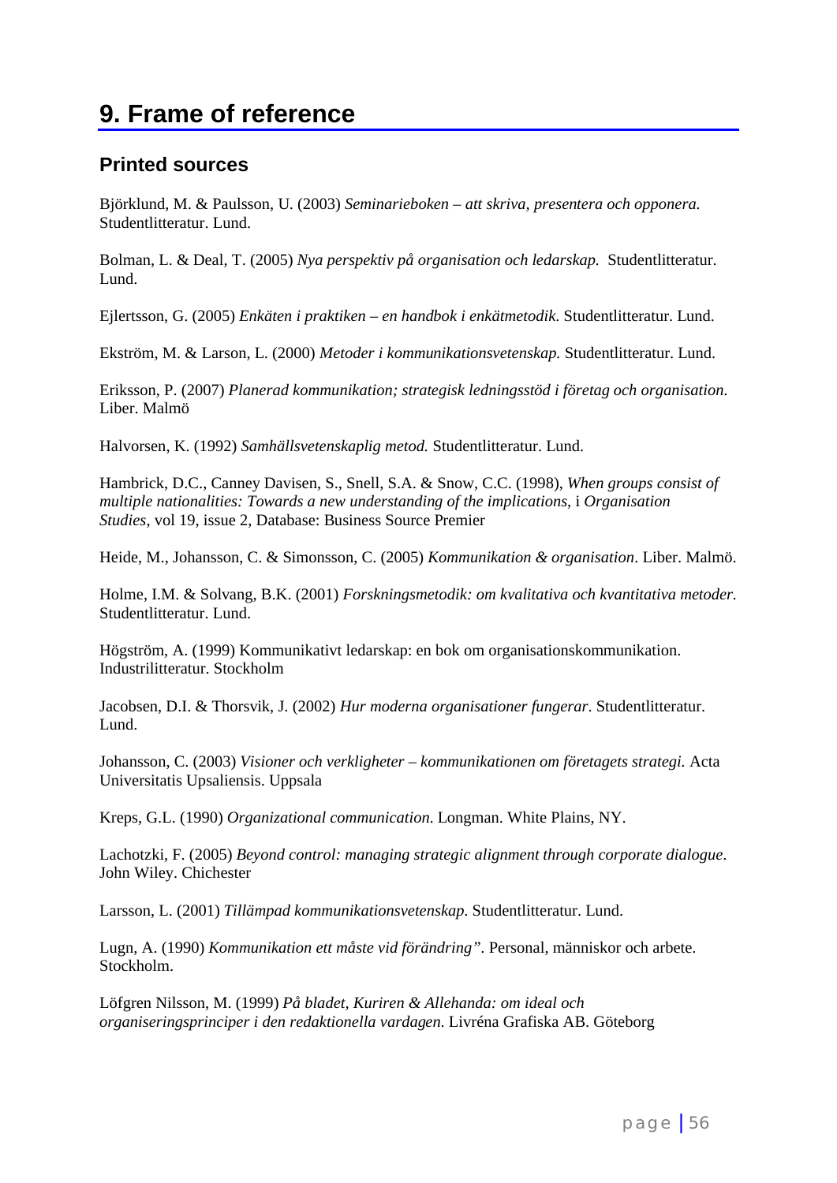# 9. Frame of reference

## Printed sources

Björklund, M. & Paulsson, U. (2003) *Seminarieboken – att skriva, presentera och opponera.* Studentlitteratur. Lund.

Bolman, L. & Deal, T. (2005) *Nya perspektiv på organisation och ledarskap.* Studentlitteratur. Lund.

Ejlertsson, G. (2005) *Enkäten i praktiken – en handbok i enkätmetodik*. Studentlitteratur. Lund.

Ekström, M. & Larson, L. (2000) *Metoder i kommunikationsvetenskap.* Studentlitteratur. Lund.

Eriksson, P. (2007) *Planerad kommunikation; strategisk ledningsstöd i företag och organisation.* Liber. Malmö

Halvorsen, K. (1992) *Samhällsvetenskaplig metod.* Studentlitteratur. Lund.

Hambrick, D.C., Canney Davisen, S., Snell, S.A. & Snow, C.C. (1998), *When groups consist of multiple nationalities: Towards a new understanding of the implications*, i *Organisation Studies*, vol 19, issue 2, Database: Business Source Premier

Heide, M., Johansson, C. & Simonsson, C. (2005) *Kommunikation & organisation*. Liber. Malmö.

Holme, I.M. & Solvang, B.K. (2001) *Forskningsmetodik: om kvalitativa och kvantitativa metoder.* Studentlitteratur. Lund.

Högström, A. (1999) Kommunikativt ledarskap: en bok om organisationskommunikation. Industrilitteratur. Stockholm

Jacobsen, D.I. & Thorsvik, J. (2002) *Hur moderna organisationer fungerar*. Studentlitteratur. Lund.

Johansson, C. (2003) *Visioner och verkligheter – kommunikationen om företagets strategi.* Acta Universitatis Upsaliensis. Uppsala

Kreps, G.L. (1990) *Organizational communication*. Longman. White Plains, NY.

Lachotzki, F. (2005) *Beyond control: managing strategic alignment through corporate dialogue.* John Wiley. Chichester

Larsson, L. (2001) *Tillämpad kommunikationsvetenskap.* Studentlitteratur. Lund.

Lugn, A. (1990) *Kommunikation ett måste vid förändring"*. Personal, människor och arbete. Stockholm.

Löfgren Nilsson, M. (1999) *På bladet, Kuriren & Allehanda: om ideal och organiseringsprinciper i den redaktionella vardagen*. Livréna Grafiska AB. Göteborg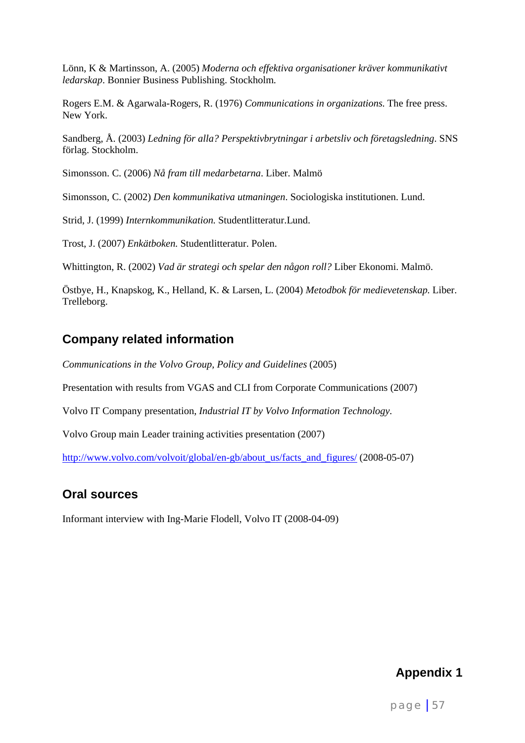Lönn, K & Martinsson, A. (2005) *Moderna och effektiva organisationer kräver kommunikativt ledarskap*. Bonnier Business Publishing. Stockholm.

Rogers E.M. & Agarwala-Rogers, R. (1976) *Communications in organizations.* The free press. New York.

Sandberg, Å. (2003) *Ledning för alla? Perspektivbrytningar i arbetsliv och företagsledning*. SNS förlag. Stockholm.

Simonsson. C. (2006) *Nå fram till medarbetarna*. Liber. Malmö

Simonsson, C. (2002) *Den kommunikativa utmaningen*. Sociologiska institutionen. Lund.

Strid, J. (1999) *Internkommunikation.* Studentlitteratur.Lund.

Trost, J. (2007) *Enkätboken.* Studentlitteratur. Polen.

Whittington, R. (2002) *Vad är strategi och spelar den någon roll?* Liber Ekonomi. Malmö.

Östbye, H., Knapskog, K., Helland, K. & Larsen, L. (2004) *Metodbok för medievetenskap.* Liber. Trelleborg.

## Company related information

*Communications in the Volvo Group, Policy and Guidelines* (2005)

Presentation with results from VGAS and CLI from Corporate Communications (2007)

Volvo IT Company presentation, *Industrial IT by Volvo Information Technology.*

Volvo Group main Leader training activities presentation (2007)

http://www.volvo.com/volvoit/global/en-gb/about_us/facts_and_figures/ (2008-05-07)

## Oral sources

Informant interview with Ing-Marie Flodell, Volvo IT (2008-04-09)

## Appendix 1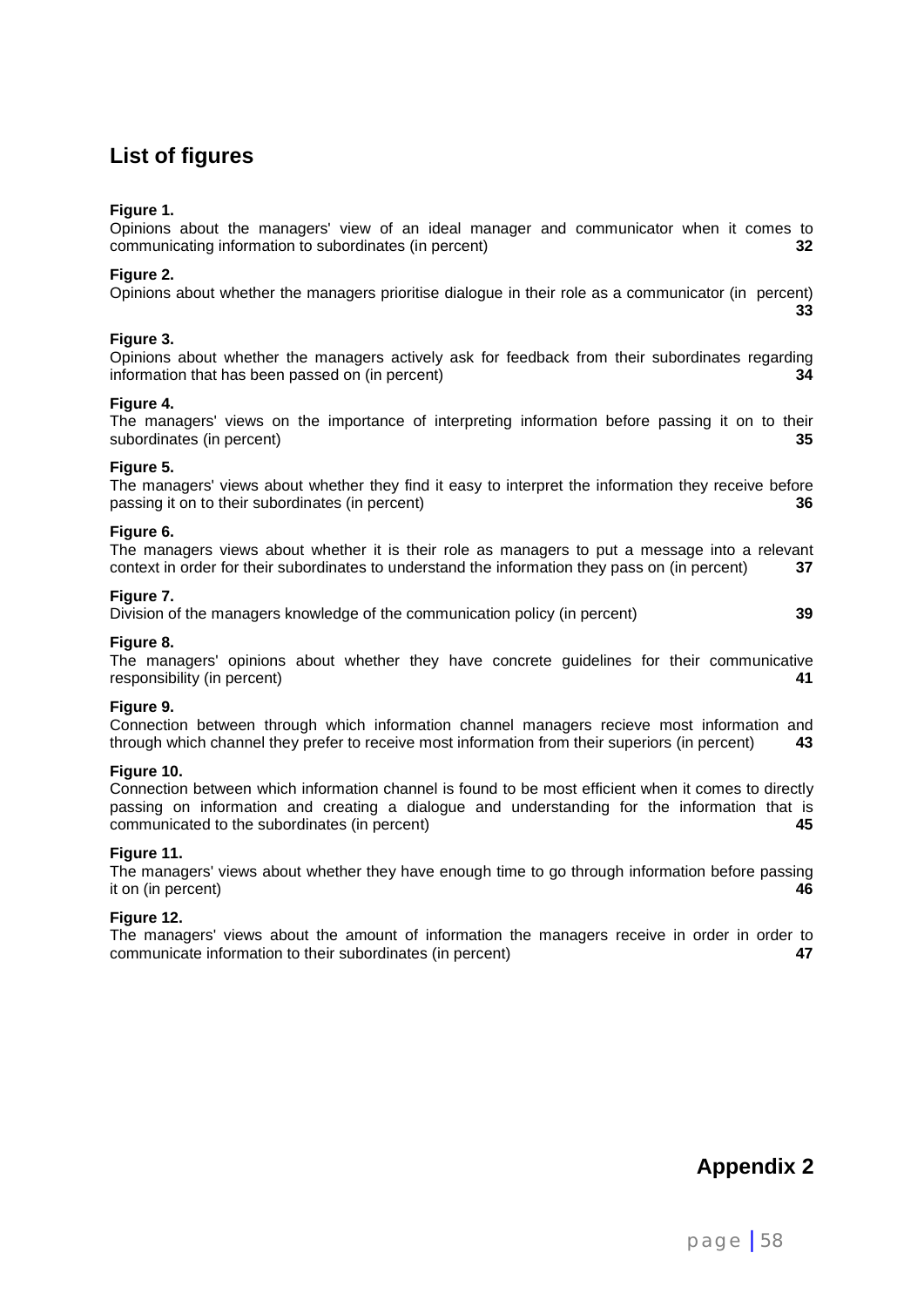## List of figures

**Figure 1.**
Opinions about the managers' view of an ideal manager and communicator when it comes to communicating information to subordinates (in percent) **32**

**Figure 2.**
Opinions about whether the managers prioritise dialogue in their role as a communicator (in percent) **33**

**Figure 3.**
Opinions about whether the managers actively ask for feedback from their subordinates regarding information that has been passed on (in percent) **34**

**Figure 4.**
The managers' views on the importance of interpreting information before passing it on to their subordinates (in percent) **35**

**Figure 5.**
The managers' views about whether they find it easy to interpret the information they receive before passing it on to their subordinates (in percent) **36**

**Figure 6.**
The managers views about whether it is their role as managers to put a message into a relevant context in order for their subordinates to understand the information they pass on (in percent) **37**

**Figure 7.**
Division of the managers knowledge of the communication policy (in percent) **39**

**Figure 8.**
The managers' opinions about whether they have concrete guidelines for their communicative responsibility (in percent) **41**

**Figure 9.**
Connection between through which information channel managers recieve most information and through which channel they prefer to receive most information from their superiors (in percent) **43**

**Figure 10.**
Connection between which information channel is found to be most efficient when it comes to directly passing on information and creating a dialogue and understanding for the information that is communicated to the subordinates (in percent) **45**

**Figure 11.**
The managers' views about whether they have enough time to go through information before passing it on (in percent) **46**

**Figure 12.**
The managers' views about the amount of information the managers receive in order in order to communicate information to their subordinates (in percent) **47**

## Appendix 2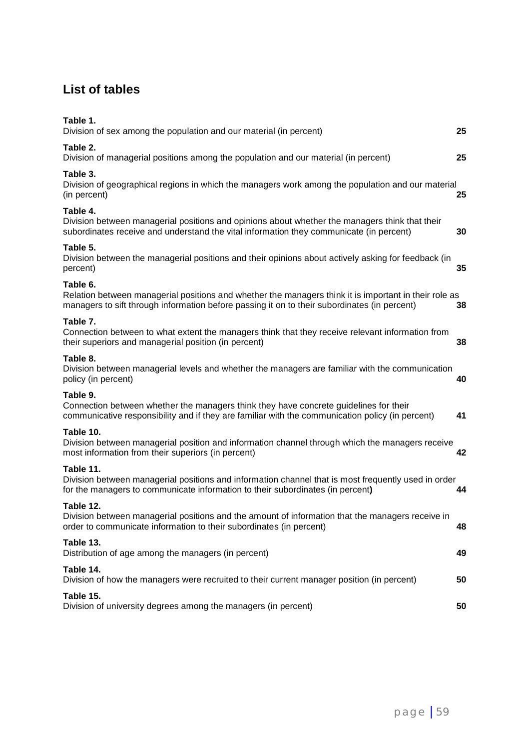## List of tables

**Table 1.**
Division of sex among the population and our material (in percent) **25**

**Table 2.**
Division of managerial positions among the population and our material (in percent) **25**

**Table 3.**
Division of geographical regions in which the managers work among the population and our material (in percent) **25**

**Table 4.**
Division between managerial positions and opinions about whether the managers think that their subordinates receive and understand the vital information they communicate (in percent) **30**

**Table 5.**
Division between the managerial positions and their opinions about actively asking for feedback (in percent) **35**

**Table 6.**
Relation between managerial positions and whether the managers think it is important in their role as managers to sift through information before passing it on to their subordinates (in percent) **38**

**Table 7.**
Connection between to what extent the managers think that they receive relevant information from their superiors and managerial position (in percent) **38**

**Table 8.**
Division between managerial levels and whether the managers are familiar with the communication policy (in percent) **40**

**Table 9.**
Connection between whether the managers think they have concrete guidelines for their communicative responsibility and if they are familiar with the communication policy (in percent) **41**

**Table 10.**
Division between managerial position and information channel through which the managers receive most information from their superiors (in percent) **42**

**Table 11.**
Division between managerial positions and information channel that is most frequently used in order for the managers to communicate information to their subordinates (in percent**)** **44**

**Table 12.**
Division between managerial positions and the amount of information that the managers receive in order to communicate information to their subordinates (in percent) **48**

**Table 13.**
Distribution of age among the managers (in percent) **49**

**Table 14.**
Division of how the managers were recruited to their current manager position (in percent) **50**

**Table 15.**
Division of university degrees among the managers (in percent) **50**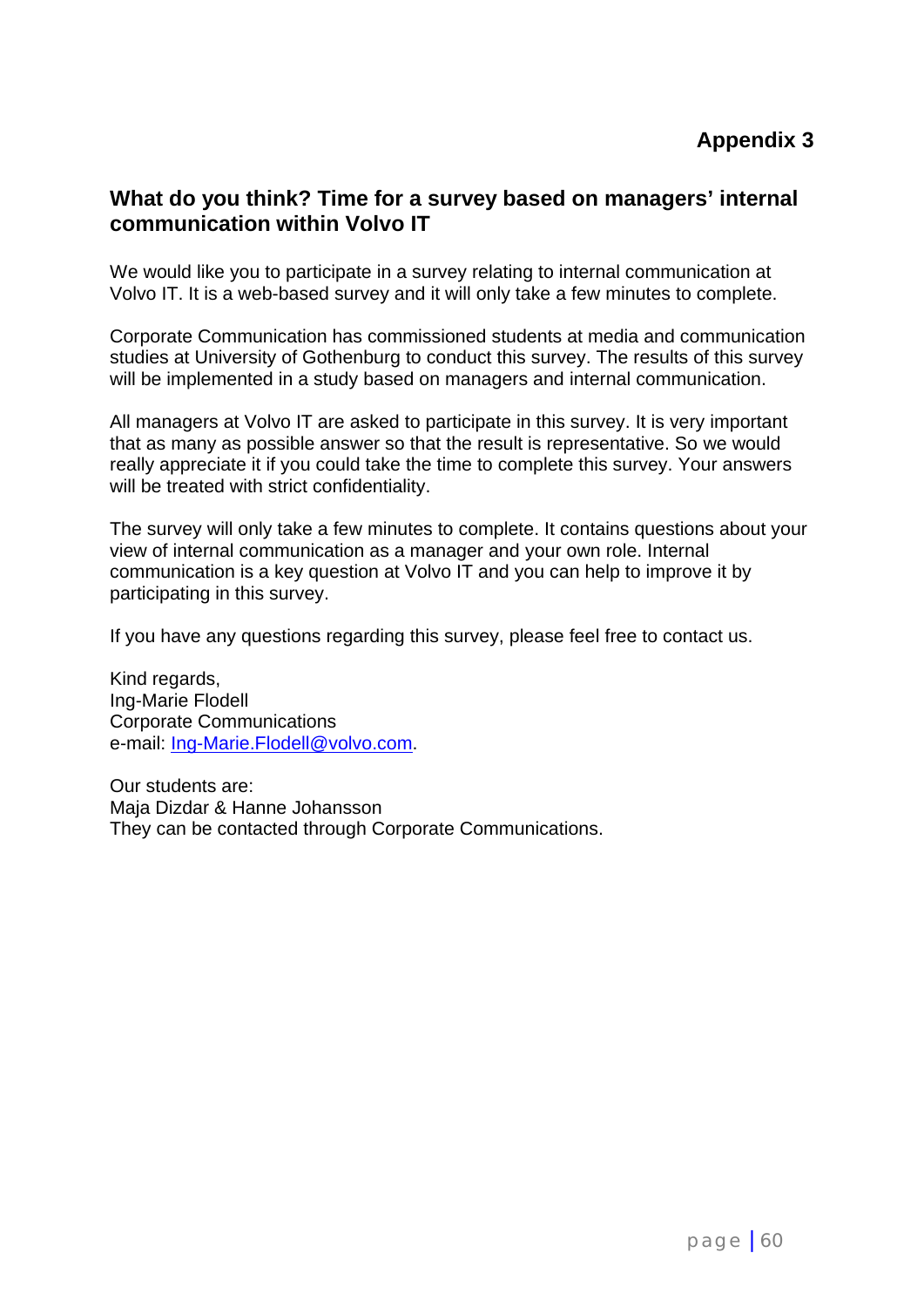# Appendix 3

## What do you think? Time for a survey based on managers' internal communication within Volvo IT

We would like you to participate in a survey relating to internal communication at Volvo IT. It is a web-based survey and it will only take a few minutes to complete.

Corporate Communication has commissioned students at media and communication studies at University of Gothenburg to conduct this survey. The results of this survey will be implemented in a study based on managers and internal communication.

All managers at Volvo IT are asked to participate in this survey. It is very important that as many as possible answer so that the result is representative. So we would really appreciate it if you could take the time to complete this survey. Your answers will be treated with strict confidentiality.

The survey will only take a few minutes to complete. It contains questions about your view of internal communication as a manager and your own role. Internal communication is a key question at Volvo IT and you can help to improve it by participating in this survey.

If you have any questions regarding this survey, please feel free to contact us.

Kind regards,
Ing-Marie Flodell
Corporate Communications
e-mail: Ing-Marie.Flodell@volvo.com.

Our students are:
Maja Dizdar & Hanne Johansson
They can be contacted through Corporate Communications.